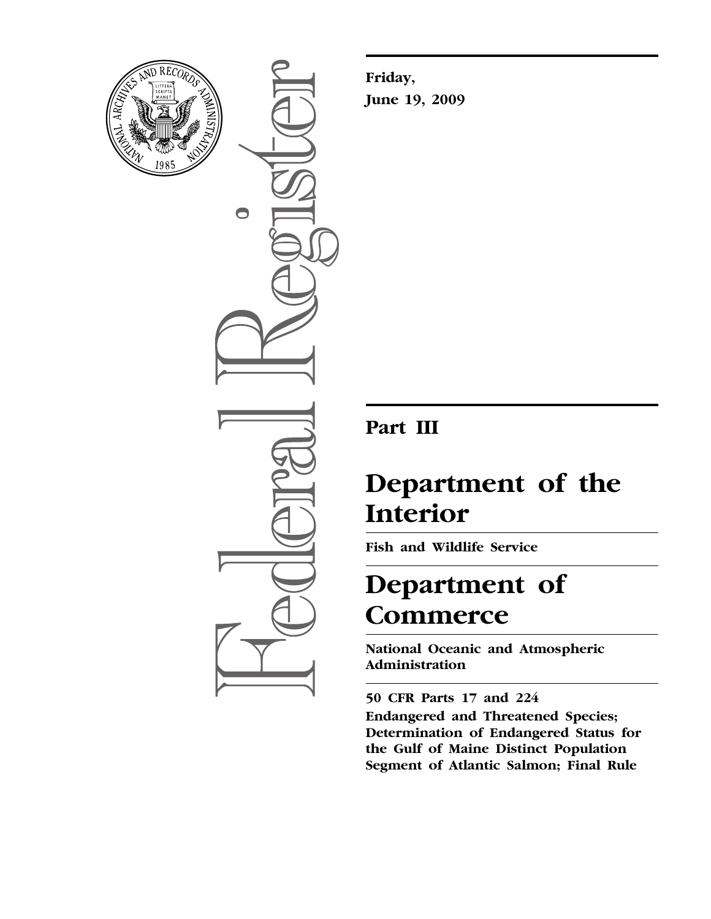**Friday,**

**June 19, 2009**

# Part III

# Department of the Interior

**Fish and Wildlife Service**

# Department of Commerce

**National Oceanic and Atmospheric Administration**

**50 CFR Parts 17 and 224**

**Endangered and Threatened Species; Determination of Endangered Status for the Gulf of Maine Distinct Population Segment of Atlantic Salmon; Final Rule**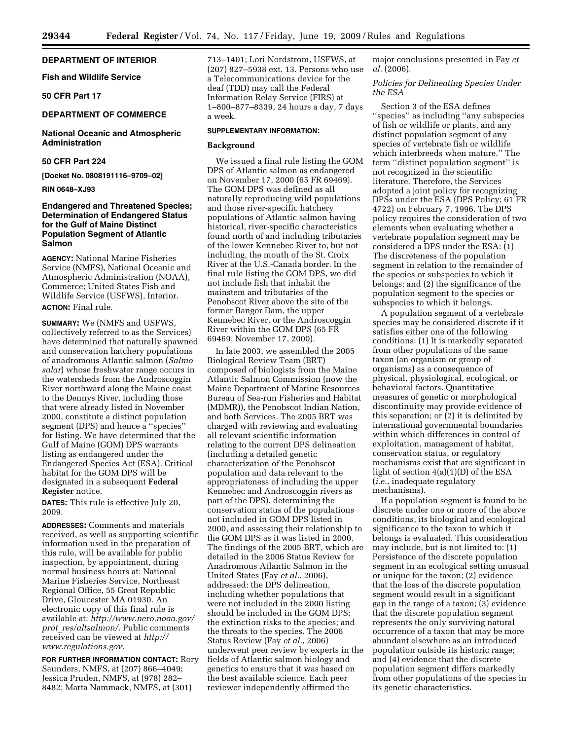**DEPARTMENT OF INTERIOR**

**Fish and Wildlife Service**

**50 CFR Part 17**

**DEPARTMENT OF COMMERCE**

**National Oceanic and Atmospheric Administration**

**50 CFR Part 224**

**[Docket No. 0808191116–9709–02]**

**RIN 0648–XJ93**

# Endangered and Threatened Species; Determination of Endangered Status for the Gulf of Maine Distinct Population Segment of Atlantic Salmon

**AGENCY:** National Marine Fisheries Service (NMFS), National Oceanic and Atmospheric Administration (NOAA), Commerce; United States Fish and Wildlife Service (USFWS), Interior.

**ACTION:** Final rule.

**SUMMARY:** We (NMFS and USFWS, collectively referred to as the Services) have determined that naturally spawned and conservation hatchery populations of anadromous Atlantic salmon (*Salmo salar*) whose freshwater range occurs in the watersheds from the Androscoggin River northward along the Maine coast to the Dennys River, including those that were already listed in November 2000, constitute a distinct population segment (DPS) and hence a ''species'' for listing. We have determined that the Gulf of Maine (GOM) DPS warrants listing as endangered under the Endangered Species Act (ESA). Critical habitat for the GOM DPS will be designated in a subsequent **Federal Register** notice.

**DATES:** This rule is effective July 20, 2009.

**ADDRESSES:** Comments and materials received, as well as supporting scientific information used in the preparation of this rule, will be available for public inspection, by appointment, during normal business hours at: National Marine Fisheries Service, Northeast Regional Office, 55 Great Republic Drive, Gloucester MA 01930. An electronic copy of this final rule is available at: *http://www.nero.noaa.gov/prot_res/altsalmon/*. Public comments received can be viewed at *http://www.regulations.gov*.

**FOR FURTHER INFORMATION CONTACT:** Rory Saunders, NMFS, at (207) 866–4049; Jessica Pruden, NMFS, at (978) 282–8482; Marta Nammack, NMFS, at (301) 713–1401; Lori Nordstrom, USFWS, at (207) 827–5938 ext. 13. Persons who use a Telecommunications device for the deaf (TDD) may call the Federal Information Relay Service (FIRS) at 1–800–877–8339, 24 hours a day, 7 days a week.

**SUPPLEMENTARY INFORMATION:**

## Background

We issued a final rule listing the GOM DPS of Atlantic salmon as endangered on November 17, 2000 (65 FR 69469). The GOM DPS was defined as all naturally reproducing wild populations and those river-specific hatchery populations of Atlantic salmon having historical, river-specific characteristics found north of and including tributaries of the lower Kennebec River to, but not including, the mouth of the St. Croix River at the U.S.-Canada border. In the final rule listing the GOM DPS, we did not include fish that inhabit the mainstem and tributaries of the Penobscot River above the site of the former Bangor Dam, the upper Kennebec River, or the Androscoggin River within the GOM DPS (65 FR 69469; November 17, 2000).

In late 2003, we assembled the 2005 Biological Review Team (BRT) composed of biologists from the Maine Atlantic Salmon Commission (now the Maine Department of Marine Resources Bureau of Sea-run Fisheries and Habitat (MDMR)), the Penobscot Indian Nation, and both Services. The 2005 BRT was charged with reviewing and evaluating all relevant scientific information relating to the current DPS delineation (including a detailed genetic characterization of the Penobscot population and data relevant to the appropriateness of including the upper Kennebec and Androscoggin rivers as part of the DPS), determining the conservation status of the populations not included in GOM DPS listed in 2000, and assessing their relationship to the GOM DPS as it was listed in 2000. The findings of the 2005 BRT, which are detailed in the 2006 Status Review for Anadromous Atlantic Salmon in the United States (Fay *et al*., 2006), addressed: the DPS delineation, including whether populations that were not included in the 2000 listing should be included in the GOM DPS; the extinction risks to the species; and the threats to the species. The 2006 Status Review (Fay *et al*., 2006) underwent peer review by experts in the fields of Atlantic salmon biology and genetics to ensure that it was based on the best available science. Each peer reviewer independently affirmed the major conclusions presented in Fay *et al.* (2006).

### *Policies for Delineating Species Under the ESA*

Section 3 of the ESA defines ''species'' as including ''any subspecies of fish or wildlife or plants, and any distinct population segment of any species of vertebrate fish or wildlife which interbreeds when mature.'' The term ''distinct population segment'' is not recognized in the scientific literature. Therefore, the Services adopted a joint policy for recognizing DPSs under the ESA (DPS Policy; 61 FR 4722) on February 7, 1996. The DPS policy requires the consideration of two elements when evaluating whether a vertebrate population segment may be considered a DPS under the ESA: (1) The discreteness of the population segment in relation to the remainder of the species or subspecies to which it belongs; and (2) the significance of the population segment to the species or subspecies to which it belongs.

A population segment of a vertebrate species may be considered discrete if it satisfies either one of the following conditions: (1) It is markedly separated from other populations of the same taxon (an organism or group of organisms) as a consequence of physical, physiological, ecological, or behavioral factors. Quantitative measures of genetic or morphological discontinuity may provide evidence of this separation; or (2) it is delimited by international governmental boundaries within which differences in control of exploitation, management of habitat, conservation status, or regulatory mechanisms exist that are significant in light of section 4(a)(1)(D) of the ESA (*i.e.*, inadequate regulatory mechanisms).

If a population segment is found to be discrete under one or more of the above conditions, its biological and ecological significance to the taxon to which it belongs is evaluated. This consideration may include, but is not limited to: (1) Persistence of the discrete population segment in an ecological setting unusual or unique for the taxon; (2) evidence that the loss of the discrete population segment would result in a significant gap in the range of a taxon; (3) evidence that the discrete population segment represents the only surviving natural occurrence of a taxon that may be more abundant elsewhere as an introduced population outside its historic range; and (4) evidence that the discrete population segment differs markedly from other populations of the species in its genetic characteristics.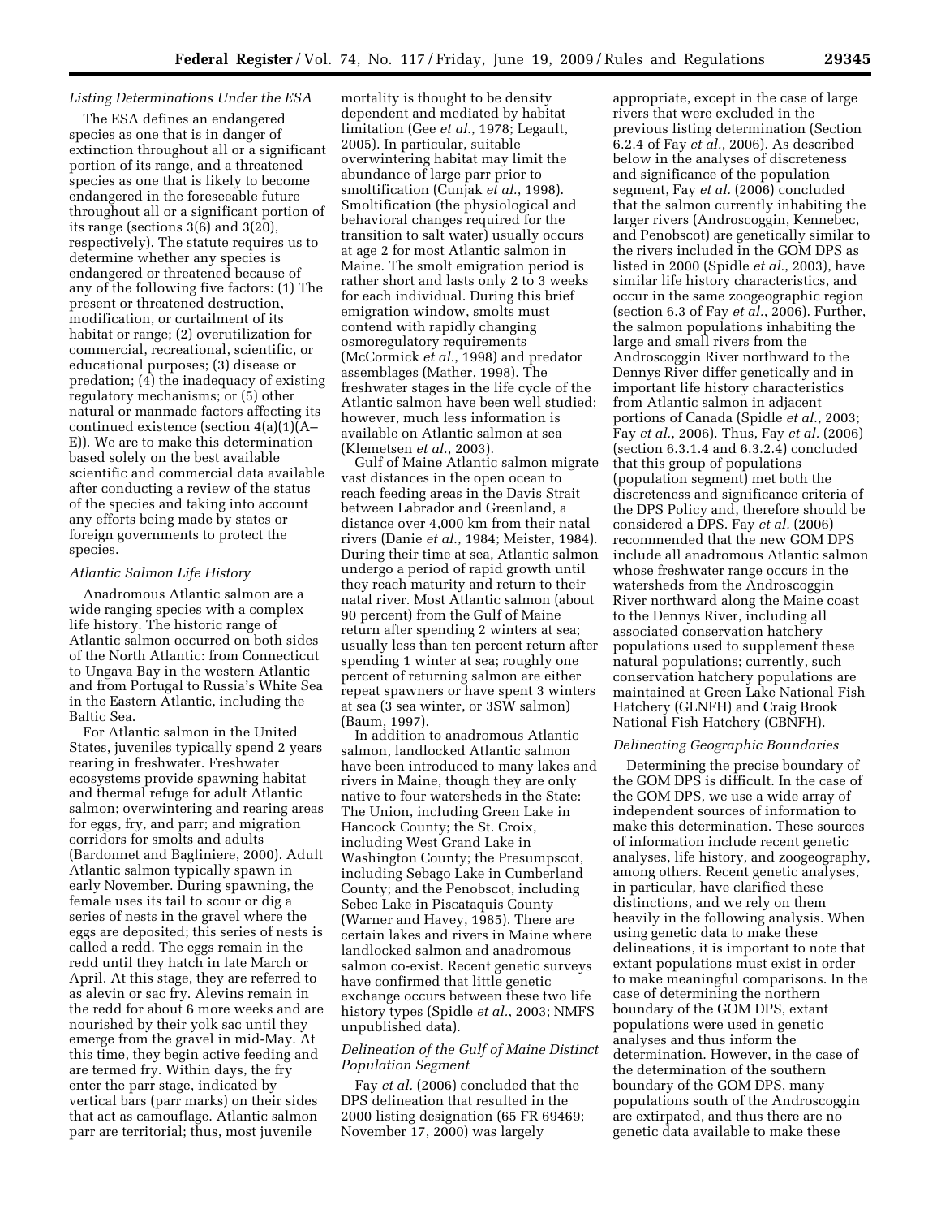*Listing Determinations Under the ESA*

The ESA defines an endangered species as one that is in danger of extinction throughout all or a significant portion of its range, and a threatened species as one that is likely to become endangered in the foreseeable future throughout all or a significant portion of its range (sections 3(6) and 3(20), respectively). The statute requires us to determine whether any species is endangered or threatened because of any of the following five factors: (1) The present or threatened destruction, modification, or curtailment of its habitat or range; (2) overutilization for commercial, recreational, scientific, or educational purposes; (3) disease or predation; (4) the inadequacy of existing regulatory mechanisms; or (5) other natural or manmade factors affecting its continued existence (section 4(a)(1)(A–E)). We are to make this determination based solely on the best available scientific and commercial data available after conducting a review of the status of the species and taking into account any efforts being made by states or foreign governments to protect the species.

*Atlantic Salmon Life History*

Anadromous Atlantic salmon are a wide ranging species with a complex life history. The historic range of Atlantic salmon occurred on both sides of the North Atlantic: from Connecticut to Ungava Bay in the western Atlantic and from Portugal to Russia's White Sea in the Eastern Atlantic, including the Baltic Sea.

For Atlantic salmon in the United States, juveniles typically spend 2 years rearing in freshwater. Freshwater ecosystems provide spawning habitat and thermal refuge for adult Atlantic salmon; overwintering and rearing areas for eggs, fry, and parr; and migration corridors for smolts and adults (Bardonnet and Bagliniere, 2000). Adult Atlantic salmon typically spawn in early November. During spawning, the female uses its tail to scour or dig a series of nests in the gravel where the eggs are deposited; this series of nests is called a redd. The eggs remain in the redd until they hatch in late March or April. At this stage, they are referred to as alevin or sac fry. Alevins remain in the redd for about 6 more weeks and are nourished by their yolk sac until they emerge from the gravel in mid-May. At this time, they begin active feeding and are termed fry. Within days, the fry enter the parr stage, indicated by vertical bars (parr marks) on their sides that act as camouflage. Atlantic salmon parr are territorial; thus, most juvenile mortality is thought to be density dependent and mediated by habitat limitation (Gee *et al.*, 1978; Legault, 2005). In particular, suitable overwintering habitat may limit the abundance of large parr prior to smoltification (Cunjak *et al.*, 1998). Smoltification (the physiological and behavioral changes required for the transition to salt water) usually occurs at age 2 for most Atlantic salmon in Maine. The smolt emigration period is rather short and lasts only 2 to 3 weeks for each individual. During this brief emigration window, smolts must contend with rapidly changing osmoregulatory requirements (McCormick *et al.*, 1998) and predator assemblages (Mather, 1998). The freshwater stages in the life cycle of the Atlantic salmon have been well studied; however, much less information is available on Atlantic salmon at sea (Klemetsen *et al.*, 2003).

Gulf of Maine Atlantic salmon migrate vast distances in the open ocean to reach feeding areas in the Davis Strait between Labrador and Greenland, a distance over 4,000 km from their natal rivers (Danie *et al.*, 1984; Meister, 1984). During their time at sea, Atlantic salmon undergo a period of rapid growth until they reach maturity and return to their natal river. Most Atlantic salmon (about 90 percent) from the Gulf of Maine return after spending 2 winters at sea; usually less than ten percent return after spending 1 winter at sea; roughly one percent of returning salmon are either repeat spawners or have spent 3 winters at sea (3 sea winter, or 3SW salmon) (Baum, 1997).

In addition to anadromous Atlantic salmon, landlocked Atlantic salmon have been introduced to many lakes and rivers in Maine, though they are only native to four watersheds in the State: The Union, including Green Lake in Hancock County; the St. Croix, including West Grand Lake in Washington County; the Presumpscot, including Sebago Lake in Cumberland County; and the Penobscot, including Sebec Lake in Piscataquis County (Warner and Havey, 1985). There are certain lakes and rivers in Maine where landlocked salmon and anadromous salmon co-exist. Recent genetic surveys have confirmed that little genetic exchange occurs between these two life history types (Spidle *et al.*, 2003; NMFS unpublished data).

*Delineation of the Gulf of Maine Distinct Population Segment*

Fay *et al.* (2006) concluded that the DPS delineation that resulted in the 2000 listing designation (65 FR 69469; November 17, 2000) was largely appropriate, except in the case of large rivers that were excluded in the previous listing determination (Section 6.2.4 of Fay *et al.*, 2006). As described below in the analyses of discreteness and significance of the population segment, Fay *et al.* (2006) concluded that the salmon currently inhabiting the larger rivers (Androscoggin, Kennebec, and Penobscot) are genetically similar to the rivers included in the GOM DPS as listed in 2000 (Spidle *et al.*, 2003), have similar life history characteristics, and occur in the same zoogeographic region (section 6.3 of Fay *et al.*, 2006). Further, the salmon populations inhabiting the large and small rivers from the Androscoggin River northward to the Dennys River differ genetically and in important life history characteristics from Atlantic salmon in adjacent portions of Canada (Spidle *et al.*, 2003; Fay *et al.*, 2006). Thus, Fay *et al.* (2006) (section 6.3.1.4 and 6.3.2.4) concluded that this group of populations (population segment) met both the discreteness and significance criteria of the DPS Policy and, therefore should be considered a DPS. Fay *et al.* (2006) recommended that the new GOM DPS include all anadromous Atlantic salmon whose freshwater range occurs in the watersheds from the Androscoggin River northward along the Maine coast to the Dennys River, including all associated conservation hatchery populations used to supplement these natural populations; currently, such conservation hatchery populations are maintained at Green Lake National Fish Hatchery (GLNFH) and Craig Brook National Fish Hatchery (CBNFH).

*Delineating Geographic Boundaries*

Determining the precise boundary of the GOM DPS is difficult. In the case of the GOM DPS, we use a wide array of independent sources of information to make this determination. These sources of information include recent genetic analyses, life history, and zoogeography, among others. Recent genetic analyses, in particular, have clarified these distinctions, and we rely on them heavily in the following analysis. When using genetic data to make these delineations, it is important to note that extant populations must exist in order to make meaningful comparisons. In the case of determining the northern boundary of the GOM DPS, extant populations were used in genetic analyses and thus inform the determination. However, in the case of the determination of the southern boundary of the GOM DPS, many populations south of the Androscoggin are extirpated, and thus there are no genetic data available to make these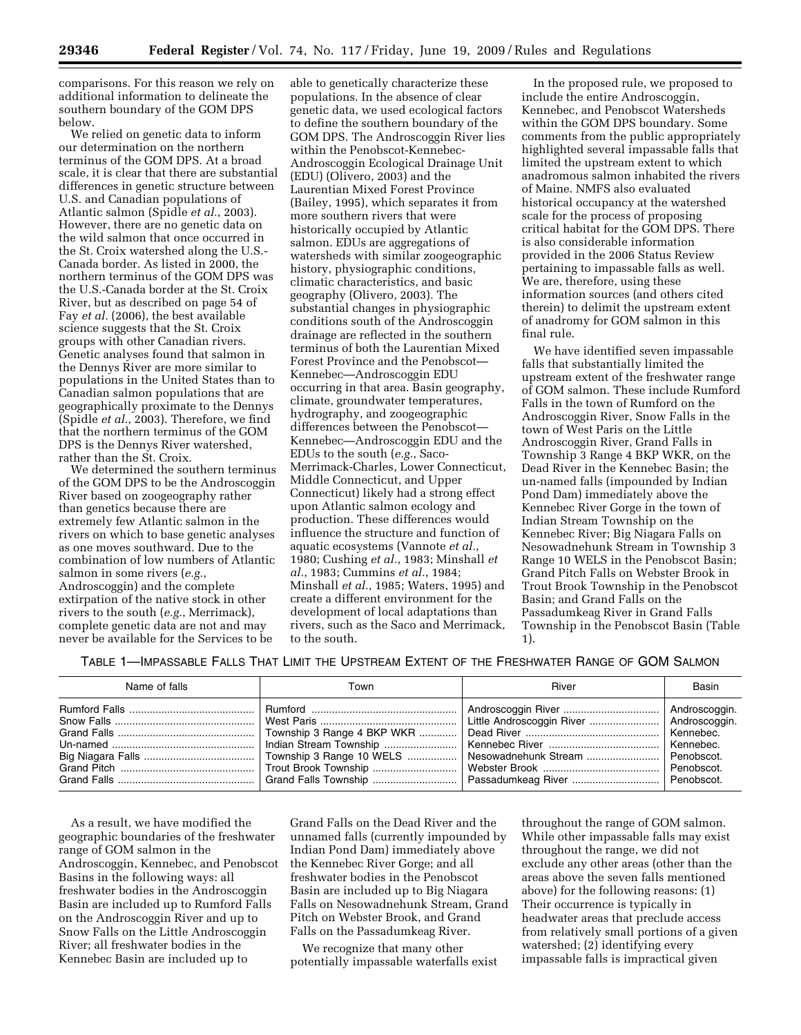comparisons. For this reason we rely on additional information to delineate the southern boundary of the GOM DPS below.

We relied on genetic data to inform our determination on the northern terminus of the GOM DPS. At a broad scale, it is clear that there are substantial differences in genetic structure between U.S. and Canadian populations of Atlantic salmon (Spidle *et al.*, 2003). However, there are no genetic data on the wild salmon that once occurred in the St. Croix watershed along the U.S.-Canada border. As listed in 2000, the northern terminus of the GOM DPS was the U.S.-Canada border at the St. Croix River, but as described on page 54 of Fay *et al.* (2006), the best available science suggests that the St. Croix groups with other Canadian rivers. Genetic analyses found that salmon in the Dennys River are more similar to populations in the United States than to Canadian salmon populations that are geographically proximate to the Dennys (Spidle *et al.*, 2003). Therefore, we find that the northern terminus of the GOM DPS is the Dennys River watershed, rather than the St. Croix.

We determined the southern terminus of the GOM DPS to be the Androscoggin River based on zoogeography rather than genetics because there are extremely few Atlantic salmon in the rivers on which to base genetic analyses as one moves southward. Due to the combination of low numbers of Atlantic salmon in some rivers (*e.g.*, Androscoggin) and the complete extirpation of the native stock in other rivers to the south (*e.g.*, Merrimack), complete genetic data are not and may never be available for the Services to be able to genetically characterize these populations. In the absence of clear genetic data, we used ecological factors to define the southern boundary of the GOM DPS. The Androscoggin River lies within the Penobscot-Kennebec-Androscoggin Ecological Drainage Unit (EDU) (Olivero, 2003) and the Laurentian Mixed Forest Province (Bailey, 1995), which separates it from more southern rivers that were historically occupied by Atlantic salmon. EDUs are aggregations of watersheds with similar zoogeographic history, physiographic conditions, climatic characteristics, and basic geography (Olivero, 2003). The substantial changes in physiographic conditions south of the Androscoggin drainage are reflected in the southern terminus of both the Laurentian Mixed Forest Province and the Penobscot—Kennebec—Androscoggin EDU occurring in that area. Basin geography, climate, groundwater temperatures, hydrography, and zoogeographic differences between the Penobscot—Kennebec—Androscoggin EDU and the EDUs to the south (*e.g.*, Saco-Merrimack-Charles, Lower Connecticut, Middle Connecticut, and Upper Connecticut) likely had a strong effect upon Atlantic salmon ecology and production. These differences would influence the structure and function of aquatic ecosystems (Vannote *et al.*, 1980; Cushing *et al.*, 1983; Minshall *et al.*, 1983; Cummins *et al.*, 1984; Minshall *et al.*, 1985; Waters, 1995) and create a different environment for the development of local adaptations than rivers, such as the Saco and Merrimack, to the south.

In the proposed rule, we proposed to include the entire Androscoggin, Kennebec, and Penobscot Watersheds within the GOM DPS boundary. Some comments from the public appropriately highlighted several impassable falls that limited the upstream extent to which anadromous salmon inhabited the rivers of Maine. NMFS also evaluated historical occupancy at the watershed scale for the process of proposing critical habitat for the GOM DPS. There is also considerable information provided in the 2006 Status Review pertaining to impassable falls as well. We are, therefore, using these information sources (and others cited therein) to delimit the upstream extent of anadromy for GOM salmon in this final rule.

We have identified seven impassable falls that substantially limited the upstream extent of the freshwater range of GOM salmon. These include Rumford Falls in the town of Rumford on the Androscoggin River, Snow Falls in the town of West Paris on the Little Androscoggin River, Grand Falls in Township 3 Range 4 BKP WKR, on the Dead River in the Kennebec Basin; the un-named falls (impounded by Indian Pond Dam) immediately above the Kennebec River Gorge in the town of Indian Stream Township on the Kennebec River; Big Niagara Falls on Nesowadnehunk Stream in Township 3 Range 10 WELS in the Penobscot Basin; Grand Pitch Falls on Webster Brook in Trout Brook Township in the Penobscot Basin; and Grand Falls on the Passadumkeag River in Grand Falls Township in the Penobscot Basin (Table 1).

TABLE 1—IMPASSABLE FALLS THAT LIMIT THE UPSTREAM EXTENT OF THE FRESHWATER RANGE OF GOM SALMON

| Name of falls | Town | River | Basin |
|---|---|---|---|
| Rumford Falls | Rumford | Androscoggin River | Androscoggin. |
| Snow Falls | West Paris | Little Androscoggin River | Androscoggin. |
| Grand Falls | Township 3 Range 4 BKP WKR | Dead River | Kennebec. |
| Un-named | Indian Stream Township | Kennebec River | Kennebec. |
| Big Niagara Falls | Township 3 Range 10 WELS | Nesowadnehunk Stream | Penobscot. |
| Grand Pitch | Trout Brook Township | Webster Brook | Penobscot. |
| Grand Falls | Grand Falls Township | Passadumkeag River | Penobscot. |

As a result, we have modified the geographic boundaries of the freshwater range of GOM salmon in the Androscoggin, Kennebec, and Penobscot Basins in the following ways: all freshwater bodies in the Androscoggin Basin are included up to Rumford Falls on the Androscoggin River and up to Snow Falls on the Little Androscoggin River; all freshwater bodies in the Kennebec Basin are included up to Grand Falls on the Dead River and the unnamed falls (currently impounded by Indian Pond Dam) immediately above the Kennebec River Gorge; and all freshwater bodies in the Penobscot Basin are included up to Big Niagara Falls on Nesowadnehunk Stream, Grand Pitch on Webster Brook, and Grand Falls on the Passadumkeag River.

We recognize that many other potentially impassable waterfalls exist throughout the range of GOM salmon. While other impassable falls may exist throughout the range, we did not exclude any other areas (other than the areas above the seven falls mentioned above) for the following reasons: (1) Their occurrence is typically in headwater areas that preclude access from relatively small portions of a given watershed; (2) identifying every impassable falls is impractical given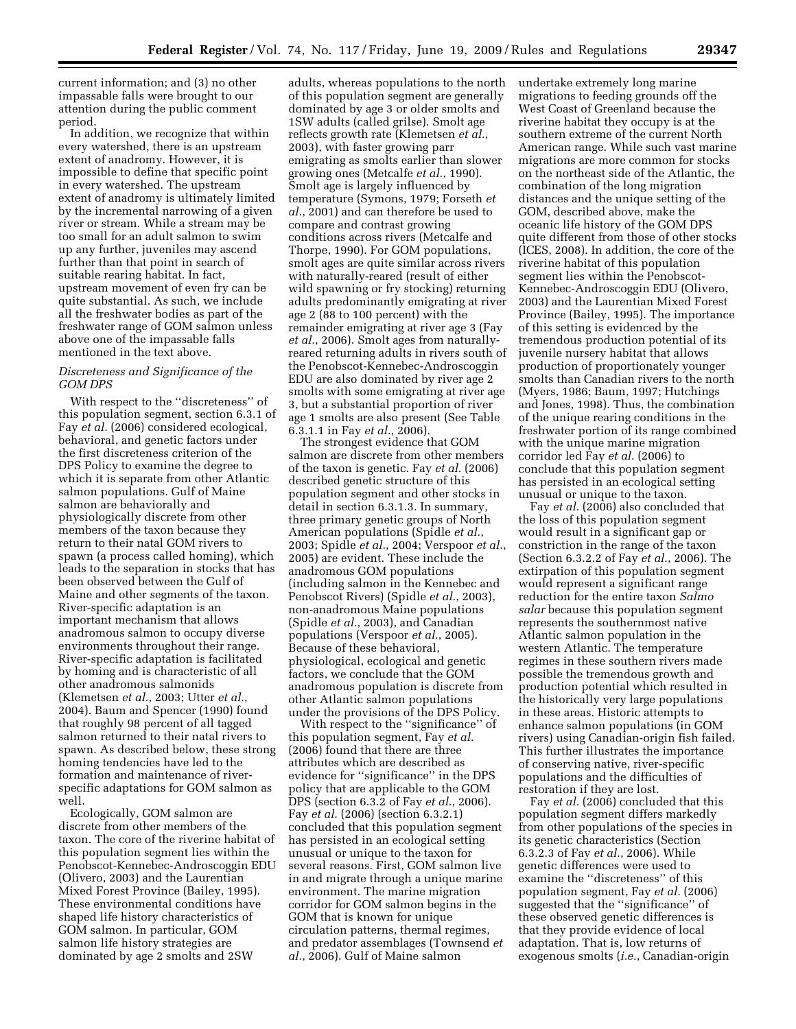current information; and (3) no other impassable falls were brought to our attention during the public comment period.

In addition, we recognize that within every watershed, there is an upstream extent of anadromy. However, it is impossible to define that specific point in every watershed. The upstream extent of anadromy is ultimately limited by the incremental narrowing of a given river or stream. While a stream may be too small for an adult salmon to swim up any further, juveniles may ascend further than that point in search of suitable rearing habitat. In fact, upstream movement of even fry can be quite substantial. As such, we include all the freshwater bodies as part of the freshwater range of GOM salmon unless above one of the impassable falls mentioned in the text above.

*Discreteness and Significance of the GOM DPS*

With respect to the ''discreteness'' of this population segment, section 6.3.1 of Fay *et al.* (2006) considered ecological, behavioral, and genetic factors under the first discreteness criterion of the DPS Policy to examine the degree to which it is separate from other Atlantic salmon populations. Gulf of Maine salmon are behaviorally and physiologically discrete from other members of the taxon because they return to their natal GOM rivers to spawn (a process called homing), which leads to the separation in stocks that has been observed between the Gulf of Maine and other segments of the taxon. River-specific adaptation is an important mechanism that allows anadromous salmon to occupy diverse environments throughout their range. River-specific adaptation is facilitated by homing and is characteristic of all other anadromous salmonids (Klemetsen *et al.*, 2003; Utter *et al.*, 2004). Baum and Spencer (1990) found that roughly 98 percent of all tagged salmon returned to their natal rivers to spawn. As described below, these strong homing tendencies have led to the formation and maintenance of river-specific adaptations for GOM salmon as well.

Ecologically, GOM salmon are discrete from other members of the taxon. The core of the riverine habitat of this population segment lies within the Penobscot-Kennebec-Androscoggin EDU (Olivero, 2003) and the Laurentian Mixed Forest Province (Bailey, 1995). These environmental conditions have shaped life history characteristics of GOM salmon. In particular, GOM salmon life history strategies are dominated by age 2 smolts and 2SW adults, whereas populations to the north of this population segment are generally dominated by age 3 or older smolts and 1SW adults (called grilse). Smolt age reflects growth rate (Klemetsen *et al.*, 2003), with faster growing parr emigrating as smolts earlier than slower growing ones (Metcalfe *et al.*, 1990). Smolt age is largely influenced by temperature (Symons, 1979; Forseth *et al.*, 2001) and can therefore be used to compare and contrast growing conditions across rivers (Metcalfe and Thorpe, 1990). For GOM populations, smolt ages are quite similar across rivers with naturally-reared (result of either wild spawning or fry stocking) returning adults predominantly emigrating at river age 2 (88 to 100 percent) with the remainder emigrating at river age 3 (Fay *et al.*, 2006). Smolt ages from naturally-reared returning adults in rivers south of the Penobscot-Kennebec-Androscoggin EDU are also dominated by river age 2 smolts with some emigrating at river age 3, but a substantial proportion of river age 1 smolts are also present (See Table 6.3.1.1 in Fay *et al.*, 2006).

The strongest evidence that GOM salmon are discrete from other members of the taxon is genetic. Fay *et al.* (2006) described genetic structure of this population segment and other stocks in detail in section 6.3.1.3. In summary, three primary genetic groups of North American populations (Spidle *et al.*, 2003; Spidle *et al.*, 2004; Verspoor *et al.*, 2005) are evident. These include the anadromous GOM populations (including salmon in the Kennebec and Penobscot Rivers) (Spidle *et al.*, 2003), non-anadromous Maine populations (Spidle *et al.*, 2003), and Canadian populations (Verspoor *et al.*, 2005). Because of these behavioral, physiological, ecological and genetic factors, we conclude that the GOM anadromous population is discrete from other Atlantic salmon populations under the provisions of the DPS Policy.

With respect to the ''significance'' of this population segment, Fay *et al.* (2006) found that there are three attributes which are described as evidence for ''significance'' in the DPS policy that are applicable to the GOM DPS (section 6.3.2 of Fay *et al.*, 2006). Fay *et al.* (2006) (section 6.3.2.1) concluded that this population segment has persisted in an ecological setting unusual or unique to the taxon for several reasons. First, GOM salmon live in and migrate through a unique marine environment. The marine migration corridor for GOM salmon begins in the GOM that is known for unique circulation patterns, thermal regimes, and predator assemblages (Townsend *et al.*, 2006). Gulf of Maine salmon undertake extremely long marine migrations to feeding grounds off the West Coast of Greenland because the riverine habitat they occupy is at the southern extreme of the current North American range. While such vast marine migrations are more common for stocks on the northeast side of the Atlantic, the combination of the long migration distances and the unique setting of the GOM, described above, make the oceanic life history of the GOM DPS quite different from those of other stocks (ICES, 2008). In addition, the core of the riverine habitat of this population segment lies within the Penobscot-Kennebec-Androscoggin EDU (Olivero, 2003) and the Laurentian Mixed Forest Province (Bailey, 1995). The importance of this setting is evidenced by the tremendous production potential of its juvenile nursery habitat that allows production of proportionately younger smolts than Canadian rivers to the north (Myers, 1986; Baum, 1997; Hutchings and Jones, 1998). Thus, the combination of the unique rearing conditions in the freshwater portion of its range combined with the unique marine migration corridor led Fay *et al.* (2006) to conclude that this population segment has persisted in an ecological setting unusual or unique to the taxon.

Fay *et al.* (2006) also concluded that the loss of this population segment would result in a significant gap or constriction in the range of the taxon (Section 6.3.2.2 of Fay *et al.*, 2006). The extirpation of this population segment would represent a significant range reduction for the entire taxon *Salmo salar* because this population segment represents the southernmost native Atlantic salmon population in the western Atlantic. The temperature regimes in these southern rivers made possible the tremendous growth and production potential which resulted in the historically very large populations in these areas. Historic attempts to enhance salmon populations (in GOM rivers) using Canadian-origin fish failed. This further illustrates the importance of conserving native, river-specific populations and the difficulties of restoration if they are lost.

Fay *et al.* (2006) concluded that this population segment differs markedly from other populations of the species in its genetic characteristics (Section 6.3.2.3 of Fay *et al.*, 2006). While genetic differences were used to examine the ''discreteness'' of this population segment, Fay *et al.* (2006) suggested that the ''significance'' of these observed genetic differences is that they provide evidence of local adaptation. That is, low returns of exogenous smolts (*i.e.*, Canadian-origin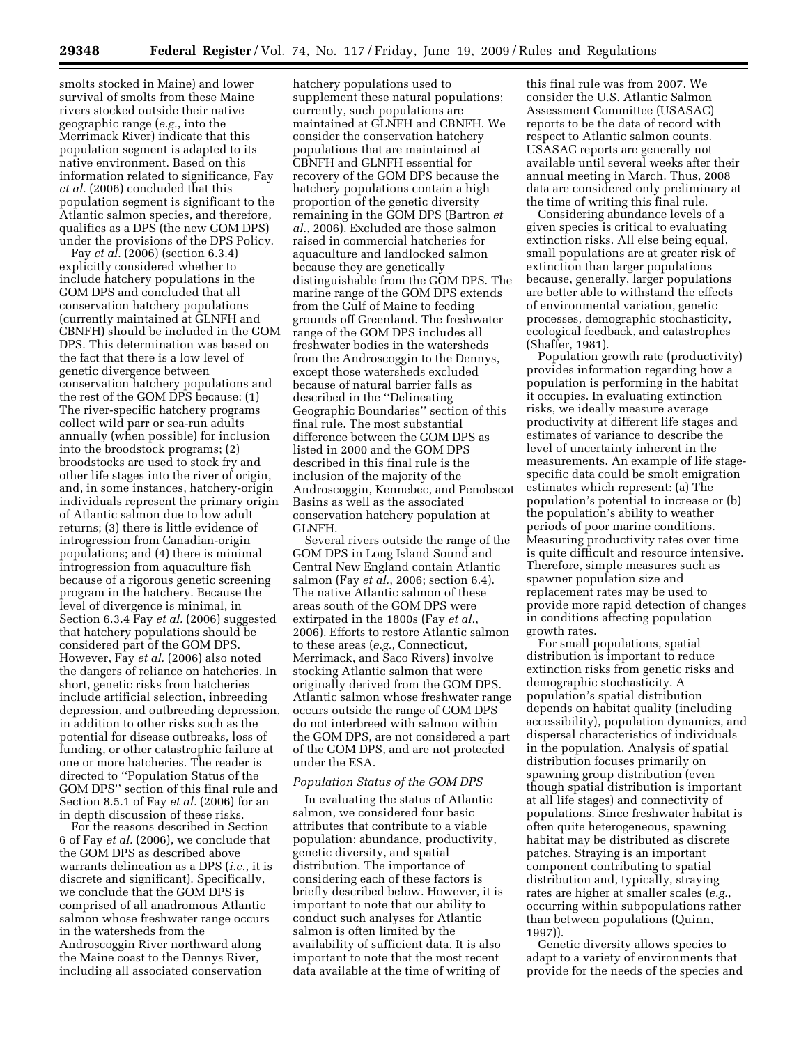smolts stocked in Maine) and lower survival of smolts from these Maine rivers stocked outside their native geographic range (*e.g.*, into the Merrimack River) indicate that this population segment is adapted to its native environment. Based on this information related to significance, Fay *et al.* (2006) concluded that this population segment is significant to the Atlantic salmon species, and therefore, qualifies as a DPS (the new GOM DPS) under the provisions of the DPS Policy.

Fay *et al.* (2006) (section 6.3.4) explicitly considered whether to include hatchery populations in the GOM DPS and concluded that all conservation hatchery populations (currently maintained at GLNFH and CBNFH) should be included in the GOM DPS. This determination was based on the fact that there is a low level of genetic divergence between conservation hatchery populations and the rest of the GOM DPS because: (1) The river-specific hatchery programs collect wild parr or sea-run adults annually (when possible) for inclusion into the broodstock programs; (2) broodstocks are used to stock fry and other life stages into the river of origin, and, in some instances, hatchery-origin individuals represent the primary origin of Atlantic salmon due to low adult returns; (3) there is little evidence of introgression from Canadian-origin populations; and (4) there is minimal introgression from aquaculture fish because of a rigorous genetic screening program in the hatchery. Because the level of divergence is minimal, in Section 6.3.4 Fay *et al.* (2006) suggested that hatchery populations should be considered part of the GOM DPS. However, Fay *et al.* (2006) also noted the dangers of reliance on hatcheries. In short, genetic risks from hatcheries include artificial selection, inbreeding depression, and outbreeding depression, in addition to other risks such as the potential for disease outbreaks, loss of funding, or other catastrophic failure at one or more hatcheries. The reader is directed to ''Population Status of the GOM DPS'' section of this final rule and Section 8.5.1 of Fay *et al.* (2006) for an in depth discussion of these risks.

For the reasons described in Section 6 of Fay *et al.* (2006), we conclude that the GOM DPS as described above warrants delineation as a DPS (*i.e.*, it is discrete and significant). Specifically, we conclude that the GOM DPS is comprised of all anadromous Atlantic salmon whose freshwater range occurs in the watersheds from the Androscoggin River northward along the Maine coast to the Dennys River, including all associated conservation hatchery populations used to supplement these natural populations; currently, such populations are maintained at GLNFH and CBNFH. We consider the conservation hatchery populations that are maintained at CBNFH and GLNFH essential for recovery of the GOM DPS because the hatchery populations contain a high proportion of the genetic diversity remaining in the GOM DPS (Bartron *et al.*, 2006). Excluded are those salmon raised in commercial hatcheries for aquaculture and landlocked salmon because they are genetically distinguishable from the GOM DPS. The marine range of the GOM DPS extends from the Gulf of Maine to feeding grounds off Greenland. The freshwater range of the GOM DPS includes all freshwater bodies in the watersheds from the Androscoggin to the Dennys, except those watersheds excluded because of natural barrier falls as described in the ''Delineating Geographic Boundaries'' section of this final rule. The most substantial difference between the GOM DPS as listed in 2000 and the GOM DPS described in this final rule is the inclusion of the majority of the Androscoggin, Kennebec, and Penobscot Basins as well as the associated conservation hatchery population at GLNFH.

Several rivers outside the range of the GOM DPS in Long Island Sound and Central New England contain Atlantic salmon (Fay *et al.*, 2006; section 6.4). The native Atlantic salmon of these areas south of the GOM DPS were extirpated in the 1800s (Fay *et al.*, 2006). Efforts to restore Atlantic salmon to these areas (*e.g.*, Connecticut, Merrimack, and Saco Rivers) involve stocking Atlantic salmon that were originally derived from the GOM DPS. Atlantic salmon whose freshwater range occurs outside the range of GOM DPS do not interbreed with salmon within the GOM DPS, are not considered a part of the GOM DPS, and are not protected under the ESA.

### *Population Status of the GOM DPS*

In evaluating the status of Atlantic salmon, we considered four basic attributes that contribute to a viable population: abundance, productivity, genetic diversity, and spatial distribution. The importance of considering each of these factors is briefly described below. However, it is important to note that our ability to conduct such analyses for Atlantic salmon is often limited by the availability of sufficient data. It is also important to note that the most recent data available at the time of writing of this final rule was from 2007. We consider the U.S. Atlantic Salmon Assessment Committee (USASAC) reports to be the data of record with respect to Atlantic salmon counts. USASAC reports are generally not available until several weeks after their annual meeting in March. Thus, 2008 data are considered only preliminary at the time of writing this final rule.

Considering abundance levels of a given species is critical to evaluating extinction risks. All else being equal, small populations are at greater risk of extinction than larger populations because, generally, larger populations are better able to withstand the effects of environmental variation, genetic processes, demographic stochasticity, ecological feedback, and catastrophes (Shaffer, 1981).

Population growth rate (productivity) provides information regarding how a population is performing in the habitat it occupies. In evaluating extinction risks, we ideally measure average productivity at different life stages and estimates of variance to describe the level of uncertainty inherent in the measurements. An example of life stage-specific data could be smolt emigration estimates which represent: (a) The population's potential to increase or (b) the population's ability to weather periods of poor marine conditions. Measuring productivity rates over time is quite difficult and resource intensive. Therefore, simple measures such as spawner population size and replacement rates may be used to provide more rapid detection of changes in conditions affecting population growth rates.

For small populations, spatial distribution is important to reduce extinction risks from genetic risks and demographic stochasticity. A population's spatial distribution depends on habitat quality (including accessibility), population dynamics, and dispersal characteristics of individuals in the population. Analysis of spatial distribution focuses primarily on spawning group distribution (even though spatial distribution is important at all life stages) and connectivity of populations. Since freshwater habitat is often quite heterogeneous, spawning habitat may be distributed as discrete patches. Straying is an important component contributing to spatial distribution and, typically, straying rates are higher at smaller scales (*e.g.*, occurring within subpopulations rather than between populations (Quinn, 1997)).

Genetic diversity allows species to adapt to a variety of environments that provide for the needs of the species and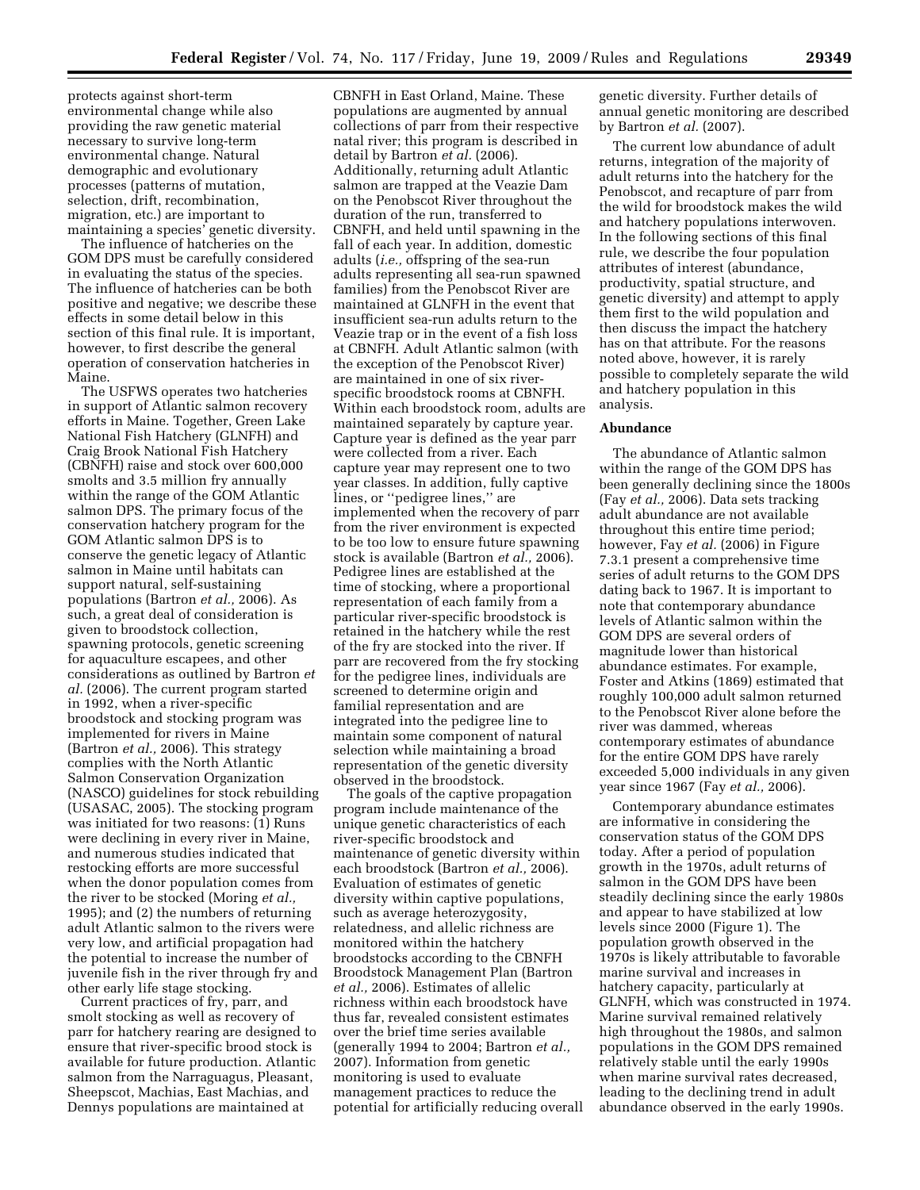protects against short-term environmental change while also providing the raw genetic material necessary to survive long-term environmental change. Natural demographic and evolutionary processes (patterns of mutation, selection, drift, recombination, migration, etc.) are important to maintaining a species' genetic diversity.

The influence of hatcheries on the GOM DPS must be carefully considered in evaluating the status of the species. The influence of hatcheries can be both positive and negative; we describe these effects in some detail below in this section of this final rule. It is important, however, to first describe the general operation of conservation hatcheries in Maine.

The USFWS operates two hatcheries in support of Atlantic salmon recovery efforts in Maine. Together, Green Lake National Fish Hatchery (GLNFH) and Craig Brook National Fish Hatchery (CBNFH) raise and stock over 600,000 smolts and 3.5 million fry annually within the range of the GOM Atlantic salmon DPS. The primary focus of the conservation hatchery program for the GOM Atlantic salmon DPS is to conserve the genetic legacy of Atlantic salmon in Maine until habitats can support natural, self-sustaining populations (Bartron *et al.,* 2006). As such, a great deal of consideration is given to broodstock collection, spawning protocols, genetic screening for aquaculture escapees, and other considerations as outlined by Bartron *et al.* (2006). The current program started in 1992, when a river-specific broodstock and stocking program was implemented for rivers in Maine (Bartron *et al.,* 2006). This strategy complies with the North Atlantic Salmon Conservation Organization (NASCO) guidelines for stock rebuilding (USASAC, 2005). The stocking program was initiated for two reasons: (1) Runs were declining in every river in Maine, and numerous studies indicated that restocking efforts are more successful when the donor population comes from the river to be stocked (Moring *et al.,* 1995); and (2) the numbers of returning adult Atlantic salmon to the rivers were very low, and artificial propagation had the potential to increase the number of juvenile fish in the river through fry and other early life stage stocking.

Current practices of fry, parr, and smolt stocking as well as recovery of parr for hatchery rearing are designed to ensure that river-specific brood stock is available for future production. Atlantic salmon from the Narraguagus, Pleasant, Sheepscot, Machias, East Machias, and Dennys populations are maintained at CBNFH in East Orland, Maine. These populations are augmented by annual collections of parr from their respective natal river; this program is described in detail by Bartron *et al.* (2006). Additionally, returning adult Atlantic salmon are trapped at the Veazie Dam on the Penobscot River throughout the duration of the run, transferred to CBNFH, and held until spawning in the fall of each year. In addition, domestic adults (*i.e.,* offspring of the sea-run adults representing all sea-run spawned families) from the Penobscot River are maintained at GLNFH in the event that insufficient sea-run adults return to the Veazie trap or in the event of a fish loss at CBNFH. Adult Atlantic salmon (with the exception of the Penobscot River) are maintained in one of six river-specific broodstock rooms at CBNFH. Within each broodstock room, adults are maintained separately by capture year. Capture year is defined as the year parr were collected from a river. Each capture year may represent one to two year classes. In addition, fully captive lines, or ''pedigree lines,'' are implemented when the recovery of parr from the river environment is expected to be too low to ensure future spawning stock is available (Bartron *et al.,* 2006). Pedigree lines are established at the time of stocking, where a proportional representation of each family from a particular river-specific broodstock is retained in the hatchery while the rest of the fry are stocked into the river. If parr are recovered from the fry stocking for the pedigree lines, individuals are screened to determine origin and familial representation and are integrated into the pedigree line to maintain some component of natural selection while maintaining a broad representation of the genetic diversity observed in the broodstock.

The goals of the captive propagation program include maintenance of the unique genetic characteristics of each river-specific broodstock and maintenance of genetic diversity within each broodstock (Bartron *et al.,* 2006). Evaluation of estimates of genetic diversity within captive populations, such as average heterozygosity, relatedness, and allelic richness are monitored within the hatchery broodstocks according to the CBNFH Broodstock Management Plan (Bartron *et al.,* 2006). Estimates of allelic richness within each broodstock have thus far, revealed consistent estimates over the brief time series available (generally 1994 to 2004; Bartron *et al.,* 2007). Information from genetic monitoring is used to evaluate management practices to reduce the potential for artificially reducing overall genetic diversity. Further details of annual genetic monitoring are described by Bartron *et al.* (2007).

The current low abundance of adult returns, integration of the majority of adult returns into the hatchery for the Penobscot, and recapture of parr from the wild for broodstock makes the wild and hatchery populations interwoven. In the following sections of this final rule, we describe the four population attributes of interest (abundance, productivity, spatial structure, and genetic diversity) and attempt to apply them first to the wild population and then discuss the impact the hatchery has on that attribute. For the reasons noted above, however, it is rarely possible to completely separate the wild and hatchery population in this analysis.

**Abundance**

The abundance of Atlantic salmon within the range of the GOM DPS has been generally declining since the 1800s (Fay *et al.,* 2006). Data sets tracking adult abundance are not available throughout this entire time period; however, Fay *et al.* (2006) in Figure 7.3.1 present a comprehensive time series of adult returns to the GOM DPS dating back to 1967. It is important to note that contemporary abundance levels of Atlantic salmon within the GOM DPS are several orders of magnitude lower than historical abundance estimates. For example, Foster and Atkins (1869) estimated that roughly 100,000 adult salmon returned to the Penobscot River alone before the river was dammed, whereas contemporary estimates of abundance for the entire GOM DPS have rarely exceeded 5,000 individuals in any given year since 1967 (Fay *et al.,* 2006).

Contemporary abundance estimates are informative in considering the conservation status of the GOM DPS today. After a period of population growth in the 1970s, adult returns of salmon in the GOM DPS have been steadily declining since the early 1980s and appear to have stabilized at low levels since 2000 (Figure 1). The population growth observed in the 1970s is likely attributable to favorable marine survival and increases in hatchery capacity, particularly at GLNFH, which was constructed in 1974. Marine survival remained relatively high throughout the 1980s, and salmon populations in the GOM DPS remained relatively stable until the early 1990s when marine survival rates decreased, leading to the declining trend in adult abundance observed in the early 1990s.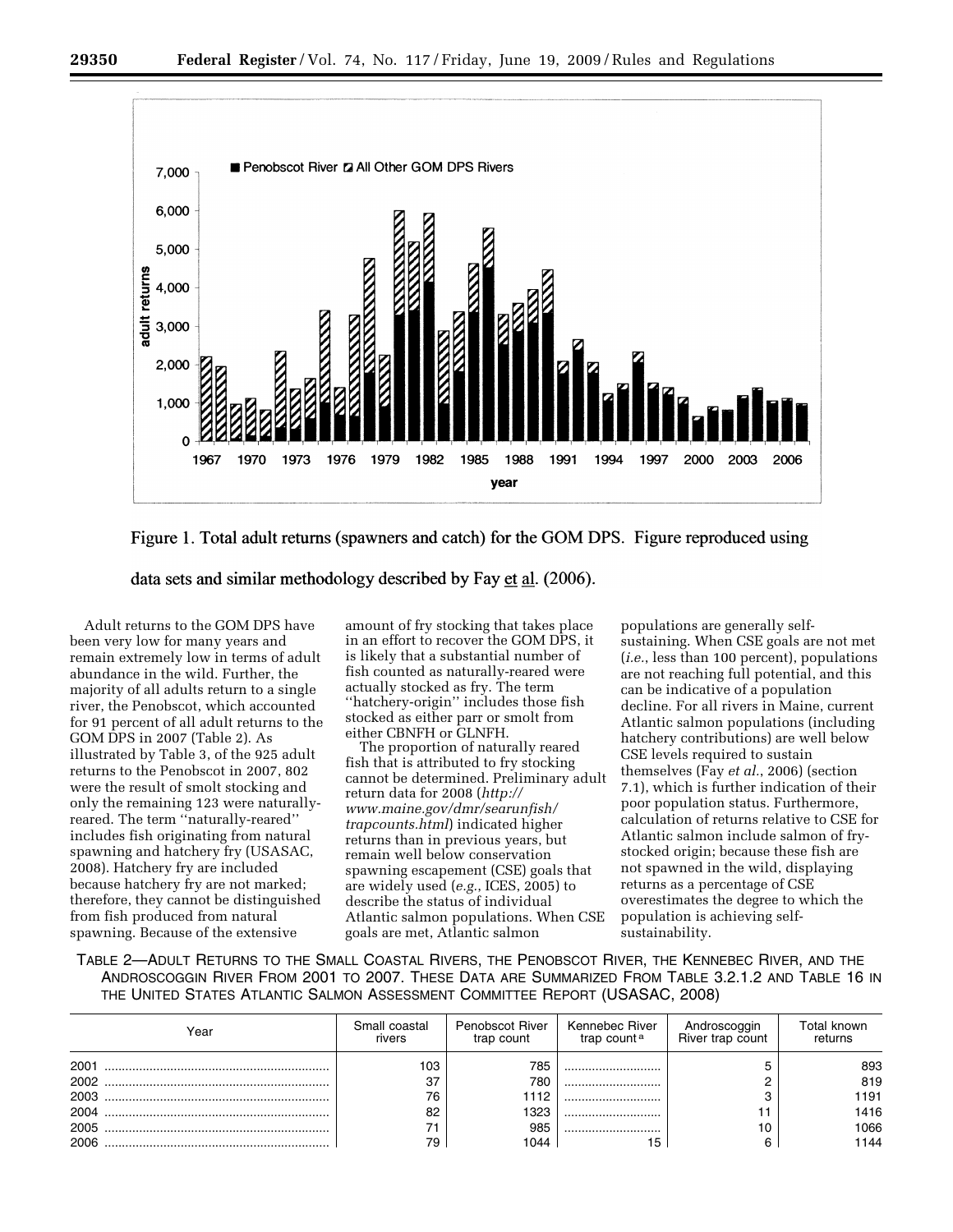Figure 1. Total adult returns (spawners and catch) for the GOM DPS. Figure reproduced using data sets and similar methodology described by Fay et al. (2006).

Adult returns to the GOM DPS have been very low for many years and remain extremely low in terms of adult abundance in the wild. Further, the majority of all adults return to a single river, the Penobscot, which accounted for 91 percent of all adult returns to the GOM DPS in 2007 (Table 2). As illustrated by Table 3, of the 925 adult returns to the Penobscot in 2007, 802 were the result of smolt stocking and only the remaining 123 were naturally-reared. The term ''naturally-reared'' includes fish originating from natural spawning and hatchery fry (USASAC, 2008). Hatchery fry are included because hatchery fry are not marked; therefore, they cannot be distinguished from fish produced from natural spawning. Because of the extensive amount of fry stocking that takes place in an effort to recover the GOM DPS, it is likely that a substantial number of fish counted as naturally-reared were actually stocked as fry. The term ''hatchery-origin'' includes those fish stocked as either parr or smolt from either CBNFH or GLNFH.

The proportion of naturally reared fish that is attributed to fry stocking cannot be determined. Preliminary adult return data for 2008 (*http://www.maine.gov/dmr/searunfish/trapcounts.html*) indicated higher returns than in previous years, but remain well below conservation spawning escapement (CSE) goals that are widely used (*e.g.*, ICES, 2005) to describe the status of individual Atlantic salmon populations. When CSE goals are met, Atlantic salmon populations are generally self-sustaining. When CSE goals are not met (*i.e.*, less than 100 percent), populations are not reaching full potential, and this can be indicative of a population decline. For all rivers in Maine, current Atlantic salmon populations (including hatchery contributions) are well below CSE levels required to sustain themselves (Fay *et al.*, 2006) (section 7.1), which is further indication of their poor population status. Furthermore, calculation of returns relative to CSE for Atlantic salmon include salmon of fry-stocked origin; because these fish are not spawned in the wild, displaying returns as a percentage of CSE overestimates the degree to which the population is achieving self-sustainability.

TABLE 2—ADULT RETURNS TO THE SMALL COASTAL RIVERS, THE PENOBSCOT RIVER, THE KENNEBEC RIVER, AND THE ANDROSCOGGIN RIVER FROM 2001 TO 2007. THESE DATA ARE SUMMARIZED FROM TABLE 3.2.1.2 AND TABLE 16 IN THE UNITED STATES ATLANTIC SALMON ASSESSMENT COMMITTEE REPORT (USASAC, 2008)

| Year | Small coastal rivers | Penobscot River trap count | Kennebec River trap count [a] | Androscoggin River trap count | Total known returns |
|---|---|---|---|---|---|
| 2001 | 103 | 785 | ............................ | 5 | 893 |
| 2002 | 37 | 780 | ............................ | 2 | 819 |
| 2003 | 76 | 1112 | ............................ | 3 | 1191 |
| 2004 | 82 | 1323 | ............................ | 11 | 1416 |
| 2005 | 71 | 985 | ............................ | 10 | 1066 |
| 2006 | 79 | 1044 | 15 | 6 | 1144 |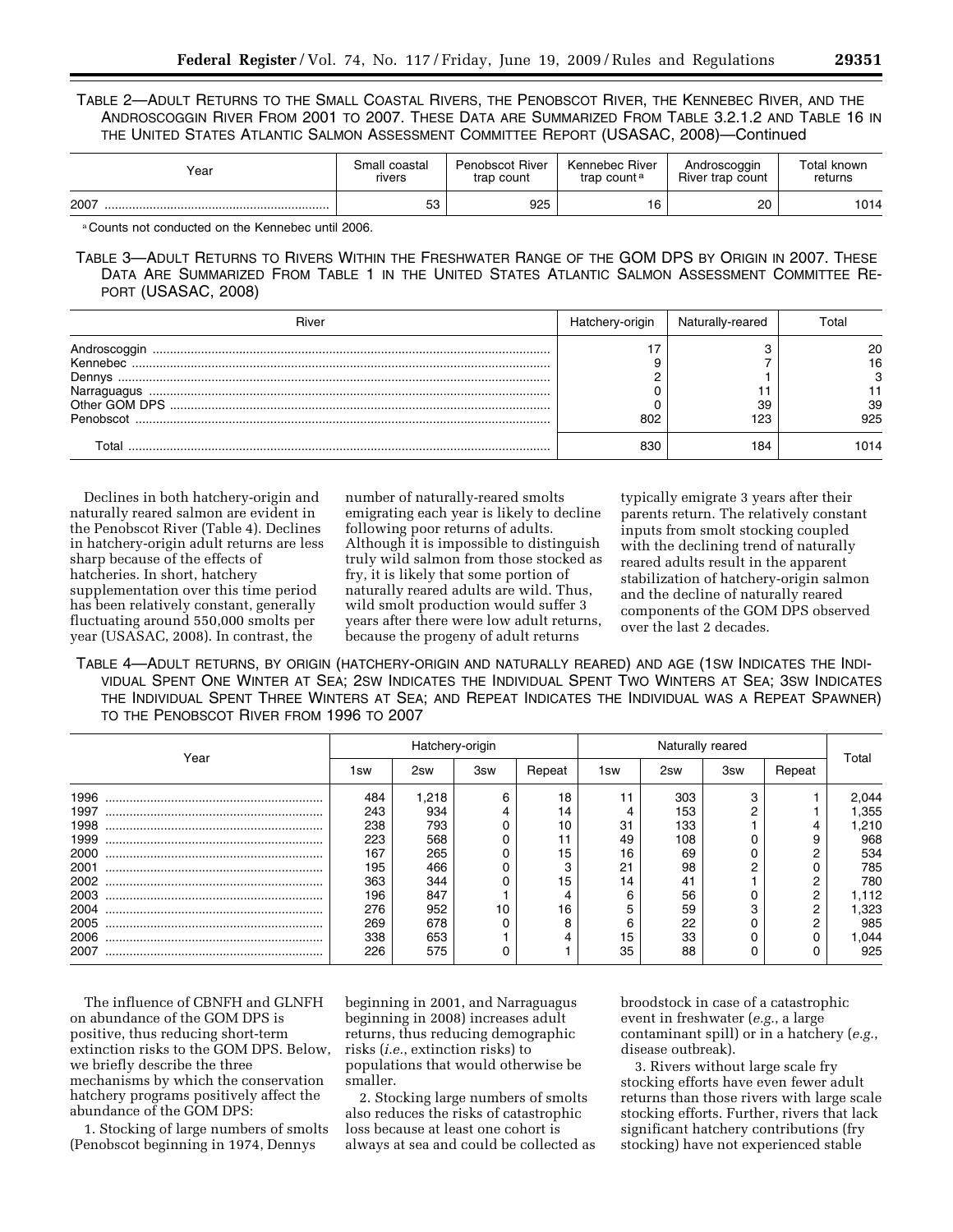TABLE 2—ADULT RETURNS TO THE SMALL COASTAL RIVERS, THE PENOBSCOT RIVER, THE KENNEBEC RIVER, AND THE ANDROSCOGGIN RIVER FROM 2001 TO 2007. THESE DATA ARE SUMMARIZED FROM TABLE 3.2.1.2 AND TABLE 16 IN THE UNITED STATES ATLANTIC SALMON ASSESSMENT COMMITTEE REPORT (USASAC, 2008)—Continued

| Year | Small coastal rivers | Penobscot River trap count | Kennebec River trap count [a] | Androscoggin River trap count | Total known returns |
|---|---|---|---|---|---|
| 2007 | 53 | 925 | 16 | 20 | 1014 |

[a] Counts not conducted on the Kennebec until 2006.

TABLE 3—ADULT RETURNS TO RIVERS WITHIN THE FRESHWATER RANGE OF THE GOM DPS BY ORIGIN IN 2007. THESE DATA ARE SUMMARIZED FROM TABLE 1 IN THE UNITED STATES ATLANTIC SALMON ASSESSMENT COMMITTEE REPORT (USASAC, 2008)

| River | Hatchery-origin | Naturally-reared | Total |
|---|---|---|---|
| Androscoggin | 17 | 3 | 20 |
| Kennebec | 9 | 7 | 16 |
| Dennys | 2 | 1 | 3 |
| Narraguagus | 0 | 11 | 11 |
| Other GOM DPS | 0 | 39 | 39 |
| Penobscot | 802 | 123 | 925 |
| Total | 830 | 184 | 1014 |

Declines in both hatchery-origin and naturally reared salmon are evident in the Penobscot River (Table 4). Declines in hatchery-origin adult returns are less sharp because of the effects of hatcheries. In short, hatchery supplementation over this time period has been relatively constant, generally fluctuating around 550,000 smolts per year (USASAC, 2008). In contrast, the number of naturally-reared smolts emigrating each year is likely to decline following poor returns of adults. Although it is impossible to distinguish truly wild salmon from those stocked as fry, it is likely that some portion of naturally reared adults are wild. Thus, wild smolt production would suffer 3 years after there were low adult returns, because the progeny of adult returns typically emigrate 3 years after their parents return. The relatively constant inputs from smolt stocking coupled with the declining trend of naturally reared adults result in the apparent stabilization of hatchery-origin salmon and the decline of naturally reared components of the GOM DPS observed over the last 2 decades.

TABLE 4—ADULT RETURNS, BY ORIGIN (HATCHERY-ORIGIN AND NATURALLY REARED) AND AGE (1SW INDICATES THE INDIVIDUAL SPENT ONE WINTER AT SEA; 2SW INDICATES THE INDIVIDUAL SPENT TWO WINTERS AT SEA; 3SW INDICATES THE INDIVIDUAL SPENT THREE WINTERS AT SEA; AND REPEAT INDICATES THE INDIVIDUAL WAS A REPEAT SPAWNER) TO THE PENOBSCOT RIVER FROM 1996 TO 2007

| Year | Hatchery-origin | | | | Naturally reared | | | | Total |
|---|---|---|---|---|---|---|---|---|---|
| | 1sw | 2sw | 3sw | Repeat | 1sw | 2sw | 3sw | Repeat | |
| 1996 | 484 | 1,218 | 6 | 18 | 11 | 303 | 3 | 1 | 2,044 |
| 1997 | 243 | 934 | 4 | 14 | 4 | 153 | 2 | 1 | 1,355 |
| 1998 | 238 | 793 | 0 | 10 | 31 | 133 | 1 | 4 | 1,210 |
| 1999 | 223 | 568 | 0 | 11 | 49 | 108 | 0 | 9 | 968 |
| 2000 | 167 | 265 | 0 | 15 | 16 | 69 | 0 | 2 | 534 |
| 2001 | 195 | 466 | 0 | 3 | 21 | 98 | 2 | 0 | 785 |
| 2002 | 363 | 344 | 0 | 15 | 14 | 41 | 1 | 2 | 780 |
| 2003 | 196 | 847 | 1 | 4 | 6 | 56 | 0 | 2 | 1,112 |
| 2004 | 276 | 952 | 10 | 16 | 5 | 59 | 3 | 2 | 1,323 |
| 2005 | 269 | 678 | 0 | 8 | 6 | 22 | 0 | 2 | 985 |
| 2006 | 338 | 653 | 1 | 4 | 15 | 33 | 0 | 0 | 1,044 |
| 2007 | 226 | 575 | 0 | 1 | 35 | 88 | 0 | 0 | 925 |

The influence of CBNFH and GLNFH on abundance of the GOM DPS is positive, thus reducing short-term extinction risks to the GOM DPS. Below, we briefly describe the three mechanisms by which the conservation hatchery programs positively affect the abundance of the GOM DPS:

1. Stocking of large numbers of smolts (Penobscot beginning in 1974, Dennys beginning in 2001, and Narraguagus beginning in 2008) increases adult returns, thus reducing demographic risks (*i.e.*, extinction risks) to populations that would otherwise be smaller.

2. Stocking large numbers of smolts also reduces the risks of catastrophic loss because at least one cohort is always at sea and could be collected as broodstock in case of a catastrophic event in freshwater (*e.g.*, a large contaminant spill) or in a hatchery (*e.g.*, disease outbreak).

3. Rivers without large scale fry stocking efforts have even fewer adult returns than those rivers with large scale stocking efforts. Further, rivers that lack significant hatchery contributions (fry stocking) have not experienced stable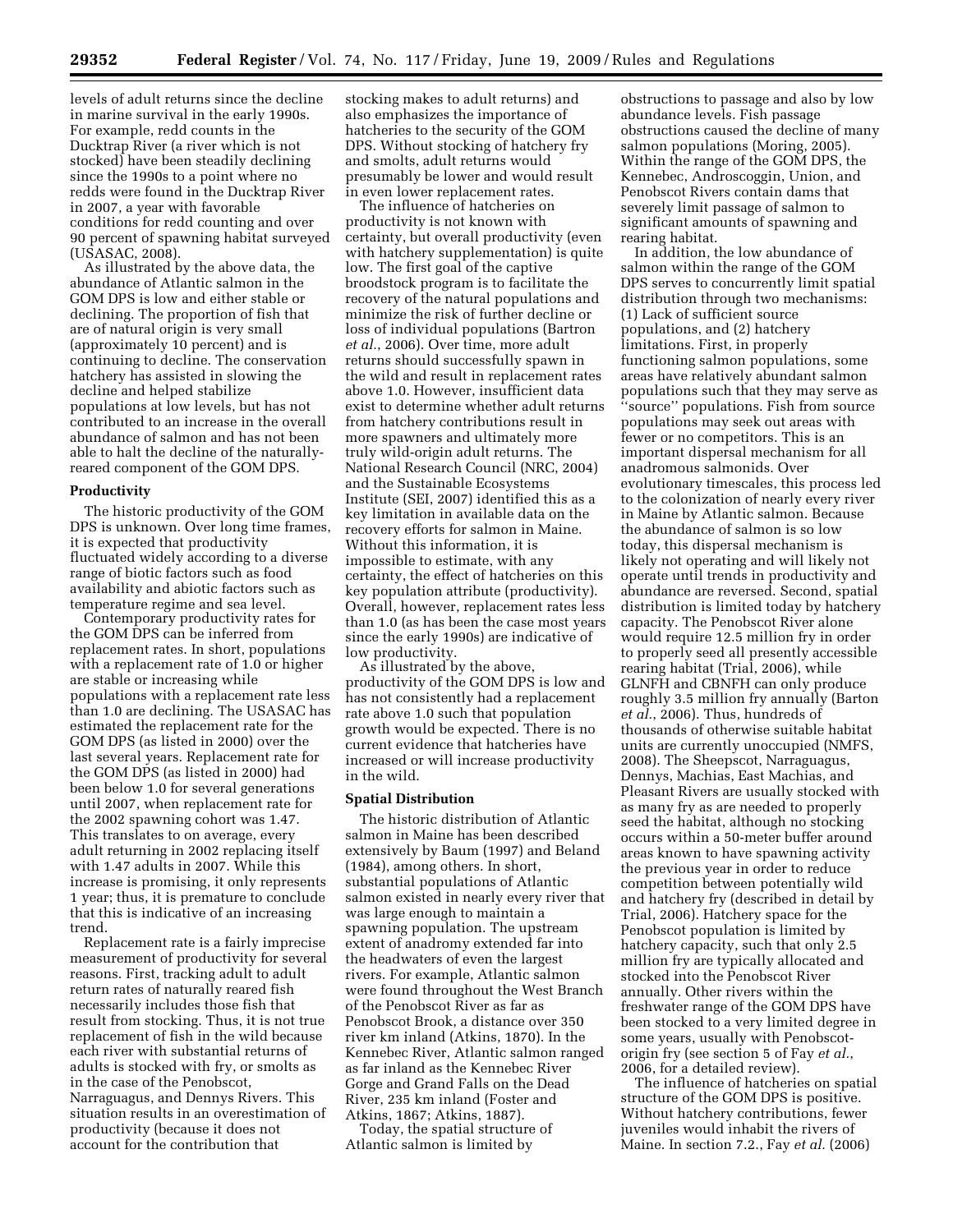levels of adult returns since the decline in marine survival in the early 1990s. For example, redd counts in the Ducktrap River (a river which is not stocked) have been steadily declining since the 1990s to a point where no redds were found in the Ducktrap River in 2007, a year with favorable conditions for redd counting and over 90 percent of spawning habitat surveyed (USASAC, 2008).

As illustrated by the above data, the abundance of Atlantic salmon in the GOM DPS is low and either stable or declining. The proportion of fish that are of natural origin is very small (approximately 10 percent) and is continuing to decline. The conservation hatchery has assisted in slowing the decline and helped stabilize populations at low levels, but has not contributed to an increase in the overall abundance of salmon and has not been able to halt the decline of the naturally-reared component of the GOM DPS.

**Productivity**

The historic productivity of the GOM DPS is unknown. Over long time frames, it is expected that productivity fluctuated widely according to a diverse range of biotic factors such as food availability and abiotic factors such as temperature regime and sea level.

Contemporary productivity rates for the GOM DPS can be inferred from replacement rates. In short, populations with a replacement rate of 1.0 or higher are stable or increasing while populations with a replacement rate less than 1.0 are declining. The USASAC has estimated the replacement rate for the GOM DPS (as listed in 2000) over the last several years. Replacement rate for the GOM DPS (as listed in 2000) had been below 1.0 for several generations until 2007, when replacement rate for the 2002 spawning cohort was 1.47. This translates to on average, every adult returning in 2002 replacing itself with 1.47 adults in 2007. While this increase is promising, it only represents 1 year; thus, it is premature to conclude that this is indicative of an increasing trend.

Replacement rate is a fairly imprecise measurement of productivity for several reasons. First, tracking adult to adult return rates of naturally reared fish necessarily includes those fish that result from stocking. Thus, it is not true replacement of fish in the wild because each river with substantial returns of adults is stocked with fry, or smolts as in the case of the Penobscot, Narraguagus, and Dennys Rivers. This situation results in an overestimation of productivity (because it does not account for the contribution that stocking makes to adult returns) and also emphasizes the importance of hatcheries to the security of the GOM DPS. Without stocking of hatchery fry and smolts, adult returns would presumably be lower and would result in even lower replacement rates.

The influence of hatcheries on productivity is not known with certainty, but overall productivity (even with hatchery supplementation) is quite low. The first goal of the captive broodstock program is to facilitate the recovery of the natural populations and minimize the risk of further decline or loss of individual populations (Bartron *et al.*, 2006). Over time, more adult returns should successfully spawn in the wild and result in replacement rates above 1.0. However, insufficient data exist to determine whether adult returns from hatchery contributions result in more spawners and ultimately more truly wild-origin adult returns. The National Research Council (NRC, 2004) and the Sustainable Ecosystems Institute (SEI, 2007) identified this as a key limitation in available data on the recovery efforts for salmon in Maine. Without this information, it is impossible to estimate, with any certainty, the effect of hatcheries on this key population attribute (productivity). Overall, however, replacement rates less than 1.0 (as has been the case most years since the early 1990s) are indicative of low productivity.

As illustrated by the above, productivity of the GOM DPS is low and has not consistently had a replacement rate above 1.0 such that population growth would be expected. There is no current evidence that hatcheries have increased or will increase productivity in the wild.

**Spatial Distribution**

The historic distribution of Atlantic salmon in Maine has been described extensively by Baum (1997) and Beland (1984), among others. In short, substantial populations of Atlantic salmon existed in nearly every river that was large enough to maintain a spawning population. The upstream extent of anadromy extended far into the headwaters of even the largest rivers. For example, Atlantic salmon were found throughout the West Branch of the Penobscot River as far as Penobscot Brook, a distance over 350 river km inland (Atkins, 1870). In the Kennebec River, Atlantic salmon ranged as far inland as the Kennebec River Gorge and Grand Falls on the Dead River, 235 km inland (Foster and Atkins, 1867; Atkins, 1887).

Today, the spatial structure of Atlantic salmon is limited by obstructions to passage and also by low abundance levels. Fish passage obstructions caused the decline of many salmon populations (Moring, 2005). Within the range of the GOM DPS, the Kennebec, Androscoggin, Union, and Penobscot Rivers contain dams that severely limit passage of salmon to significant amounts of spawning and rearing habitat.

In addition, the low abundance of salmon within the range of the GOM DPS serves to concurrently limit spatial distribution through two mechanisms: (1) Lack of sufficient source populations, and (2) hatchery limitations. First, in properly functioning salmon populations, some areas have relatively abundant salmon populations such that they may serve as "source" populations. Fish from source populations may seek out areas with fewer or no competitors. This is an important dispersal mechanism for all anadromous salmonids. Over evolutionary timescales, this process led to the colonization of nearly every river in Maine by Atlantic salmon. Because the abundance of salmon is so low today, this dispersal mechanism is likely not operating and will likely not operate until trends in productivity and abundance are reversed. Second, spatial distribution is limited today by hatchery capacity. The Penobscot River alone would require 12.5 million fry in order to properly seed all presently accessible rearing habitat (Trial, 2006), while GLNFH and CBNFH can only produce roughly 3.5 million fry annually (Barton *et al.*, 2006). Thus, hundreds of thousands of otherwise suitable habitat units are currently unoccupied (NMFS, 2008). The Sheepscot, Narraguagus, Dennys, Machias, East Machias, and Pleasant Rivers are usually stocked with as many fry as are needed to properly seed the habitat, although no stocking occurs within a 50-meter buffer around areas known to have spawning activity the previous year in order to reduce competition between potentially wild and hatchery fry (described in detail by Trial, 2006). Hatchery space for the Penobscot population is limited by hatchery capacity, such that only 2.5 million fry are typically allocated and stocked into the Penobscot River annually. Other rivers within the freshwater range of the GOM DPS have been stocked to a very limited degree in some years, usually with Penobscot-origin fry (see section 5 of Fay *et al.*, 2006, for a detailed review).

The influence of hatcheries on spatial structure of the GOM DPS is positive. Without hatchery contributions, fewer juveniles would inhabit the rivers of Maine. In section 7.2., Fay *et al.* (2006)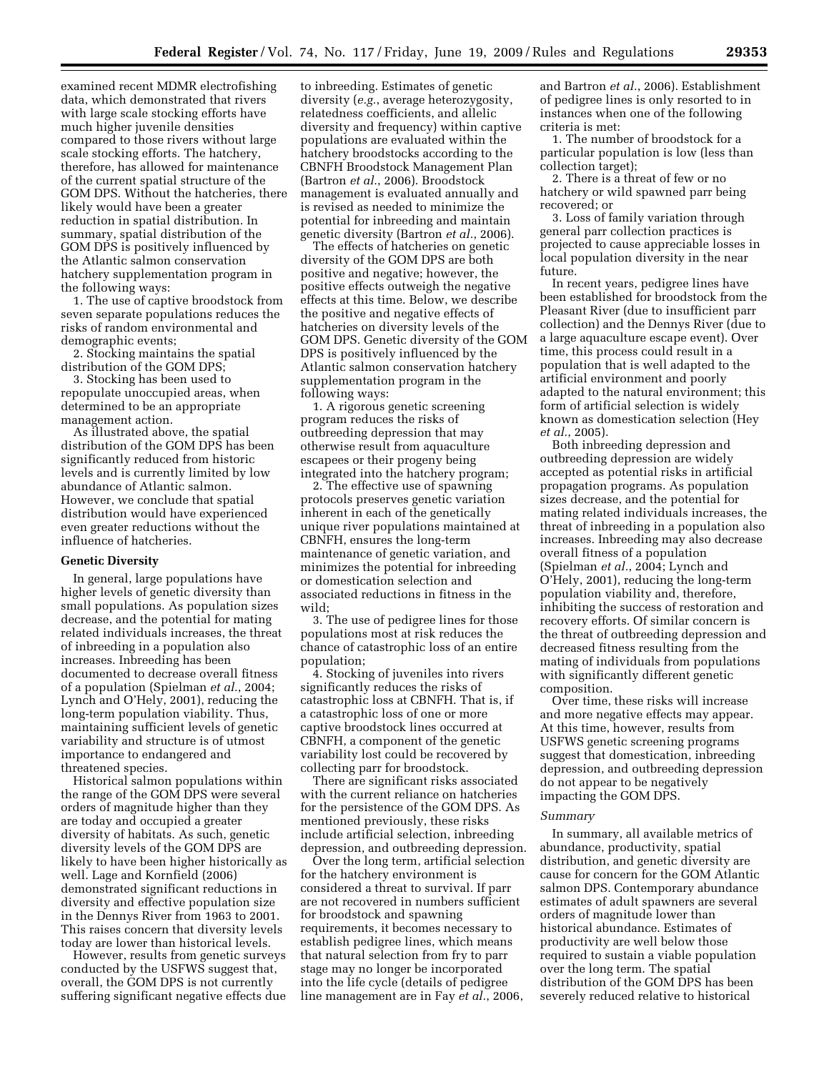examined recent MDMR electrofishing data, which demonstrated that rivers with large scale stocking efforts have much higher juvenile densities compared to those rivers without large scale stocking efforts. The hatchery, therefore, has allowed for maintenance of the current spatial structure of the GOM DPS. Without the hatcheries, there likely would have been a greater reduction in spatial distribution. In summary, spatial distribution of the GOM DPS is positively influenced by the Atlantic salmon conservation hatchery supplementation program in the following ways:

1. The use of captive broodstock from seven separate populations reduces the risks of random environmental and demographic events;
2. Stocking maintains the spatial distribution of the GOM DPS;
3. Stocking has been used to repopulate unoccupied areas, when determined to be an appropriate management action.

As illustrated above, the spatial distribution of the GOM DPS has been significantly reduced from historic levels and is currently limited by low abundance of Atlantic salmon. However, we conclude that spatial distribution would have experienced even greater reductions without the influence of hatcheries.

**Genetic Diversity**

In general, large populations have higher levels of genetic diversity than small populations. As population sizes decrease, and the potential for mating related individuals increases, the threat of inbreeding in a population also increases. Inbreeding has been documented to decrease overall fitness of a population (Spielman *et al.*, 2004; Lynch and O'Hely, 2001), reducing the long-term population viability. Thus, maintaining sufficient levels of genetic variability and structure is of utmost importance to endangered and threatened species.

Historical salmon populations within the range of the GOM DPS were several orders of magnitude higher than they are today and occupied a greater diversity of habitats. As such, genetic diversity levels of the GOM DPS are likely to have been higher historically as well. Lage and Kornfield (2006) demonstrated significant reductions in diversity and effective population size in the Dennys River from 1963 to 2001. This raises concern that diversity levels today are lower than historical levels.

However, results from genetic surveys conducted by the USFWS suggest that, overall, the GOM DPS is not currently suffering significant negative effects due to inbreeding. Estimates of genetic diversity (*e.g.*, average heterozygosity, relatedness coefficients, and allelic diversity and frequency) within captive populations are evaluated within the hatchery broodstocks according to the CBNFH Broodstock Management Plan (Bartron *et al.*, 2006). Broodstock management is evaluated annually and is revised as needed to minimize the potential for inbreeding and maintain genetic diversity (Bartron *et al.*, 2006).

The effects of hatcheries on genetic diversity of the GOM DPS are both positive and negative; however, the positive effects outweigh the negative effects at this time. Below, we describe the positive and negative effects of hatcheries on diversity levels of the GOM DPS. Genetic diversity of the GOM DPS is positively influenced by the Atlantic salmon conservation hatchery supplementation program in the following ways:

1. A rigorous genetic screening program reduces the risks of outbreeding depression that may otherwise result from aquaculture escapees or their progeny being integrated into the hatchery program;
2. The effective use of spawning protocols preserves genetic variation inherent in each of the genetically unique river populations maintained at CBNFH, ensures the long-term maintenance of genetic variation, and minimizes the potential for inbreeding or domestication selection and associated reductions in fitness in the wild;
3. The use of pedigree lines for those populations most at risk reduces the chance of catastrophic loss of an entire population;
4. Stocking of juveniles into rivers significantly reduces the risks of catastrophic loss at CBNFH. That is, if a catastrophic loss of one or more captive broodstock lines occurred at CBNFH, a component of the genetic variability lost could be recovered by collecting parr for broodstock.

There are significant risks associated with the current reliance on hatcheries for the persistence of the GOM DPS. As mentioned previously, these risks include artificial selection, inbreeding depression, and outbreeding depression.

Over the long term, artificial selection for the hatchery environment is considered a threat to survival. If parr are not recovered in numbers sufficient for broodstock and spawning requirements, it becomes necessary to establish pedigree lines, which means that natural selection from fry to parr stage may no longer be incorporated into the life cycle (details of pedigree line management are in Fay *et al.*, 2006, and Bartron *et al.*, 2006). Establishment of pedigree lines is only resorted to in instances when one of the following criteria is met:

1. The number of broodstock for a particular population is low (less than collection target);
2. There is a threat of few or no hatchery or wild spawned parr being recovered; or
3. Loss of family variation through general parr collection practices is projected to cause appreciable losses in local population diversity in the near future.

In recent years, pedigree lines have been established for broodstock from the Pleasant River (due to insufficient parr collection) and the Dennys River (due to a large aquaculture escape event). Over time, this process could result in a population that is well adapted to the artificial environment and poorly adapted to the natural environment; this form of artificial selection is widely known as domestication selection (Hey *et al.*, 2005).

Both inbreeding depression and outbreeding depression are widely accepted as potential risks in artificial propagation programs. As population sizes decrease, and the potential for mating related individuals increases, the threat of inbreeding in a population also increases. Inbreeding may also decrease overall fitness of a population (Spielman *et al.*, 2004; Lynch and O'Hely, 2001), reducing the long-term population viability and, therefore, inhibiting the success of restoration and recovery efforts. Of similar concern is the threat of outbreeding depression and decreased fitness resulting from the mating of individuals from populations with significantly different genetic composition.

Over time, these risks will increase and more negative effects may appear. At this time, however, results from USFWS genetic screening programs suggest that domestication, inbreeding depression, and outbreeding depression do not appear to be negatively impacting the GOM DPS.

*Summary*

In summary, all available metrics of abundance, productivity, spatial distribution, and genetic diversity are cause for concern for the GOM Atlantic salmon DPS. Contemporary abundance estimates of adult spawners are several orders of magnitude lower than historical abundance. Estimates of productivity are well below those required to sustain a viable population over the long term. The spatial distribution of the GOM DPS has been severely reduced relative to historical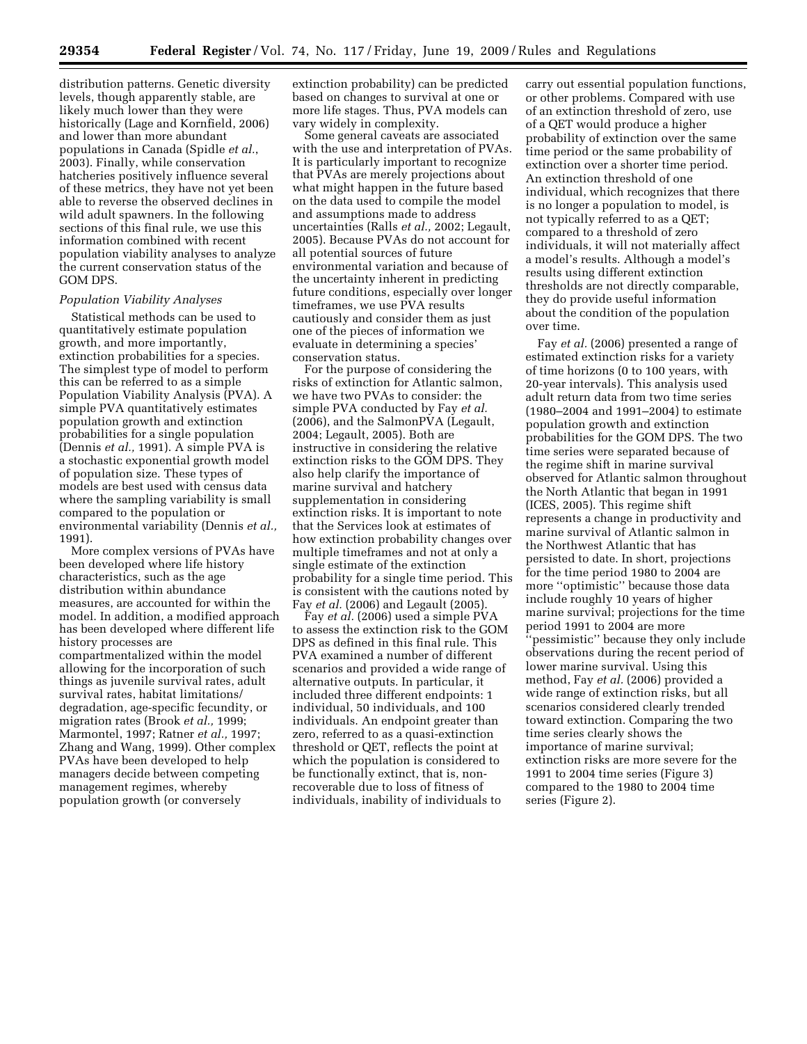distribution patterns. Genetic diversity levels, though apparently stable, are likely much lower than they were historically (Lage and Kornfield, 2006) and lower than more abundant populations in Canada (Spidle *et al.*, 2003). Finally, while conservation hatcheries positively influence several of these metrics, they have not yet been able to reverse the observed declines in wild adult spawners. In the following sections of this final rule, we use this information combined with recent population viability analyses to analyze the current conservation status of the GOM DPS.

*Population Viability Analyses*

Statistical methods can be used to quantitatively estimate population growth, and more importantly, extinction probabilities for a species. The simplest type of model to perform this can be referred to as a simple Population Viability Analysis (PVA). A simple PVA quantitatively estimates population growth and extinction probabilities for a single population (Dennis *et al.,* 1991). A simple PVA is a stochastic exponential growth model of population size. These types of models are best used with census data where the sampling variability is small compared to the population or environmental variability (Dennis *et al.,* 1991).

More complex versions of PVAs have been developed where life history characteristics, such as the age distribution within abundance measures, are accounted for within the model. In addition, a modified approach has been developed where different life history processes are compartmentalized within the model allowing for the incorporation of such things as juvenile survival rates, adult survival rates, habitat limitations/degradation, age-specific fecundity, or migration rates (Brook *et al.,* 1999; Marmontel, 1997; Ratner *et al.,* 1997; Zhang and Wang, 1999). Other complex PVAs have been developed to help managers decide between competing management regimes, whereby population growth (or conversely extinction probability) can be predicted based on changes to survival at one or more life stages. Thus, PVA models can vary widely in complexity.

Some general caveats are associated with the use and interpretation of PVAs. It is particularly important to recognize that PVAs are merely projections about what might happen in the future based on the data used to compile the model and assumptions made to address uncertainties (Ralls *et al.,* 2002; Legault, 2005). Because PVAs do not account for all potential sources of future environmental variation and because of the uncertainty inherent in predicting future conditions, especially over longer timeframes, we use PVA results cautiously and consider them as just one of the pieces of information we evaluate in determining a species' conservation status.

For the purpose of considering the risks of extinction for Atlantic salmon, we have two PVAs to consider: the simple PVA conducted by Fay *et al.* (2006), and the SalmonPVA (Legault, 2004; Legault, 2005). Both are instructive in considering the relative extinction risks to the GOM DPS. They also help clarify the importance of marine survival and hatchery supplementation in considering extinction risks. It is important to note that the Services look at estimates of how extinction probability changes over multiple timeframes and not at only a single estimate of the extinction probability for a single time period. This is consistent with the cautions noted by Fay *et al.* (2006) and Legault (2005).

Fay *et al.* (2006) used a simple PVA to assess the extinction risk to the GOM DPS as defined in this final rule. This PVA examined a number of different scenarios and provided a wide range of alternative outputs. In particular, it included three different endpoints: 1 individual, 50 individuals, and 100 individuals. An endpoint greater than zero, referred to as a quasi-extinction threshold or QET, reflects the point at which the population is considered to be functionally extinct, that is, non-recoverable due to loss of fitness of individuals, inability of individuals to carry out essential population functions, or other problems. Compared with use of an extinction threshold of zero, use of a QET would produce a higher probability of extinction over the same time period or the same probability of extinction over a shorter time period. An extinction threshold of one individual, which recognizes that there is no longer a population to model, is not typically referred to as a QET; compared to a threshold of zero individuals, it will not materially affect a model's results. Although a model's results using different extinction thresholds are not directly comparable, they do provide useful information about the condition of the population over time.

Fay *et al.* (2006) presented a range of estimated extinction risks for a variety of time horizons (0 to 100 years, with 20-year intervals). This analysis used adult return data from two time series (1980–2004 and 1991–2004) to estimate population growth and extinction probabilities for the GOM DPS. The two time series were separated because of the regime shift in marine survival observed for Atlantic salmon throughout the North Atlantic that began in 1991 (ICES, 2005). This regime shift represents a change in productivity and marine survival of Atlantic salmon in the Northwest Atlantic that has persisted to date. In short, projections for the time period 1980 to 2004 are more ''optimistic'' because those data include roughly 10 years of higher marine survival; projections for the time period 1991 to 2004 are more ''pessimistic'' because they only include observations during the recent period of lower marine survival. Using this method, Fay *et al.* (2006) provided a wide range of extinction risks, but all scenarios considered clearly trended toward extinction. Comparing the two time series clearly shows the importance of marine survival; extinction risks are more severe for the 1991 to 2004 time series (Figure 3) compared to the 1980 to 2004 time series (Figure 2).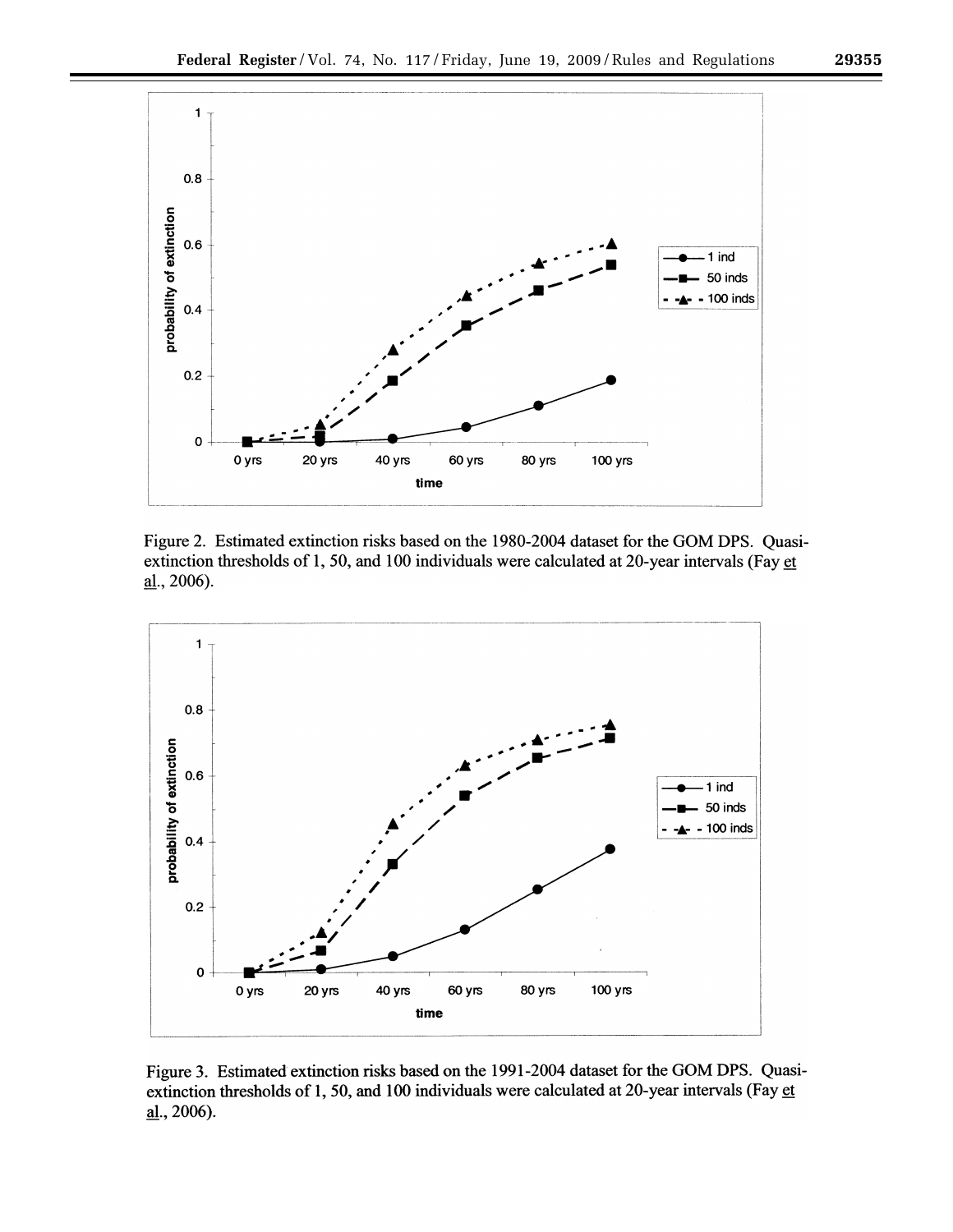Figure 2. Estimated extinction risks based on the 1980-2004 dataset for the GOM DPS. Quasi-extinction thresholds of 1, 50, and 100 individuals were calculated at 20-year intervals (Fay et al., 2006).

Figure 3. Estimated extinction risks based on the 1991-2004 dataset for the GOM DPS. Quasi-extinction thresholds of 1, 50, and 100 individuals were calculated at 20-year intervals (Fay et al., 2006).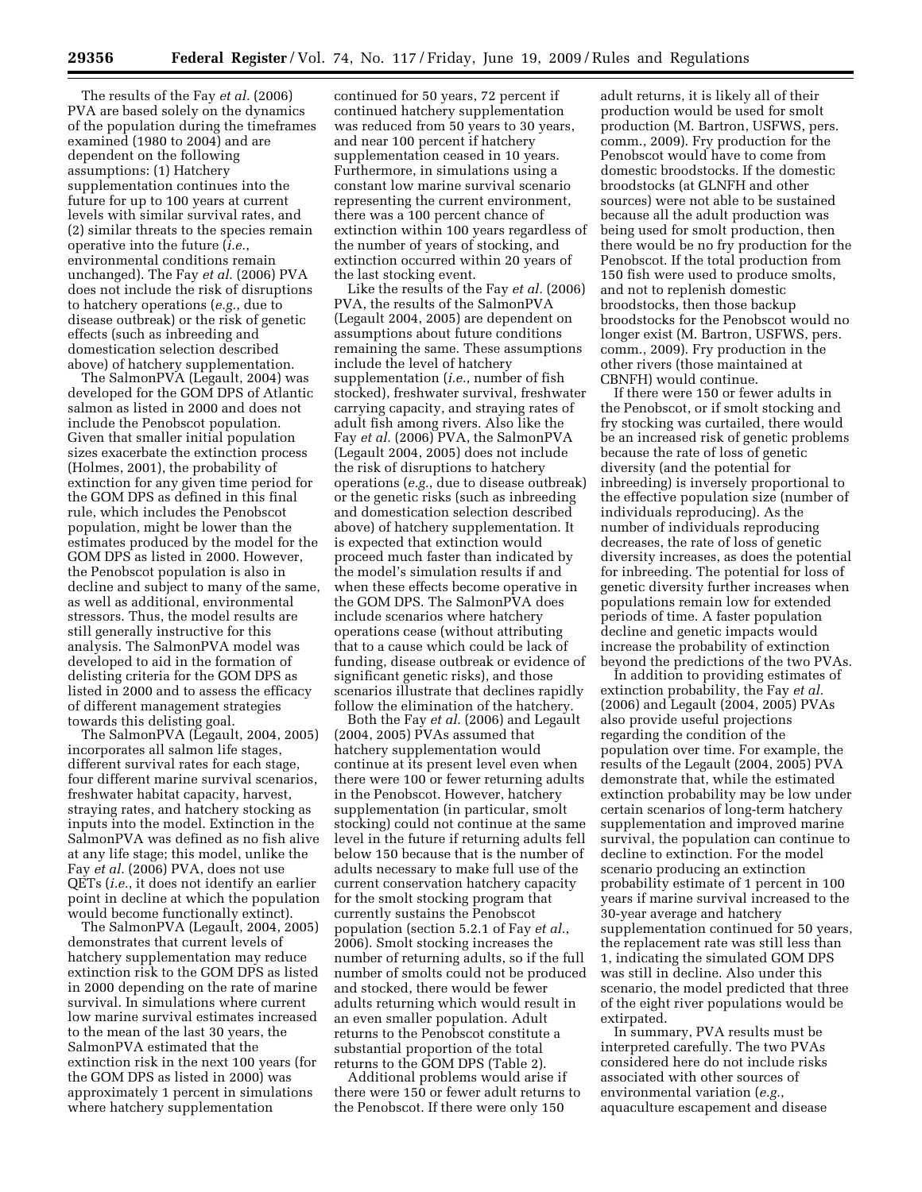The results of the Fay *et al.* (2006) PVA are based solely on the dynamics of the population during the timeframes examined (1980 to 2004) and are dependent on the following assumptions: (1) Hatchery supplementation continues into the future for up to 100 years at current levels with similar survival rates, and (2) similar threats to the species remain operative into the future (*i.e.*, environmental conditions remain unchanged). The Fay *et al.* (2006) PVA does not include the risk of disruptions to hatchery operations (*e.g.*, due to disease outbreak) or the risk of genetic effects (such as inbreeding and domestication selection described above) of hatchery supplementation.

The SalmonPVA (Legault, 2004) was developed for the GOM DPS of Atlantic salmon as listed in 2000 and does not include the Penobscot population. Given that smaller initial population sizes exacerbate the extinction process (Holmes, 2001), the probability of extinction for any given time period for the GOM DPS as defined in this final rule, which includes the Penobscot population, might be lower than the estimates produced by the model for the GOM DPS as listed in 2000. However, the Penobscot population is also in decline and subject to many of the same, as well as additional, environmental stressors. Thus, the model results are still generally instructive for this analysis. The SalmonPVA model was developed to aid in the formation of delisting criteria for the GOM DPS as listed in 2000 and to assess the efficacy of different management strategies towards this delisting goal.

The SalmonPVA (Legault, 2004, 2005) incorporates all salmon life stages, different survival rates for each stage, four different marine survival scenarios, freshwater habitat capacity, harvest, straying rates, and hatchery stocking as inputs into the model. Extinction in the SalmonPVA was defined as no fish alive at any life stage; this model, unlike the Fay *et al.* (2006) PVA, does not use QETs (*i.e.*, it does not identify an earlier point in decline at which the population would become functionally extinct).

The SalmonPVA (Legault, 2004, 2005) demonstrates that current levels of hatchery supplementation may reduce extinction risk to the GOM DPS as listed in 2000 depending on the rate of marine survival. In simulations where current low marine survival estimates increased to the mean of the last 30 years, the SalmonPVA estimated that the extinction risk in the next 100 years (for the GOM DPS as listed in 2000) was approximately 1 percent in simulations where hatchery supplementation continued for 50 years, 72 percent if continued hatchery supplementation was reduced from 50 years to 30 years, and near 100 percent if hatchery supplementation ceased in 10 years. Furthermore, in simulations using a constant low marine survival scenario representing the current environment, there was a 100 percent chance of extinction within 100 years regardless of the number of years of stocking, and extinction occurred within 20 years of the last stocking event.

Like the results of the Fay *et al.* (2006) PVA, the results of the SalmonPVA (Legault 2004, 2005) are dependent on assumptions about future conditions remaining the same. These assumptions include the level of hatchery supplementation (*i.e.*, number of fish stocked), freshwater survival, freshwater carrying capacity, and straying rates of adult fish among rivers. Also like the Fay *et al.* (2006) PVA, the SalmonPVA (Legault 2004, 2005) does not include the risk of disruptions to hatchery operations (*e.g.*, due to disease outbreak) or the genetic risks (such as inbreeding and domestication selection described above) of hatchery supplementation. It is expected that extinction would proceed much faster than indicated by the model's simulation results if and when these effects become operative in the GOM DPS. The SalmonPVA does include scenarios where hatchery operations cease (without attributing that to a cause which could be lack of funding, disease outbreak or evidence of significant genetic risks), and those scenarios illustrate that declines rapidly follow the elimination of the hatchery.

Both the Fay *et al.* (2006) and Legault (2004, 2005) PVAs assumed that hatchery supplementation would continue at its present level even when there were 100 or fewer returning adults in the Penobscot. However, hatchery supplementation (in particular, smolt stocking) could not continue at the same level in the future if returning adults fell below 150 because that is the number of adults necessary to make full use of the current conservation hatchery capacity for the smolt stocking program that currently sustains the Penobscot population (section 5.2.1 of Fay *et al.*, 2006). Smolt stocking increases the number of returning adults, so if the full number of smolts could not be produced and stocked, there would be fewer adults returning which would result in an even smaller population. Adult returns to the Penobscot constitute a substantial proportion of the total returns to the GOM DPS (Table 2).

Additional problems would arise if there were 150 or fewer adult returns to the Penobscot. If there were only 150 adult returns, it is likely all of their production would be used for smolt production (M. Bartron, USFWS, pers. comm., 2009). Fry production for the Penobscot would have to come from domestic broodstocks. If the domestic broodstocks (at GLNFH and other sources) were not able to be sustained because all the adult production was being used for smolt production, then there would be no fry production for the Penobscot. If the total production from 150 fish were used to produce smolts, and not to replenish domestic broodstocks, then those backup broodstocks for the Penobscot would no longer exist (M. Bartron, USFWS, pers. comm., 2009). Fry production in the other rivers (those maintained at CBNFH) would continue.

If there were 150 or fewer adults in the Penobscot, or if smolt stocking and fry stocking was curtailed, there would be an increased risk of genetic problems because the rate of loss of genetic diversity (and the potential for inbreeding) is inversely proportional to the effective population size (number of individuals reproducing). As the number of individuals reproducing decreases, the rate of loss of genetic diversity increases, as does the potential for inbreeding. The potential for loss of genetic diversity further increases when populations remain low for extended periods of time. A faster population decline and genetic impacts would increase the probability of extinction beyond the predictions of the two PVAs.

In addition to providing estimates of extinction probability, the Fay *et al.* (2006) and Legault (2004, 2005) PVAs also provide useful projections regarding the condition of the population over time. For example, the results of the Legault (2004, 2005) PVA demonstrate that, while the estimated extinction probability may be low under certain scenarios of long-term hatchery supplementation and improved marine survival, the population can continue to decline to extinction. For the model scenario producing an extinction probability estimate of 1 percent in 100 years if marine survival increased to the 30-year average and hatchery supplementation continued for 50 years, the replacement rate was still less than 1, indicating the simulated GOM DPS was still in decline. Also under this scenario, the model predicted that three of the eight river populations would be extirpated.

In summary, PVA results must be interpreted carefully. The two PVAs considered here do not include risks associated with other sources of environmental variation (*e.g.*, aquaculture escapement and disease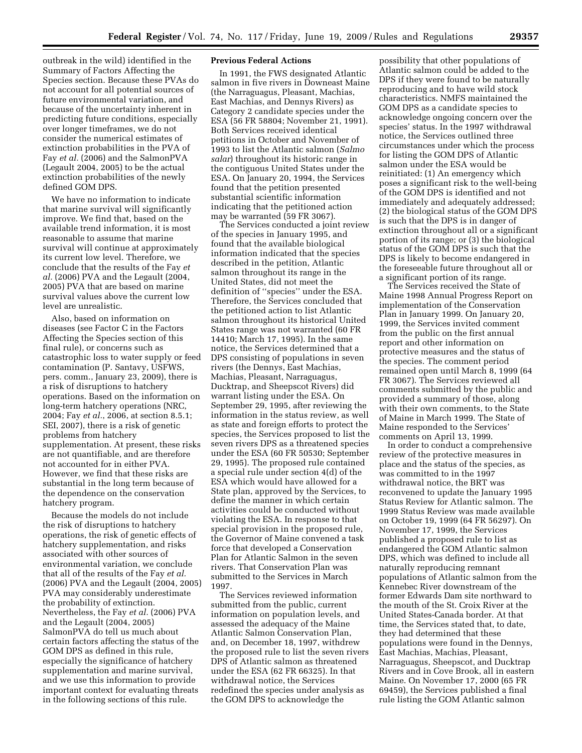outbreak in the wild) identified in the Summary of Factors Affecting the Species section. Because these PVAs do not account for all potential sources of future environmental variation, and because of the uncertainty inherent in predicting future conditions, especially over longer timeframes, we do not consider the numerical estimates of extinction probabilities in the PVA of Fay *et al.* (2006) and the SalmonPVA (Legault 2004, 2005) to be the actual extinction probabilities of the newly defined GOM DPS.

We have no information to indicate that marine survival will significantly improve. We find that, based on the available trend information, it is most reasonable to assume that marine survival will continue at approximately its current low level. Therefore, we conclude that the results of the Fay *et al.* (2006) PVA and the Legault (2004, 2005) PVA that are based on marine survival values above the current low level are unrealistic.

Also, based on information on diseases (see Factor C in the Factors Affecting the Species section of this final rule), or concerns such as catastrophic loss to water supply or feed contamination (P. Santavy, USFWS, pers. comm., January 23, 2009), there is a risk of disruptions to hatchery operations. Based on the information on long-term hatchery operations (NRC, 2004; Fay *et al.*, 2006, at section 8.5.1; SEI, 2007), there is a risk of genetic problems from hatchery supplementation. At present, these risks are not quantifiable, and are therefore not accounted for in either PVA. However, we find that these risks are substantial in the long term because of the dependence on the conservation hatchery program.

Because the models do not include the risk of disruptions to hatchery operations, the risk of genetic effects of hatchery supplementation, and risks associated with other sources of environmental variation, we conclude that all of the results of the Fay *et al.* (2006) PVA and the Legault (2004, 2005) PVA may considerably underestimate the probability of extinction. Nevertheless, the Fay *et al.* (2006) PVA and the Legault (2004, 2005) SalmonPVA do tell us much about certain factors affecting the status of the GOM DPS as defined in this rule, especially the significance of hatchery supplementation and marine survival, and we use this information to provide important context for evaluating threats in the following sections of this rule.

**Previous Federal Actions**

In 1991, the FWS designated Atlantic salmon in five rivers in Downeast Maine (the Narraguagus, Pleasant, Machias, East Machias, and Dennys Rivers) as Category 2 candidate species under the ESA (56 FR 58804; November 21, 1991). Both Services received identical petitions in October and November of 1993 to list the Atlantic salmon (*Salmo salar*) throughout its historic range in the contiguous United States under the ESA. On January 20, 1994, the Services found that the petition presented substantial scientific information indicating that the petitioned action may be warranted (59 FR 3067).

The Services conducted a joint review of the species in January 1995, and found that the available biological information indicated that the species described in the petition, Atlantic salmon throughout its range in the United States, did not meet the definition of ''species'' under the ESA. Therefore, the Services concluded that the petitioned action to list Atlantic salmon throughout its historical United States range was not warranted (60 FR 14410; March 17, 1995). In the same notice, the Services determined that a DPS consisting of populations in seven rivers (the Dennys, East Machias, Machias, Pleasant, Narraguagus, Ducktrap, and Sheepscot Rivers) did warrant listing under the ESA. On September 29, 1995, after reviewing the information in the status review, as well as state and foreign efforts to protect the species, the Services proposed to list the seven rivers DPS as a threatened species under the ESA (60 FR 50530; September 29, 1995). The proposed rule contained a special rule under section 4(d) of the ESA which would have allowed for a State plan, approved by the Services, to define the manner in which certain activities could be conducted without violating the ESA. In response to that special provision in the proposed rule, the Governor of Maine convened a task force that developed a Conservation Plan for Atlantic Salmon in the seven rivers. That Conservation Plan was submitted to the Services in March 1997.

The Services reviewed information submitted from the public, current information on population levels, and assessed the adequacy of the Maine Atlantic Salmon Conservation Plan, and, on December 18, 1997, withdrew the proposed rule to list the seven rivers DPS of Atlantic salmon as threatened under the ESA (62 FR 66325). In that withdrawal notice, the Services redefined the species under analysis as the GOM DPS to acknowledge the possibility that other populations of Atlantic salmon could be added to the DPS if they were found to be naturally reproducing and to have wild stock characteristics. NMFS maintained the GOM DPS as a candidate species to acknowledge ongoing concern over the species' status. In the 1997 withdrawal notice, the Services outlined three circumstances under which the process for listing the GOM DPS of Atlantic salmon under the ESA would be reinitiated: (1) An emergency which poses a significant risk to the well-being of the GOM DPS is identified and not immediately and adequately addressed; (2) the biological status of the GOM DPS is such that the DPS is in danger of extinction throughout all or a significant portion of its range; or (3) the biological status of the GOM DPS is such that the DPS is likely to become endangered in the foreseeable future throughout all or a significant portion of its range.

The Services received the State of Maine 1998 Annual Progress Report on implementation of the Conservation Plan in January 1999. On January 20, 1999, the Services invited comment from the public on the first annual report and other information on protective measures and the status of the species. The comment period remained open until March 8, 1999 (64 FR 3067). The Services reviewed all comments submitted by the public and provided a summary of those, along with their own comments, to the State of Maine in March 1999. The State of Maine responded to the Services' comments on April 13, 1999.

In order to conduct a comprehensive review of the protective measures in place and the status of the species, as was committed to in the 1997 withdrawal notice, the BRT was reconvened to update the January 1995 Status Review for Atlantic salmon. The 1999 Status Review was made available on October 19, 1999 (64 FR 56297). On November 17, 1999, the Services published a proposed rule to list as endangered the GOM Atlantic salmon DPS, which was defined to include all naturally reproducing remnant populations of Atlantic salmon from the Kennebec River downstream of the former Edwards Dam site northward to the mouth of the St. Croix River at the United States-Canada border. At that time, the Services stated that, to date, they had determined that these populations were found in the Dennys, East Machias, Machias, Pleasant, Narraguagus, Sheepscot, and Ducktrap Rivers and in Cove Brook, all in eastern Maine. On November 17, 2000 (65 FR 69459), the Services published a final rule listing the GOM Atlantic salmon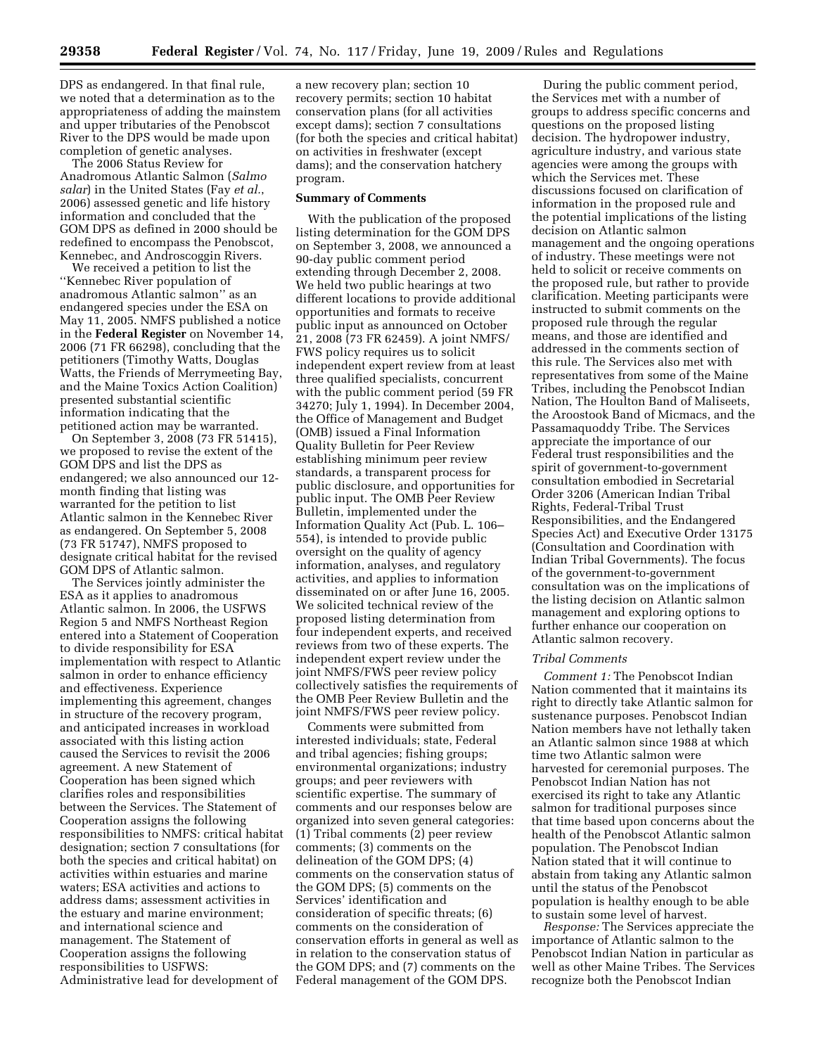DPS as endangered. In that final rule, we noted that a determination as to the appropriateness of adding the mainstem and upper tributaries of the Penobscot River to the DPS would be made upon completion of genetic analyses.

The 2006 Status Review for Anadromous Atlantic Salmon (*Salmo salar*) in the United States (Fay *et al.*, 2006) assessed genetic and life history information and concluded that the GOM DPS as defined in 2000 should be redefined to encompass the Penobscot, Kennebec, and Androscoggin Rivers.

We received a petition to list the ''Kennebec River population of anadromous Atlantic salmon'' as an endangered species under the ESA on May 11, 2005. NMFS published a notice in the **Federal Register** on November 14, 2006 (71 FR 66298), concluding that the petitioners (Timothy Watts, Douglas Watts, the Friends of Merrymeeting Bay, and the Maine Toxics Action Coalition) presented substantial scientific information indicating that the petitioned action may be warranted.

On September 3, 2008 (73 FR 51415), we proposed to revise the extent of the GOM DPS and list the DPS as endangered; we also announced our 12-month finding that listing was warranted for the petition to list Atlantic salmon in the Kennebec River as endangered. On September 5, 2008 (73 FR 51747), NMFS proposed to designate critical habitat for the revised GOM DPS of Atlantic salmon.

The Services jointly administer the ESA as it applies to anadromous Atlantic salmon. In 2006, the USFWS Region 5 and NMFS Northeast Region entered into a Statement of Cooperation to divide responsibility for ESA implementation with respect to Atlantic salmon in order to enhance efficiency and effectiveness. Experience implementing this agreement, changes in structure of the recovery program, and anticipated increases in workload associated with this listing action caused the Services to revisit the 2006 agreement. A new Statement of Cooperation has been signed which clarifies roles and responsibilities between the Services. The Statement of Cooperation assigns the following responsibilities to NMFS: critical habitat designation; section 7 consultations (for both the species and critical habitat) on activities within estuaries and marine waters; ESA activities and actions to address dams; assessment activities in the estuary and marine environment; and international science and management. The Statement of Cooperation assigns the following responsibilities to USFWS: Administrative lead for development of a new recovery plan; section 10 recovery permits; section 10 habitat conservation plans (for all activities except dams); section 7 consultations (for both the species and critical habitat) on activities in freshwater (except dams); and the conservation hatchery program.

**Summary of Comments**

With the publication of the proposed listing determination for the GOM DPS on September 3, 2008, we announced a 90-day public comment period extending through December 2, 2008. We held two public hearings at two different locations to provide additional opportunities and formats to receive public input as announced on October 21, 2008 (73 FR 62459). A joint NMFS/FWS policy requires us to solicit independent expert review from at least three qualified specialists, concurrent with the public comment period (59 FR 34270; July 1, 1994). In December 2004, the Office of Management and Budget (OMB) issued a Final Information Quality Bulletin for Peer Review establishing minimum peer review standards, a transparent process for public disclosure, and opportunities for public input. The OMB Peer Review Bulletin, implemented under the Information Quality Act (Pub. L. 106–554), is intended to provide public oversight on the quality of agency information, analyses, and regulatory activities, and applies to information disseminated on or after June 16, 2005. We solicited technical review of the proposed listing determination from four independent experts, and received reviews from two of these experts. The independent expert review under the joint NMFS/FWS peer review policy collectively satisfies the requirements of the OMB Peer Review Bulletin and the joint NMFS/FWS peer review policy.

Comments were submitted from interested individuals; state, Federal and tribal agencies; fishing groups; environmental organizations; industry groups; and peer reviewers with scientific expertise. The summary of comments and our responses below are organized into seven general categories: (1) Tribal comments (2) peer review comments; (3) comments on the delineation of the GOM DPS; (4) comments on the conservation status of the GOM DPS; (5) comments on the Services' identification and consideration of specific threats; (6) comments on the consideration of conservation efforts in general as well as in relation to the conservation status of the GOM DPS; and (7) comments on the Federal management of the GOM DPS.

During the public comment period, the Services met with a number of groups to address specific concerns and questions on the proposed listing decision. The hydropower industry, agriculture industry, and various state agencies were among the groups with which the Services met. These discussions focused on clarification of information in the proposed rule and the potential implications of the listing decision on Atlantic salmon management and the ongoing operations of industry. These meetings were not held to solicit or receive comments on the proposed rule, but rather to provide clarification. Meeting participants were instructed to submit comments on the proposed rule through the regular means, and those are identified and addressed in the comments section of this rule. The Services also met with representatives from some of the Maine Tribes, including the Penobscot Indian Nation, The Houlton Band of Maliseets, the Aroostook Band of Micmacs, and the Passamaquoddy Tribe. The Services appreciate the importance of our Federal trust responsibilities and the spirit of government-to-government consultation embodied in Secretarial Order 3206 (American Indian Tribal Rights, Federal-Tribal Trust Responsibilities, and the Endangered Species Act) and Executive Order 13175 (Consultation and Coordination with Indian Tribal Governments). The focus of the government-to-government consultation was on the implications of the listing decision on Atlantic salmon management and exploring options to further enhance our cooperation on Atlantic salmon recovery.

*Tribal Comments*

*Comment 1:* The Penobscot Indian Nation commented that it maintains its right to directly take Atlantic salmon for sustenance purposes. Penobscot Indian Nation members have not lethally taken an Atlantic salmon since 1988 at which time two Atlantic salmon were harvested for ceremonial purposes. The Penobscot Indian Nation has not exercised its right to take any Atlantic salmon for traditional purposes since that time based upon concerns about the health of the Penobscot Atlantic salmon population. The Penobscot Indian Nation stated that it will continue to abstain from taking any Atlantic salmon until the status of the Penobscot population is healthy enough to be able to sustain some level of harvest.

*Response:* The Services appreciate the importance of Atlantic salmon to the Penobscot Indian Nation in particular as well as other Maine Tribes. The Services recognize both the Penobscot Indian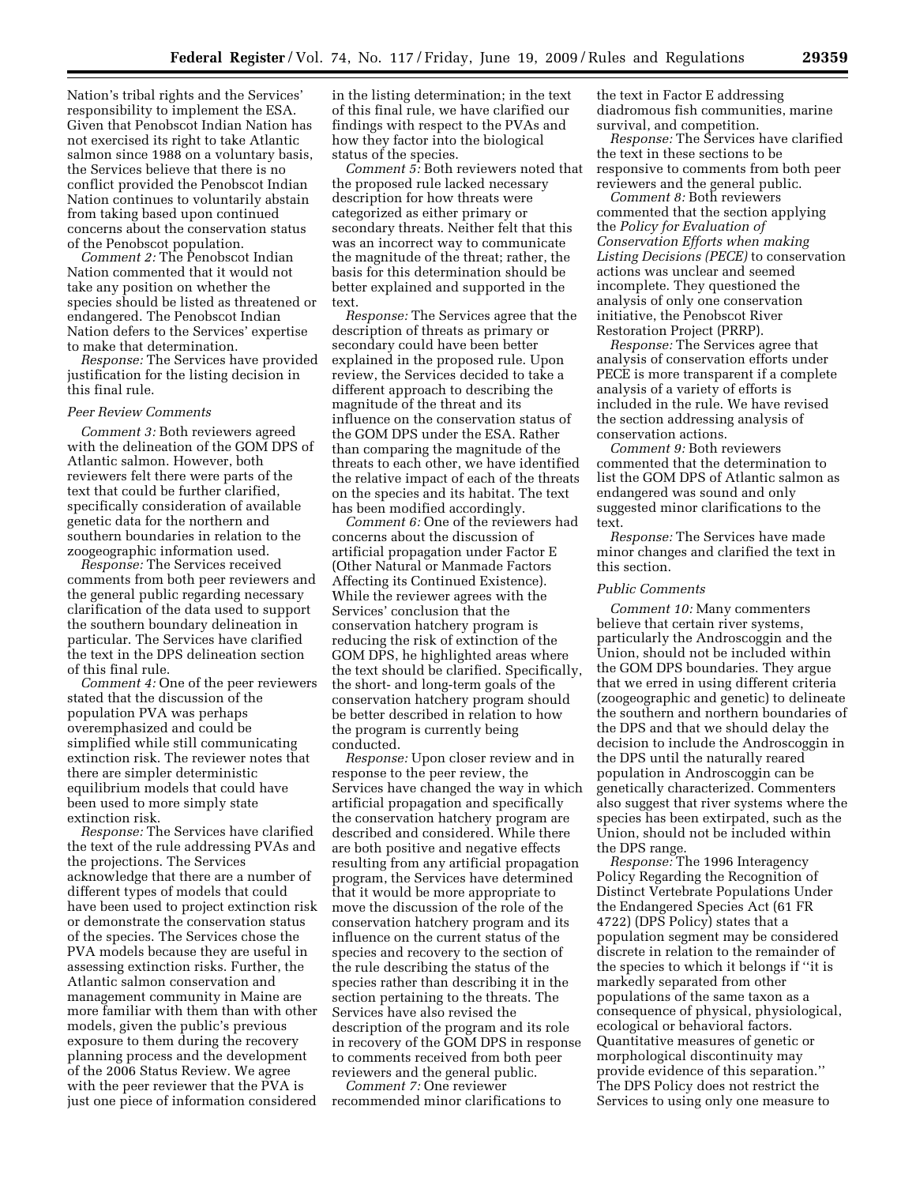Nation's tribal rights and the Services' responsibility to implement the ESA. Given that Penobscot Indian Nation has not exercised its right to take Atlantic salmon since 1988 on a voluntary basis, the Services believe that there is no conflict provided the Penobscot Indian Nation continues to voluntarily abstain from taking based upon continued concerns about the conservation status of the Penobscot population.

*Comment 2:* The Penobscot Indian Nation commented that it would not take any position on whether the species should be listed as threatened or endangered. The Penobscot Indian Nation defers to the Services' expertise to make that determination.

*Response:* The Services have provided justification for the listing decision in this final rule.

### *Peer Review Comments*

*Comment 3:* Both reviewers agreed with the delineation of the GOM DPS of Atlantic salmon. However, both reviewers felt there were parts of the text that could be further clarified, specifically consideration of available genetic data for the northern and southern boundaries in relation to the zoogeographic information used.

*Response:* The Services received comments from both peer reviewers and the general public regarding necessary clarification of the data used to support the southern boundary delineation in particular. The Services have clarified the text in the DPS delineation section of this final rule.

*Comment 4:* One of the peer reviewers stated that the discussion of the population PVA was perhaps overemphasized and could be simplified while still communicating extinction risk. The reviewer notes that there are simpler deterministic equilibrium models that could have been used to more simply state extinction risk.

*Response:* The Services have clarified the text of the rule addressing PVAs and the projections. The Services acknowledge that there are a number of different types of models that could have been used to project extinction risk or demonstrate the conservation status of the species. The Services chose the PVA models because they are useful in assessing extinction risks. Further, the Atlantic salmon conservation and management community in Maine are more familiar with them than with other models, given the public's previous exposure to them during the recovery planning process and the development of the 2006 Status Review. We agree with the peer reviewer that the PVA is just one piece of information considered in the listing determination; in the text of this final rule, we have clarified our findings with respect to the PVAs and how they factor into the biological status of the species.

*Comment 5:* Both reviewers noted that the proposed rule lacked necessary description for how threats were categorized as either primary or secondary threats. Neither felt that this was an incorrect way to communicate the magnitude of the threat; rather, the basis for this determination should be better explained and supported in the text.

*Response:* The Services agree that the description of threats as primary or secondary could have been better explained in the proposed rule. Upon review, the Services decided to take a different approach to describing the magnitude of the threat and its influence on the conservation status of the GOM DPS under the ESA. Rather than comparing the magnitude of the threats to each other, we have identified the relative impact of each of the threats on the species and its habitat. The text has been modified accordingly.

*Comment 6:* One of the reviewers had concerns about the discussion of artificial propagation under Factor E (Other Natural or Manmade Factors Affecting its Continued Existence). While the reviewer agrees with the Services' conclusion that the conservation hatchery program is reducing the risk of extinction of the GOM DPS, he highlighted areas where the text should be clarified. Specifically, the short- and long-term goals of the conservation hatchery program should be better described in relation to how the program is currently being conducted.

*Response:* Upon closer review and in response to the peer review, the Services have changed the way in which artificial propagation and specifically the conservation hatchery program are described and considered. While there are both positive and negative effects resulting from any artificial propagation program, the Services have determined that it would be more appropriate to move the discussion of the role of the conservation hatchery program and its influence on the current status of the species and recovery to the section of the rule describing the status of the species rather than describing it in the section pertaining to the threats. The Services have also revised the description of the program and its role in recovery of the GOM DPS in response to comments received from both peer reviewers and the general public.

*Comment 7:* One reviewer recommended minor clarifications to the text in Factor E addressing diadromous fish communities, marine survival, and competition.

*Response:* The Services have clarified the text in these sections to be responsive to comments from both peer reviewers and the general public.

*Comment 8:* Both reviewers commented that the section applying the *Policy for Evaluation of Conservation Efforts when making Listing Decisions (PECE)* to conservation actions was unclear and seemed incomplete. They questioned the analysis of only one conservation initiative, the Penobscot River Restoration Project (PRRP).

*Response:* The Services agree that analysis of conservation efforts under PECE is more transparent if a complete analysis of a variety of efforts is included in the rule. We have revised the section addressing analysis of conservation actions.

*Comment 9:* Both reviewers commented that the determination to list the GOM DPS of Atlantic salmon as endangered was sound and only suggested minor clarifications to the text.

*Response:* The Services have made minor changes and clarified the text in this section.

### *Public Comments*

*Comment 10:* Many commenters believe that certain river systems, particularly the Androscoggin and the Union, should not be included within the GOM DPS boundaries. They argue that we erred in using different criteria (zoogeographic and genetic) to delineate the southern and northern boundaries of the DPS and that we should delay the decision to include the Androscoggin in the DPS until the naturally reared population in Androscoggin can be genetically characterized. Commenters also suggest that river systems where the species has been extirpated, such as the Union, should not be included within the DPS range.

*Response:* The 1996 Interagency Policy Regarding the Recognition of Distinct Vertebrate Populations Under the Endangered Species Act (61 FR 4722) (DPS Policy) states that a population segment may be considered discrete in relation to the remainder of the species to which it belongs if ''it is markedly separated from other populations of the same taxon as a consequence of physical, physiological, ecological or behavioral factors. Quantitative measures of genetic or morphological discontinuity may provide evidence of this separation.'' The DPS Policy does not restrict the Services to using only one measure to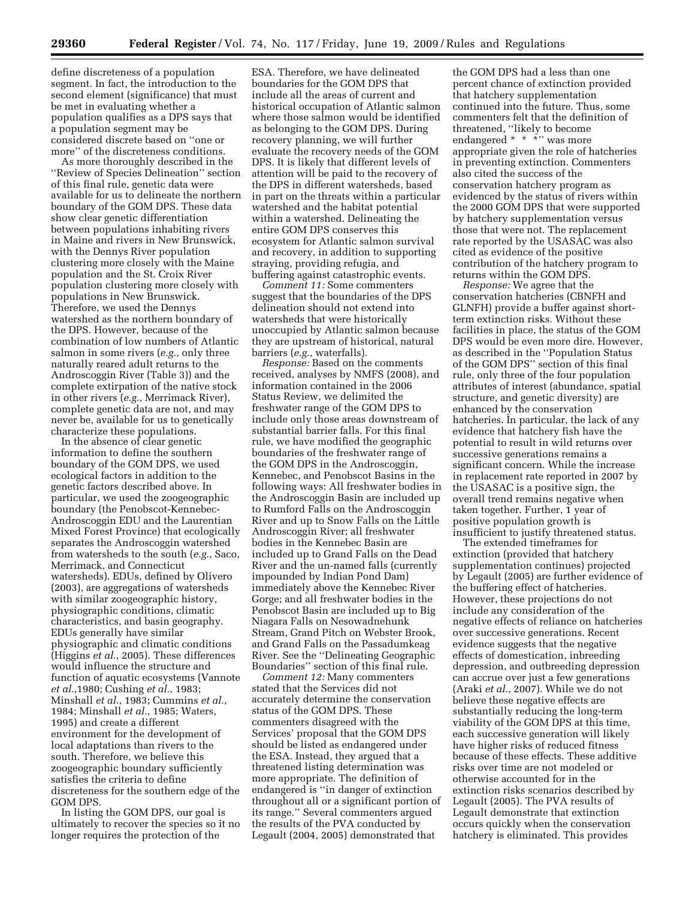define discreteness of a population segment. In fact, the introduction to the second element (significance) that must be met in evaluating whether a population qualifies as a DPS says that a population segment may be considered discrete based on ''one or more'' of the discreteness conditions.

As more thoroughly described in the ''Review of Species Delineation'' section of this final rule, genetic data were available for us to delineate the northern boundary of the GOM DPS. These data show clear genetic differentiation between populations inhabiting rivers in Maine and rivers in New Brunswick, with the Dennys River population clustering more closely with the Maine population and the St. Croix River population clustering more closely with populations in New Brunswick. Therefore, we used the Dennys watershed as the northern boundary of the DPS. However, because of the combination of low numbers of Atlantic salmon in some rivers (*e.g.*, only three naturally reared adult returns to the Androscoggin River (Table 3)) and the complete extirpation of the native stock in other rivers (*e.g.*, Merrimack River), complete genetic data are not, and may never be, available for us to genetically characterize these populations.

In the absence of clear genetic information to define the southern boundary of the GOM DPS, we used ecological factors in addition to the genetic factors described above. In particular, we used the zoogeographic boundary (the Penobscot-Kennebec-Androscoggin EDU and the Laurentian Mixed Forest Province) that ecologically separates the Androscoggin watershed from watersheds to the south (*e.g.*, Saco, Merrimack, and Connecticut watersheds). EDUs, defined by Olivero (2003), are aggregations of watersheds with similar zoogeographic history, physiographic conditions, climatic characteristics, and basin geography. EDUs generally have similar physiographic and climatic conditions (Higgins *et al.*, 2005). These differences would influence the structure and function of aquatic ecosystems (Vannote *et al.*,1980; Cushing *et al.*, 1983; Minshall *et al.*, 1983; Cummins *et al.*, 1984; Minshall *et al.*, 1985; Waters, 1995) and create a different environment for the development of local adaptations than rivers to the south. Therefore, we believe this zoogeographic boundary sufficiently satisfies the criteria to define discreteness for the southern edge of the GOM DPS.

In listing the GOM DPS, our goal is ultimately to recover the species so it no longer requires the protection of the ESA. Therefore, we have delineated boundaries for the GOM DPS that include all the areas of current and historical occupation of Atlantic salmon where those salmon would be identified as belonging to the GOM DPS. During recovery planning, we will further evaluate the recovery needs of the GOM DPS. It is likely that different levels of attention will be paid to the recovery of the DPS in different watersheds, based in part on the threats within a particular watershed and the habitat potential within a watershed. Delineating the entire GOM DPS conserves this ecosystem for Atlantic salmon survival and recovery, in addition to supporting straying, providing refugia, and buffering against catastrophic events.

*Comment 11:* Some commenters suggest that the boundaries of the DPS delineation should not extend into watersheds that were historically unoccupied by Atlantic salmon because they are upstream of historical, natural barriers (*e.g.*, waterfalls).

*Response:* Based on the comments received, analyses by NMFS (2008), and information contained in the 2006 Status Review, we delimited the freshwater range of the GOM DPS to include only those areas downstream of substantial barrier falls. For this final rule, we have modified the geographic boundaries of the freshwater range of the GOM DPS in the Androscoggin, Kennebec, and Penobscot Basins in the following ways: All freshwater bodies in the Androscoggin Basin are included up to Rumford Falls on the Androscoggin River and up to Snow Falls on the Little Androscoggin River; all freshwater bodies in the Kennebec Basin are included up to Grand Falls on the Dead River and the un-named falls (currently impounded by Indian Pond Dam) immediately above the Kennebec River Gorge; and all freshwater bodies in the Penobscot Basin are included up to Big Niagara Falls on Nesowadnehunk Stream, Grand Pitch on Webster Brook, and Grand Falls on the Passadumkeag River. See the ''Delineating Geographic Boundaries'' section of this final rule.

*Comment 12:* Many commenters stated that the Services did not accurately determine the conservation status of the GOM DPS. These commenters disagreed with the Services' proposal that the GOM DPS should be listed as endangered under the ESA. Instead, they argued that a threatened listing determination was more appropriate. The definition of endangered is ''in danger of extinction throughout all or a significant portion of its range.'' Several commenters argued the results of the PVA conducted by Legault (2004, 2005) demonstrated that the GOM DPS had a less than one percent chance of extinction provided that hatchery supplementation continued into the future. Thus, some commenters felt that the definition of threatened, ''likely to become endangered * * *'' was more appropriate given the role of hatcheries in preventing extinction. Commenters also cited the success of the conservation hatchery program as evidenced by the status of rivers within the 2000 GOM DPS that were supported by hatchery supplementation versus those that were not. The replacement rate reported by the USASAC was also cited as evidence of the positive contribution of the hatchery program to returns within the GOM DPS.

*Response:* We agree that the conservation hatcheries (CBNFH and GLNFH) provide a buffer against short-term extinction risks. Without these facilities in place, the status of the GOM DPS would be even more dire. However, as described in the ''Population Status of the GOM DPS'' section of this final rule, only three of the four population attributes of interest (abundance, spatial structure, and genetic diversity) are enhanced by the conservation hatcheries. In particular, the lack of any evidence that hatchery fish have the potential to result in wild returns over successive generations remains a significant concern. While the increase in replacement rate reported in 2007 by the USASAC is a positive sign, the overall trend remains negative when taken together. Further, 1 year of positive population growth is insufficient to justify threatened status.

The extended timeframes for extinction (provided that hatchery supplementation continues) projected by Legault (2005) are further evidence of the buffering effect of hatcheries. However, these projections do not include any consideration of the negative effects of reliance on hatcheries over successive generations. Recent evidence suggests that the negative effects of domestication, inbreeding depression, and outbreeding depression can accrue over just a few generations (Araki *et al.*, 2007). While we do not believe these negative effects are substantially reducing the long-term viability of the GOM DPS at this time, each successive generation will likely have higher risks of reduced fitness because of these effects. These additive risks over time are not modeled or otherwise accounted for in the extinction risks scenarios described by Legault (2005). The PVA results of Legault demonstrate that extinction occurs quickly when the conservation hatchery is eliminated. This provides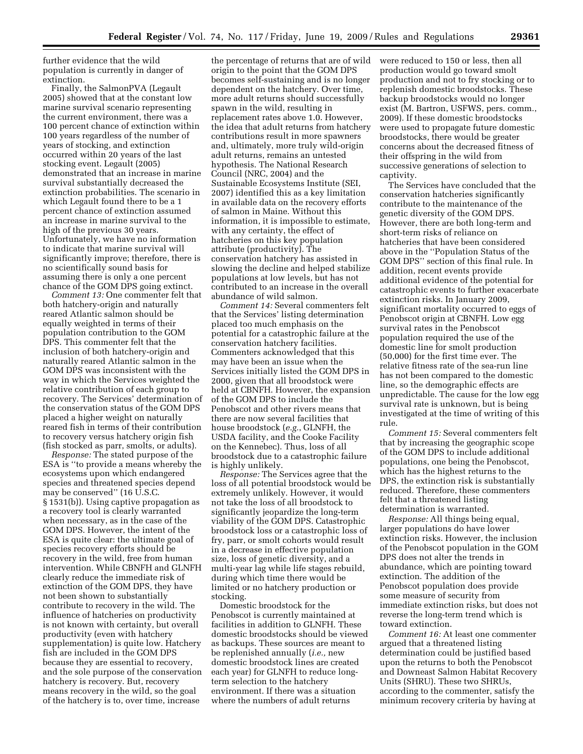further evidence that the wild population is currently in danger of extinction.

Finally, the SalmonPVA (Legault 2005) showed that at the constant low marine survival scenario representing the current environment, there was a 100 percent chance of extinction within 100 years regardless of the number of years of stocking, and extinction occurred within 20 years of the last stocking event. Legault (2005) demonstrated that an increase in marine survival substantially decreased the extinction probabilities. The scenario in which Legault found there to be a 1 percent chance of extinction assumed an increase in marine survival to the high of the previous 30 years. Unfortunately, we have no information to indicate that marine survival will significantly improve; therefore, there is no scientifically sound basis for assuming there is only a one percent chance of the GOM DPS going extinct.

*Comment 13:* One commenter felt that both hatchery-origin and naturally reared Atlantic salmon should be equally weighted in terms of their population contribution to the GOM DPS. This commenter felt that the inclusion of both hatchery-origin and naturally reared Atlantic salmon in the GOM DPS was inconsistent with the way in which the Services weighted the relative contribution of each group to recovery. The Services' determination of the conservation status of the GOM DPS placed a higher weight on naturally reared fish in terms of their contribution to recovery versus hatchery origin fish (fish stocked as parr, smolts, or adults).

*Response:* The stated purpose of the ESA is "to provide a means whereby the ecosystems upon which endangered species and threatened species depend may be conserved" (16 U.S.C. § 1531(b)). Using captive propagation as a recovery tool is clearly warranted when necessary, as in the case of the GOM DPS. However, the intent of the ESA is quite clear: the ultimate goal of species recovery efforts should be recovery in the wild, free from human intervention. While CBNFH and GLNFH clearly reduce the immediate risk of extinction of the GOM DPS, they have not been shown to substantially contribute to recovery in the wild. The influence of hatcheries on productivity is not known with certainty, but overall productivity (even with hatchery supplementation) is quite low. Hatchery fish are included in the GOM DPS because they are essential to recovery, and the sole purpose of the conservation hatchery is recovery. But, recovery means recovery in the wild, so the goal of the hatchery is to, over time, increase the percentage of returns that are of wild origin to the point that the GOM DPS becomes self-sustaining and is no longer dependent on the hatchery. Over time, more adult returns should successfully spawn in the wild, resulting in replacement rates above 1.0. However, the idea that adult returns from hatchery contributions result in more spawners and, ultimately, more truly wild-origin adult returns, remains an untested hypothesis. The National Research Council (NRC, 2004) and the Sustainable Ecosystems Institute (SEI, 2007) identified this as a key limitation in available data on the recovery efforts of salmon in Maine. Without this information, it is impossible to estimate, with any certainty, the effect of hatcheries on this key population attribute (productivity). The conservation hatchery has assisted in slowing the decline and helped stabilize populations at low levels, but has not contributed to an increase in the overall abundance of wild salmon.

*Comment 14:* Several commenters felt that the Services' listing determination placed too much emphasis on the potential for a catastrophic failure at the conservation hatchery facilities. Commenters acknowledged that this may have been an issue when the Services initially listed the GOM DPS in 2000, given that all broodstock were held at CBNFH. However, the expansion of the GOM DPS to include the Penobscot and other rivers means that there are now several facilities that house broodstock (*e.g.*, GLNFH, the USDA facility, and the Cooke Facility on the Kennebec). Thus, loss of all broodstock due to a catastrophic failure is highly unlikely.

*Response:* The Services agree that the loss of all potential broodstock would be extremely unlikely. However, it would not take the loss of all broodstock to significantly jeopardize the long-term viability of the GOM DPS. Catastrophic broodstock loss or a catastrophic loss of fry, parr, or smolt cohorts would result in a decrease in effective population size, loss of genetic diversity, and a multi-year lag while life stages rebuild, during which time there would be limited or no hatchery production or stocking.

Domestic broodstock for the Penobscot is currently maintained at facilities in addition to GLNFH. These domestic broodstocks should be viewed as backups. These sources are meant to be replenished annually (*i.e.,* new domestic broodstock lines are created each year) for GLNFH to reduce long-term selection to the hatchery environment. If there was a situation where the numbers of adult returns were reduced to 150 or less, then all production would go toward smolt production and not to fry stocking or to replenish domestic broodstocks. These backup broodstocks would no longer exist (M. Bartron, USFWS, pers. comm., 2009). If these domestic broodstocks were used to propagate future domestic broodstocks, there would be greater concerns about the decreased fitness of their offspring in the wild from successive generations of selection to captivity.

The Services have concluded that the conservation hatcheries significantly contribute to the maintenance of the genetic diversity of the GOM DPS. However, there are both long-term and short-term risks of reliance on hatcheries that have been considered above in the "Population Status of the GOM DPS" section of this final rule. In addition, recent events provide additional evidence of the potential for catastrophic events to further exacerbate extinction risks. In January 2009, significant mortality occurred to eggs of Penobscot origin at CBNFH. Low egg survival rates in the Penobscot population required the use of the domestic line for smolt production (50,000) for the first time ever. The relative fitness rate of the sea-run line has not been compared to the domestic line, so the demographic effects are unpredictable. The cause for the low egg survival rate is unknown, but is being investigated at the time of writing of this rule.

*Comment 15:* Several commenters felt that by increasing the geographic scope of the GOM DPS to include additional populations, one being the Penobscot, which has the highest returns to the DPS, the extinction risk is substantially reduced. Therefore, these commenters felt that a threatened listing determination is warranted.

*Response:* All things being equal, larger populations do have lower extinction risks. However, the inclusion of the Penobscot population in the GOM DPS does not alter the trends in abundance, which are pointing toward extinction. The addition of the Penobscot population does provide some measure of security from immediate extinction risks, but does not reverse the long-term trend which is toward extinction.

*Comment 16:* At least one commenter argued that a threatened listing determination could be justified based upon the returns to both the Penobscot and Downeast Salmon Habitat Recovery Units (SHRU). These two SHRUs, according to the commenter, satisfy the minimum recovery criteria by having at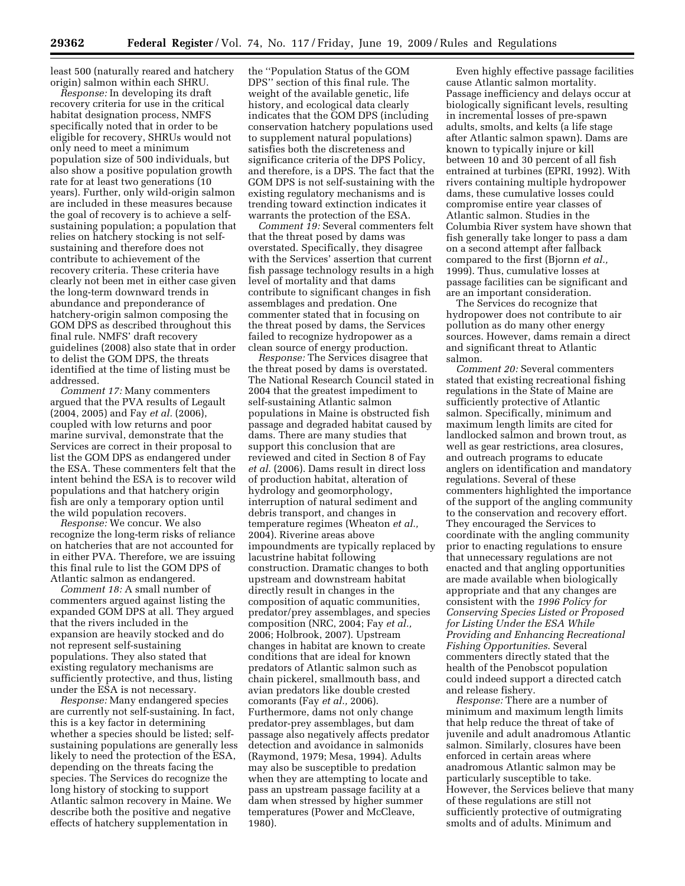least 500 (naturally reared and hatchery origin) salmon within each SHRU.

*Response:* In developing its draft recovery criteria for use in the critical habitat designation process, NMFS specifically noted that in order to be eligible for recovery, SHRUs would not only need to meet a minimum population size of 500 individuals, but also show a positive population growth rate for at least two generations (10 years). Further, only wild-origin salmon are included in these measures because the goal of recovery is to achieve a self-sustaining population; a population that relies on hatchery stocking is not self-sustaining and therefore does not contribute to achievement of the recovery criteria. These criteria have clearly not been met in either case given the long-term downward trends in abundance and preponderance of hatchery-origin salmon composing the GOM DPS as described throughout this final rule. NMFS' draft recovery guidelines (2008) also state that in order to delist the GOM DPS, the threats identified at the time of listing must be addressed.

*Comment 17:* Many commenters argued that the PVA results of Legault (2004, 2005) and Fay *et al.* (2006), coupled with low returns and poor marine survival, demonstrate that the Services are correct in their proposal to list the GOM DPS as endangered under the ESA. These commenters felt that the intent behind the ESA is to recover wild populations and that hatchery origin fish are only a temporary option until the wild population recovers.

*Response:* We concur. We also recognize the long-term risks of reliance on hatcheries that are not accounted for in either PVA. Therefore, we are issuing this final rule to list the GOM DPS of Atlantic salmon as endangered.

*Comment 18:* A small number of commenters argued against listing the expanded GOM DPS at all. They argued that the rivers included in the expansion are heavily stocked and do not represent self-sustaining populations. They also stated that existing regulatory mechanisms are sufficiently protective, and thus, listing under the ESA is not necessary.

*Response:* Many endangered species are currently not self-sustaining. In fact, this is a key factor in determining whether a species should be listed; self-sustaining populations are generally less likely to need the protection of the ESA, depending on the threats facing the species. The Services do recognize the long history of stocking to support Atlantic salmon recovery in Maine. We describe both the positive and negative effects of hatchery supplementation in the ''Population Status of the GOM DPS'' section of this final rule. The weight of the available genetic, life history, and ecological data clearly indicates that the GOM DPS (including conservation hatchery populations used to supplement natural populations) satisfies both the discreteness and significance criteria of the DPS Policy, and therefore, is a DPS. The fact that the GOM DPS is not self-sustaining with the existing regulatory mechanisms and is trending toward extinction indicates it warrants the protection of the ESA.

*Comment 19:* Several commenters felt that the threat posed by dams was overstated. Specifically, they disagree with the Services' assertion that current fish passage technology results in a high level of mortality and that dams contribute to significant changes in fish assemblages and predation. One commenter stated that in focusing on the threat posed by dams, the Services failed to recognize hydropower as a clean source of energy production.

*Response:* The Services disagree that the threat posed by dams is overstated. The National Research Council stated in 2004 that the greatest impediment to self-sustaining Atlantic salmon populations in Maine is obstructed fish passage and degraded habitat caused by dams. There are many studies that support this conclusion that are reviewed and cited in Section 8 of Fay *et al.* (2006). Dams result in direct loss of production habitat, alteration of hydrology and geomorphology, interruption of natural sediment and debris transport, and changes in temperature regimes (Wheaton *et al.,* 2004). Riverine areas above impoundments are typically replaced by lacustrine habitat following construction. Dramatic changes to both upstream and downstream habitat directly result in changes in the composition of aquatic communities, predator/prey assemblages, and species composition (NRC, 2004; Fay *et al.,* 2006; Holbrook, 2007). Upstream changes in habitat are known to create conditions that are ideal for known predators of Atlantic salmon such as chain pickerel, smallmouth bass, and avian predators like double crested comorants (Fay *et al.,* 2006). Furthermore, dams not only change predator-prey assemblages, but dam passage also negatively affects predator detection and avoidance in salmonids (Raymond, 1979; Mesa, 1994). Adults may also be susceptible to predation when they are attempting to locate and pass an upstream passage facility at a dam when stressed by higher summer temperatures (Power and McCleave, 1980).

Even highly effective passage facilities cause Atlantic salmon mortality. Passage inefficiency and delays occur at biologically significant levels, resulting in incremental losses of pre-spawn adults, smolts, and kelts (a life stage after Atlantic salmon spawn). Dams are known to typically injure or kill between 10 and 30 percent of all fish entrained at turbines (EPRI, 1992). With rivers containing multiple hydropower dams, these cumulative losses could compromise entire year classes of Atlantic salmon. Studies in the Columbia River system have shown that fish generally take longer to pass a dam on a second attempt after fallback compared to the first (Bjornn *et al.,* 1999). Thus, cumulative losses at passage facilities can be significant and are an important consideration.

The Services do recognize that hydropower does not contribute to air pollution as do many other energy sources. However, dams remain a direct and significant threat to Atlantic salmon.

*Comment 20:* Several commenters stated that existing recreational fishing regulations in the State of Maine are sufficiently protective of Atlantic salmon. Specifically, minimum and maximum length limits are cited for landlocked salmon and brown trout, as well as gear restrictions, area closures, and outreach programs to educate anglers on identification and mandatory regulations. Several of these commenters highlighted the importance of the support of the angling community to the conservation and recovery effort. They encouraged the Services to coordinate with the angling community prior to enacting regulations to ensure that unnecessary regulations are not enacted and that angling opportunities are made available when biologically appropriate and that any changes are consistent with the *1996 Policy for Conserving Species Listed or Proposed for Listing Under the ESA While Providing and Enhancing Recreational Fishing Opportunities*. Several commenters directly stated that the health of the Penobscot population could indeed support a directed catch and release fishery.

*Response:* There are a number of minimum and maximum length limits that help reduce the threat of take of juvenile and adult anadromous Atlantic salmon. Similarly, closures have been enforced in certain areas where anadromous Atlantic salmon may be particularly susceptible to take. However, the Services believe that many of these regulations are still not sufficiently protective of outmigrating smolts and of adults. Minimum and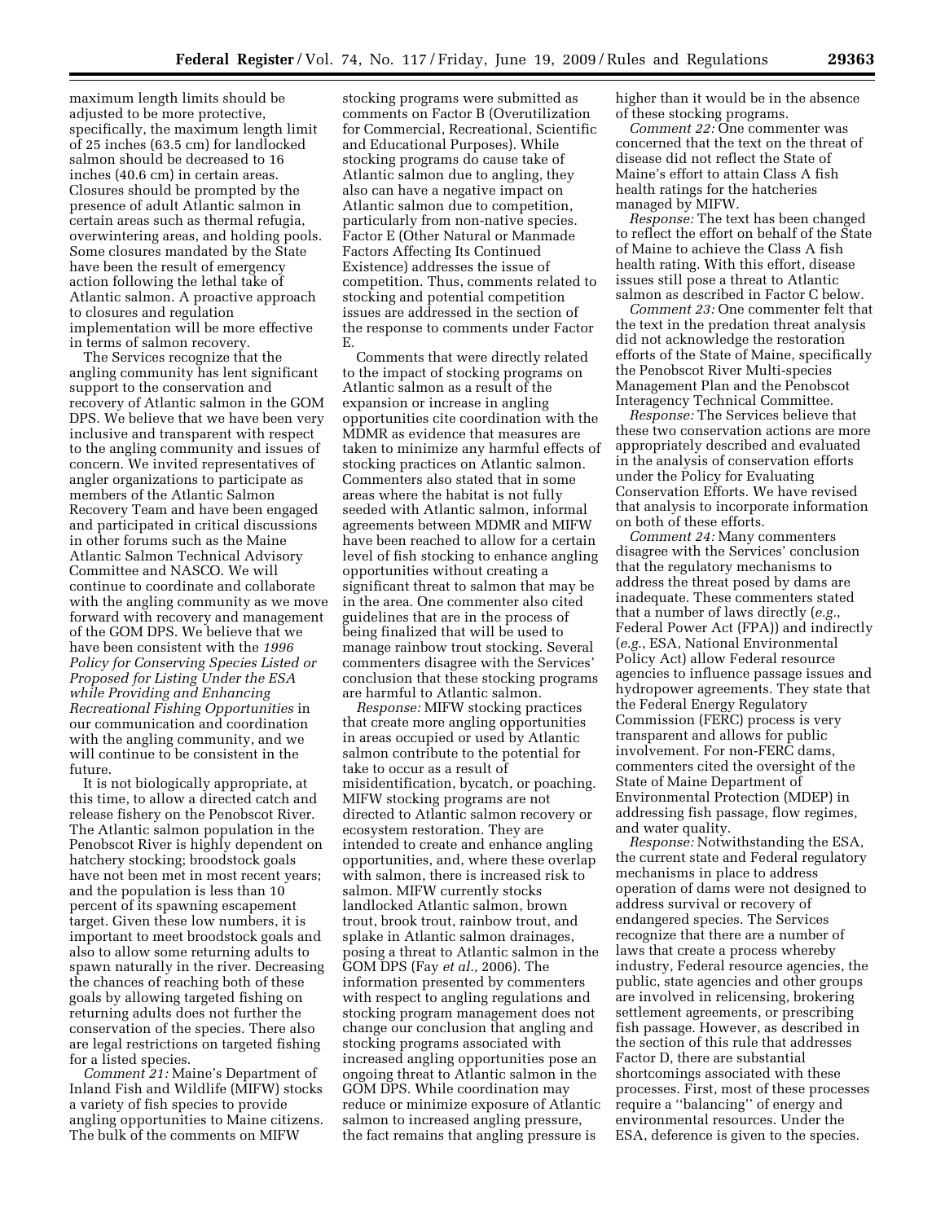maximum length limits should be adjusted to be more protective, specifically, the maximum length limit of 25 inches (63.5 cm) for landlocked salmon should be decreased to 16 inches (40.6 cm) in certain areas. Closures should be prompted by the presence of adult Atlantic salmon in certain areas such as thermal refugia, overwintering areas, and holding pools. Some closures mandated by the State have been the result of emergency action following the lethal take of Atlantic salmon. A proactive approach to closures and regulation implementation will be more effective in terms of salmon recovery.

The Services recognize that the angling community has lent significant support to the conservation and recovery of Atlantic salmon in the GOM DPS. We believe that we have been very inclusive and transparent with respect to the angling community and issues of concern. We invited representatives of angler organizations to participate as members of the Atlantic Salmon Recovery Team and have been engaged and participated in critical discussions in other forums such as the Maine Atlantic Salmon Technical Advisory Committee and NASCO. We will continue to coordinate and collaborate with the angling community as we move forward with recovery and management of the GOM DPS. We believe that we have been consistent with the *1996 Policy for Conserving Species Listed or Proposed for Listing Under the ESA while Providing and Enhancing Recreational Fishing Opportunities* in our communication and coordination with the angling community, and we will continue to be consistent in the future.

It is not biologically appropriate, at this time, to allow a directed catch and release fishery on the Penobscot River. The Atlantic salmon population in the Penobscot River is highly dependent on hatchery stocking; broodstock goals have not been met in most recent years; and the population is less than 10 percent of its spawning escapement target. Given these low numbers, it is important to meet broodstock goals and also to allow some returning adults to spawn naturally in the river. Decreasing the chances of reaching both of these goals by allowing targeted fishing on returning adults does not further the conservation of the species. There also are legal restrictions on targeted fishing for a listed species.

*Comment 21:* Maine's Department of Inland Fish and Wildlife (MIFW) stocks a variety of fish species to provide angling opportunities to Maine citizens. The bulk of the comments on MIFW stocking programs were submitted as comments on Factor B (Overutilization for Commercial, Recreational, Scientific and Educational Purposes). While stocking programs do cause take of Atlantic salmon due to angling, they also can have a negative impact on Atlantic salmon due to competition, particularly from non-native species. Factor E (Other Natural or Manmade Factors Affecting Its Continued Existence) addresses the issue of competition. Thus, comments related to stocking and potential competition issues are addressed in the section of the response to comments under Factor E.

Comments that were directly related to the impact of stocking programs on Atlantic salmon as a result of the expansion or increase in angling opportunities cite coordination with the MDMR as evidence that measures are taken to minimize any harmful effects of stocking practices on Atlantic salmon. Commenters also stated that in some areas where the habitat is not fully seeded with Atlantic salmon, informal agreements between MDMR and MIFW have been reached to allow for a certain level of fish stocking to enhance angling opportunities without creating a significant threat to salmon that may be in the area. One commenter also cited guidelines that are in the process of being finalized that will be used to manage rainbow trout stocking. Several commenters disagree with the Services' conclusion that these stocking programs are harmful to Atlantic salmon.

*Response:* MIFW stocking practices that create more angling opportunities in areas occupied or used by Atlantic salmon contribute to the potential for take to occur as a result of misidentification, bycatch, or poaching. MIFW stocking programs are not directed to Atlantic salmon recovery or ecosystem restoration. They are intended to create and enhance angling opportunities, and, where these overlap with salmon, there is increased risk to salmon. MIFW currently stocks landlocked Atlantic salmon, brown trout, brook trout, rainbow trout, and splake in Atlantic salmon drainages, posing a threat to Atlantic salmon in the GOM DPS (Fay *et al.,* 2006). The information presented by commenters with respect to angling regulations and stocking program management does not change our conclusion that angling and stocking programs associated with increased angling opportunities pose an ongoing threat to Atlantic salmon in the GOM DPS. While coordination may reduce or minimize exposure of Atlantic salmon to increased angling pressure, the fact remains that angling pressure is higher than it would be in the absence of these stocking programs.

*Comment 22:* One commenter was concerned that the text on the threat of disease did not reflect the State of Maine's effort to attain Class A fish health ratings for the hatcheries managed by MIFW.

*Response:* The text has been changed to reflect the effort on behalf of the State of Maine to achieve the Class A fish health rating. With this effort, disease issues still pose a threat to Atlantic salmon as described in Factor C below.

*Comment 23:* One commenter felt that the text in the predation threat analysis did not acknowledge the restoration efforts of the State of Maine, specifically the Penobscot River Multi-species Management Plan and the Penobscot Interagency Technical Committee.

*Response:* The Services believe that these two conservation actions are more appropriately described and evaluated in the analysis of conservation efforts under the Policy for Evaluating Conservation Efforts. We have revised that analysis to incorporate information on both of these efforts.

*Comment 24:* Many commenters disagree with the Services' conclusion that the regulatory mechanisms to address the threat posed by dams are inadequate. These commenters stated that a number of laws directly (*e.g.*, Federal Power Act (FPA)) and indirectly (*e.g.*, ESA, National Environmental Policy Act) allow Federal resource agencies to influence passage issues and hydropower agreements. They state that the Federal Energy Regulatory Commission (FERC) process is very transparent and allows for public involvement. For non-FERC dams, commenters cited the oversight of the State of Maine Department of Environmental Protection (MDEP) in addressing fish passage, flow regimes, and water quality.

*Response:* Notwithstanding the ESA, the current state and Federal regulatory mechanisms in place to address operation of dams were not designed to address survival or recovery of endangered species. The Services recognize that there are a number of laws that create a process whereby industry, Federal resource agencies, the public, state agencies and other groups are involved in relicensing, brokering settlement agreements, or prescribing fish passage. However, as described in the section of this rule that addresses Factor D, there are substantial shortcomings associated with these processes. First, most of these processes require a ''balancing'' of energy and environmental resources. Under the ESA, deference is given to the species.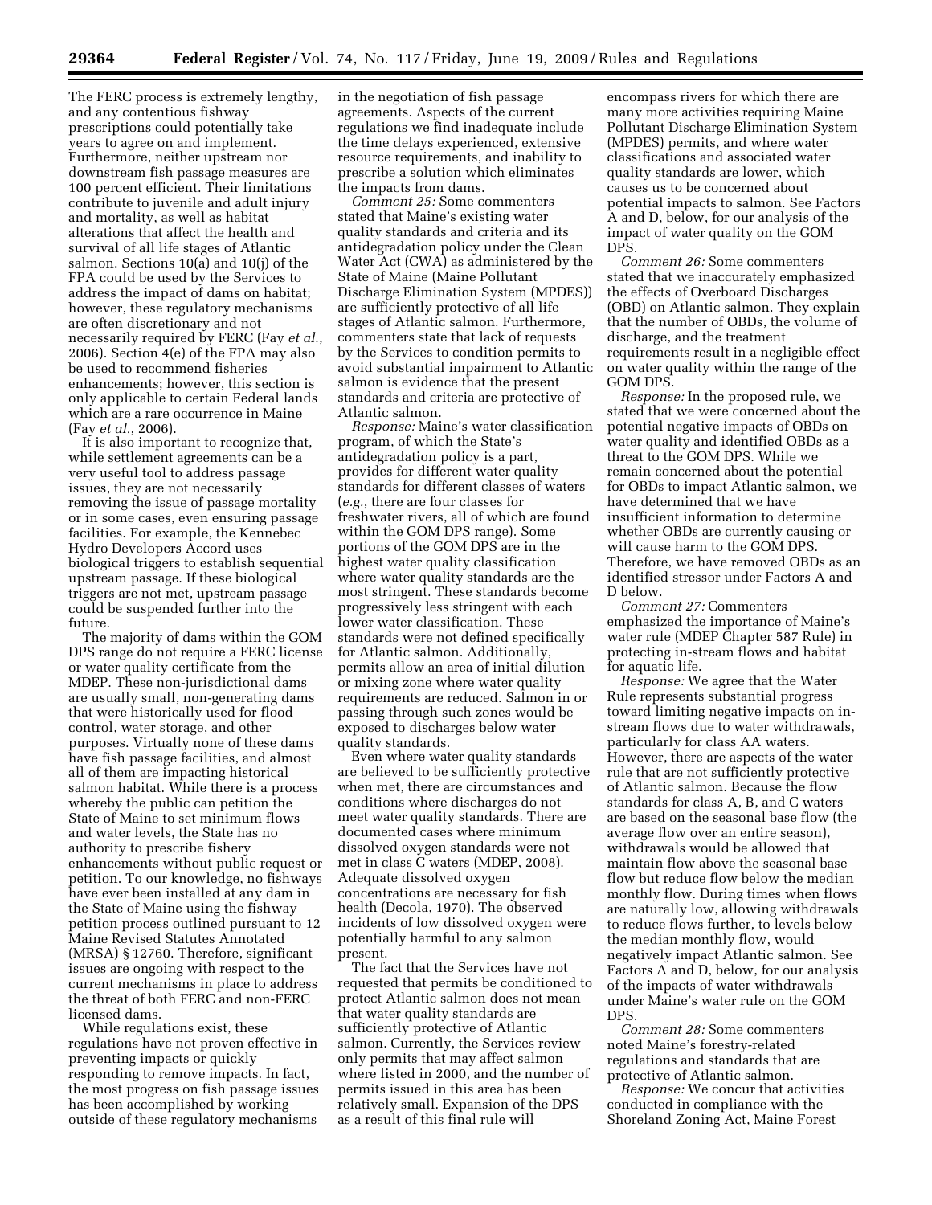The FERC process is extremely lengthy, and any contentious fishway prescriptions could potentially take years to agree on and implement. Furthermore, neither upstream nor downstream fish passage measures are 100 percent efficient. Their limitations contribute to juvenile and adult injury and mortality, as well as habitat alterations that affect the health and survival of all life stages of Atlantic salmon. Sections 10(a) and 10(j) of the FPA could be used by the Services to address the impact of dams on habitat; however, these regulatory mechanisms are often discretionary and not necessarily required by FERC (Fay *et al.*, 2006). Section 4(e) of the FPA may also be used to recommend fisheries enhancements; however, this section is only applicable to certain Federal lands which are a rare occurrence in Maine (Fay *et al.*, 2006).

It is also important to recognize that, while settlement agreements can be a very useful tool to address passage issues, they are not necessarily removing the issue of passage mortality or in some cases, even ensuring passage facilities. For example, the Kennebec Hydro Developers Accord uses biological triggers to establish sequential upstream passage. If these biological triggers are not met, upstream passage could be suspended further into the future.

The majority of dams within the GOM DPS range do not require a FERC license or water quality certificate from the MDEP. These non-jurisdictional dams are usually small, non-generating dams that were historically used for flood control, water storage, and other purposes. Virtually none of these dams have fish passage facilities, and almost all of them are impacting historical salmon habitat. While there is a process whereby the public can petition the State of Maine to set minimum flows and water levels, the State has no authority to prescribe fishery enhancements without public request or petition. To our knowledge, no fishways have ever been installed at any dam in the State of Maine using the fishway petition process outlined pursuant to 12 Maine Revised Statutes Annotated (MRSA) § 12760. Therefore, significant issues are ongoing with respect to the current mechanisms in place to address the threat of both FERC and non-FERC licensed dams.

While regulations exist, these regulations have not proven effective in preventing impacts or quickly responding to remove impacts. In fact, the most progress on fish passage issues has been accomplished by working outside of these regulatory mechanisms in the negotiation of fish passage agreements. Aspects of the current regulations we find inadequate include the time delays experienced, extensive resource requirements, and inability to prescribe a solution which eliminates the impacts from dams.

*Comment 25:* Some commenters stated that Maine's existing water quality standards and criteria and its antidegradation policy under the Clean Water Act (CWA) as administered by the State of Maine (Maine Pollutant Discharge Elimination System (MPDES)) are sufficiently protective of all life stages of Atlantic salmon. Furthermore, commenters state that lack of requests by the Services to condition permits to avoid substantial impairment to Atlantic salmon is evidence that the present standards and criteria are protective of Atlantic salmon.

*Response:* Maine's water classification program, of which the State's antidegradation policy is a part, provides for different water quality standards for different classes of waters (*e.g.*, there are four classes for freshwater rivers, all of which are found within the GOM DPS range). Some portions of the GOM DPS are in the highest water quality classification where water quality standards are the most stringent. These standards become progressively less stringent with each lower water classification. These standards were not defined specifically for Atlantic salmon. Additionally, permits allow an area of initial dilution or mixing zone where water quality requirements are reduced. Salmon in or passing through such zones would be exposed to discharges below water quality standards.

Even where water quality standards are believed to be sufficiently protective when met, there are circumstances and conditions where discharges do not meet water quality standards. There are documented cases where minimum dissolved oxygen standards were not met in class C waters (MDEP, 2008). Adequate dissolved oxygen concentrations are necessary for fish health (Decola, 1970). The observed incidents of low dissolved oxygen were potentially harmful to any salmon present.

The fact that the Services have not requested that permits be conditioned to protect Atlantic salmon does not mean that water quality standards are sufficiently protective of Atlantic salmon. Currently, the Services review only permits that may affect salmon where listed in 2000, and the number of permits issued in this area has been relatively small. Expansion of the DPS as a result of this final rule will encompass rivers for which there are many more activities requiring Maine Pollutant Discharge Elimination System (MPDES) permits, and where water classifications and associated water quality standards are lower, which causes us to be concerned about potential impacts to salmon. See Factors A and D, below, for our analysis of the impact of water quality on the GOM DPS.

*Comment 26:* Some commenters stated that we inaccurately emphasized the effects of Overboard Discharges (OBD) on Atlantic salmon. They explain that the number of OBDs, the volume of discharge, and the treatment requirements result in a negligible effect on water quality within the range of the GOM DPS.

*Response:* In the proposed rule, we stated that we were concerned about the potential negative impacts of OBDs on water quality and identified OBDs as a threat to the GOM DPS. While we remain concerned about the potential for OBDs to impact Atlantic salmon, we have determined that we have insufficient information to determine whether OBDs are currently causing or will cause harm to the GOM DPS. Therefore, we have removed OBDs as an identified stressor under Factors A and D below.

*Comment 27:* Commenters emphasized the importance of Maine's water rule (MDEP Chapter 587 Rule) in protecting in-stream flows and habitat for aquatic life.

*Response:* We agree that the Water Rule represents substantial progress toward limiting negative impacts on in-stream flows due to water withdrawals, particularly for class AA waters. However, there are aspects of the water rule that are not sufficiently protective of Atlantic salmon. Because the flow standards for class A, B, and C waters are based on the seasonal base flow (the average flow over an entire season), withdrawals would be allowed that maintain flow above the seasonal base flow but reduce flow below the median monthly flow. During times when flows are naturally low, allowing withdrawals to reduce flows further, to levels below the median monthly flow, would negatively impact Atlantic salmon. See Factors A and D, below, for our analysis of the impacts of water withdrawals under Maine's water rule on the GOM DPS.

*Comment 28:* Some commenters noted Maine's forestry-related regulations and standards that are protective of Atlantic salmon.

*Response:* We concur that activities conducted in compliance with the Shoreland Zoning Act, Maine Forest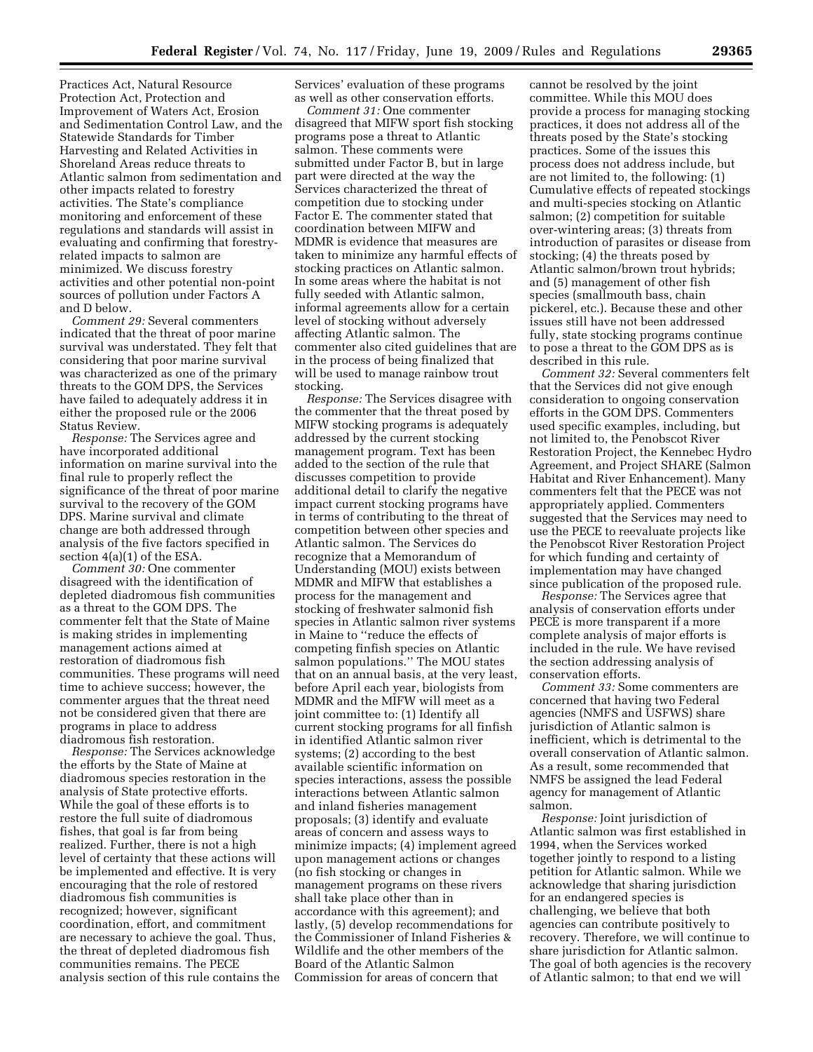Practices Act, Natural Resource Protection Act, Protection and Improvement of Waters Act, Erosion and Sedimentation Control Law, and the Statewide Standards for Timber Harvesting and Related Activities in Shoreland Areas reduce threats to Atlantic salmon from sedimentation and other impacts related to forestry activities. The State's compliance monitoring and enforcement of these regulations and standards will assist in evaluating and confirming that forestry-related impacts to salmon are minimized. We discuss forestry activities and other potential non-point sources of pollution under Factors A and D below.

*Comment 29:* Several commenters indicated that the threat of poor marine survival was understated. They felt that considering that poor marine survival was characterized as one of the primary threats to the GOM DPS, the Services have failed to adequately address it in either the proposed rule or the 2006 Status Review.

*Response:* The Services agree and have incorporated additional information on marine survival into the final rule to properly reflect the significance of the threat of poor marine survival to the recovery of the GOM DPS. Marine survival and climate change are both addressed through analysis of the five factors specified in section 4(a)(1) of the ESA.

*Comment 30:* One commenter disagreed with the identification of depleted diadromous fish communities as a threat to the GOM DPS. The commenter felt that the State of Maine is making strides in implementing management actions aimed at restoration of diadromous fish communities. These programs will need time to achieve success; however, the commenter argues that the threat need not be considered given that there are programs in place to address diadromous fish restoration.

*Response:* The Services acknowledge the efforts by the State of Maine at diadromous species restoration in the analysis of State protective efforts. While the goal of these efforts is to restore the full suite of diadromous fishes, that goal is far from being realized. Further, there is not a high level of certainty that these actions will be implemented and effective. It is very encouraging that the role of restored diadromous fish communities is recognized; however, significant coordination, effort, and commitment are necessary to achieve the goal. Thus, the threat of depleted diadromous fish communities remains. The PECE analysis section of this rule contains the Services' evaluation of these programs as well as other conservation efforts.

*Comment 31:* One commenter disagreed that MIFW sport fish stocking programs pose a threat to Atlantic salmon. These comments were submitted under Factor B, but in large part were directed at the way the Services characterized the threat of competition due to stocking under Factor E. The commenter stated that coordination between MIFW and MDMR is evidence that measures are taken to minimize any harmful effects of stocking practices on Atlantic salmon. In some areas where the habitat is not fully seeded with Atlantic salmon, informal agreements allow for a certain level of stocking without adversely affecting Atlantic salmon. The commenter also cited guidelines that are in the process of being finalized that will be used to manage rainbow trout stocking.

*Response:* The Services disagree with the commenter that the threat posed by MIFW stocking programs is adequately addressed by the current stocking management program. Text has been added to the section of the rule that discusses competition to provide additional detail to clarify the negative impact current stocking programs have in terms of contributing to the threat of competition between other species and Atlantic salmon. The Services do recognize that a Memorandum of Understanding (MOU) exists between MDMR and MIFW that establishes a process for the management and stocking of freshwater salmonid fish species in Atlantic salmon river systems in Maine to "reduce the effects of competing finfish species on Atlantic salmon populations." The MOU states that on an annual basis, at the very least, before April each year, biologists from MDMR and the MIFW will meet as a joint committee to: (1) Identify all current stocking programs for all finfish in identified Atlantic salmon river systems; (2) according to the best available scientific information on species interactions, assess the possible interactions between Atlantic salmon and inland fisheries management proposals; (3) identify and evaluate areas of concern and assess ways to minimize impacts; (4) implement agreed upon management actions or changes (no fish stocking or changes in management programs on these rivers shall take place other than in accordance with this agreement); and lastly, (5) develop recommendations for the Commissioner of Inland Fisheries & Wildlife and the other members of the Board of the Atlantic Salmon Commission for areas of concern that cannot be resolved by the joint committee. While this MOU does provide a process for managing stocking practices, it does not address all of the threats posed by the State's stocking practices. Some of the issues this process does not address include, but are not limited to, the following: (1) Cumulative effects of repeated stockings and multi-species stocking on Atlantic salmon; (2) competition for suitable over-wintering areas; (3) threats from introduction of parasites or disease from stocking; (4) the threats posed by Atlantic salmon/brown trout hybrids; and (5) management of other fish species (smallmouth bass, chain pickerel, etc.). Because these and other issues still have not been addressed fully, state stocking programs continue to pose a threat to the GOM DPS as is described in this rule.

*Comment 32:* Several commenters felt that the Services did not give enough consideration to ongoing conservation efforts in the GOM DPS. Commenters used specific examples, including, but not limited to, the Penobscot River Restoration Project, the Kennebec Hydro Agreement, and Project SHARE (Salmon Habitat and River Enhancement). Many commenters felt that the PECE was not appropriately applied. Commenters suggested that the Services may need to use the PECE to reevaluate projects like the Penobscot River Restoration Project for which funding and certainty of implementation may have changed since publication of the proposed rule.

*Response:* The Services agree that analysis of conservation efforts under PECE is more transparent if a more complete analysis of major efforts is included in the rule. We have revised the section addressing analysis of conservation efforts.

*Comment 33:* Some commenters are concerned that having two Federal agencies (NMFS and USFWS) share jurisdiction of Atlantic salmon is inefficient, which is detrimental to the overall conservation of Atlantic salmon. As a result, some recommended that NMFS be assigned the lead Federal agency for management of Atlantic salmon.

*Response:* Joint jurisdiction of Atlantic salmon was first established in 1994, when the Services worked together jointly to respond to a listing petition for Atlantic salmon. While we acknowledge that sharing jurisdiction for an endangered species is challenging, we believe that both agencies can contribute positively to recovery. Therefore, we will continue to share jurisdiction for Atlantic salmon. The goal of both agencies is the recovery of Atlantic salmon; to that end we will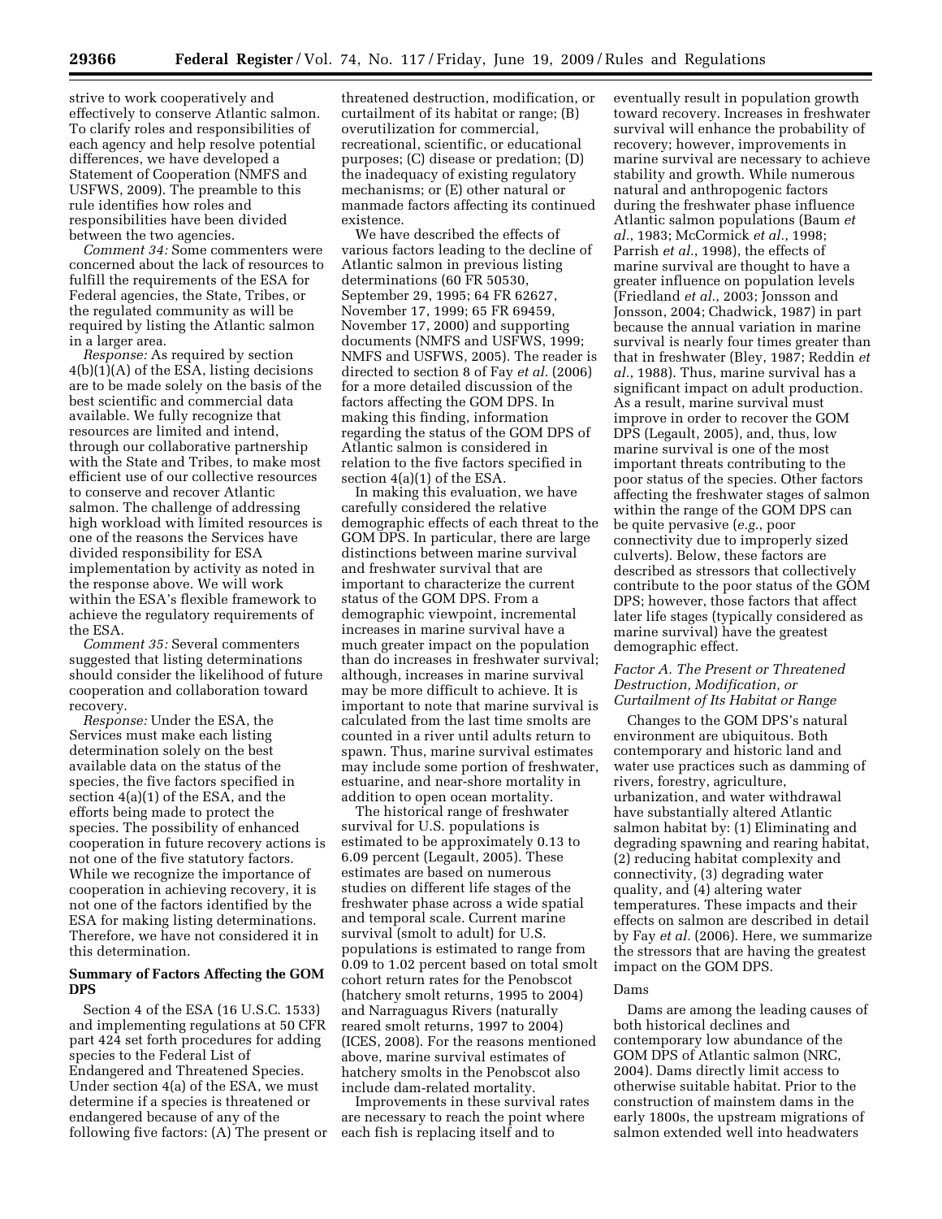strive to work cooperatively and effectively to conserve Atlantic salmon. To clarify roles and responsibilities of each agency and help resolve potential differences, we have developed a Statement of Cooperation (NMFS and USFWS, 2009). The preamble to this rule identifies how roles and responsibilities have been divided between the two agencies.

*Comment 34:* Some commenters were concerned about the lack of resources to fulfill the requirements of the ESA for Federal agencies, the State, Tribes, or the regulated community as will be required by listing the Atlantic salmon in a larger area.

*Response:* As required by section 4(b)(1)(A) of the ESA, listing decisions are to be made solely on the basis of the best scientific and commercial data available. We fully recognize that resources are limited and intend, through our collaborative partnership with the State and Tribes, to make most efficient use of our collective resources to conserve and recover Atlantic salmon. The challenge of addressing high workload with limited resources is one of the reasons the Services have divided responsibility for ESA implementation by activity as noted in the response above. We will work within the ESA's flexible framework to achieve the regulatory requirements of the ESA.

*Comment 35:* Several commenters suggested that listing determinations should consider the likelihood of future cooperation and collaboration toward recovery.

*Response:* Under the ESA, the Services must make each listing determination solely on the best available data on the status of the species, the five factors specified in section 4(a)(1) of the ESA, and the efforts being made to protect the species. The possibility of enhanced cooperation in future recovery actions is not one of the five statutory factors. While we recognize the importance of cooperation in achieving recovery, it is not one of the factors identified by the ESA for making listing determinations. Therefore, we have not considered it in this determination.

## Summary of Factors Affecting the GOM DPS

Section 4 of the ESA (16 U.S.C. 1533) and implementing regulations at 50 CFR part 424 set forth procedures for adding species to the Federal List of Endangered and Threatened Species. Under section 4(a) of the ESA, we must determine if a species is threatened or endangered because of any of the following five factors: (A) The present or threatened destruction, modification, or curtailment of its habitat or range; (B) overutilization for commercial, recreational, scientific, or educational purposes; (C) disease or predation; (D) the inadequacy of existing regulatory mechanisms; or (E) other natural or manmade factors affecting its continued existence.

We have described the effects of various factors leading to the decline of Atlantic salmon in previous listing determinations (60 FR 50530, September 29, 1995; 64 FR 62627, November 17, 1999; 65 FR 69459, November 17, 2000) and supporting documents (NMFS and USFWS, 1999; NMFS and USFWS, 2005). The reader is directed to section 8 of Fay *et al.* (2006) for a more detailed discussion of the factors affecting the GOM DPS. In making this finding, information regarding the status of the GOM DPS of Atlantic salmon is considered in relation to the five factors specified in section 4(a)(1) of the ESA.

In making this evaluation, we have carefully considered the relative demographic effects of each threat to the GOM DPS. In particular, there are large distinctions between marine survival and freshwater survival that are important to characterize the current status of the GOM DPS. From a demographic viewpoint, incremental increases in marine survival have a much greater impact on the population than do increases in freshwater survival; although, increases in marine survival may be more difficult to achieve. It is important to note that marine survival is calculated from the last time smolts are counted in a river until adults return to spawn. Thus, marine survival estimates may include some portion of freshwater, estuarine, and near-shore mortality in addition to open ocean mortality.

The historical range of freshwater survival for U.S. populations is estimated to be approximately 0.13 to 6.09 percent (Legault, 2005). These estimates are based on numerous studies on different life stages of the freshwater phase across a wide spatial and temporal scale. Current marine survival (smolt to adult) for U.S. populations is estimated to range from 0.09 to 1.02 percent based on total smolt cohort return rates for the Penobscot (hatchery smolt returns, 1995 to 2004) and Narraguagus Rivers (naturally reared smolt returns, 1997 to 2004) (ICES, 2008). For the reasons mentioned above, marine survival estimates of hatchery smolts in the Penobscot also include dam-related mortality.

Improvements in these survival rates are necessary to reach the point where each fish is replacing itself and to eventually result in population growth toward recovery. Increases in freshwater survival will enhance the probability of recovery; however, improvements in marine survival are necessary to achieve stability and growth. While numerous natural and anthropogenic factors during the freshwater phase influence Atlantic salmon populations (Baum *et al.*, 1983; McCormick *et al.*, 1998; Parrish *et al.*, 1998), the effects of marine survival are thought to have a greater influence on population levels (Friedland *et al.*, 2003; Jonsson and Jonsson, 2004; Chadwick, 1987) in part because the annual variation in marine survival is nearly four times greater than that in freshwater (Bley, 1987; Reddin *et al.*, 1988). Thus, marine survival has a significant impact on adult production. As a result, marine survival must improve in order to recover the GOM DPS (Legault, 2005), and, thus, low marine survival is one of the most important threats contributing to the poor status of the species. Other factors affecting the freshwater stages of salmon within the range of the GOM DPS can be quite pervasive (*e.g.*, poor connectivity due to improperly sized culverts). Below, these factors are described as stressors that collectively contribute to the poor status of the GOM DPS; however, those factors that affect later life stages (typically considered as marine survival) have the greatest demographic effect.

### *Factor A. The Present or Threatened Destruction, Modification, or Curtailment of Its Habitat or Range*

Changes to the GOM DPS's natural environment are ubiquitous. Both contemporary and historic land and water use practices such as damming of rivers, forestry, agriculture, urbanization, and water withdrawal have substantially altered Atlantic salmon habitat by: (1) Eliminating and degrading spawning and rearing habitat, (2) reducing habitat complexity and connectivity, (3) degrading water quality, and (4) altering water temperatures. These impacts and their effects on salmon are described in detail by Fay *et al.* (2006). Here, we summarize the stressors that are having the greatest impact on the GOM DPS.

#### Dams

Dams are among the leading causes of both historical declines and contemporary low abundance of the GOM DPS of Atlantic salmon (NRC, 2004). Dams directly limit access to otherwise suitable habitat. Prior to the construction of mainstem dams in the early 1800s, the upstream migrations of salmon extended well into headwaters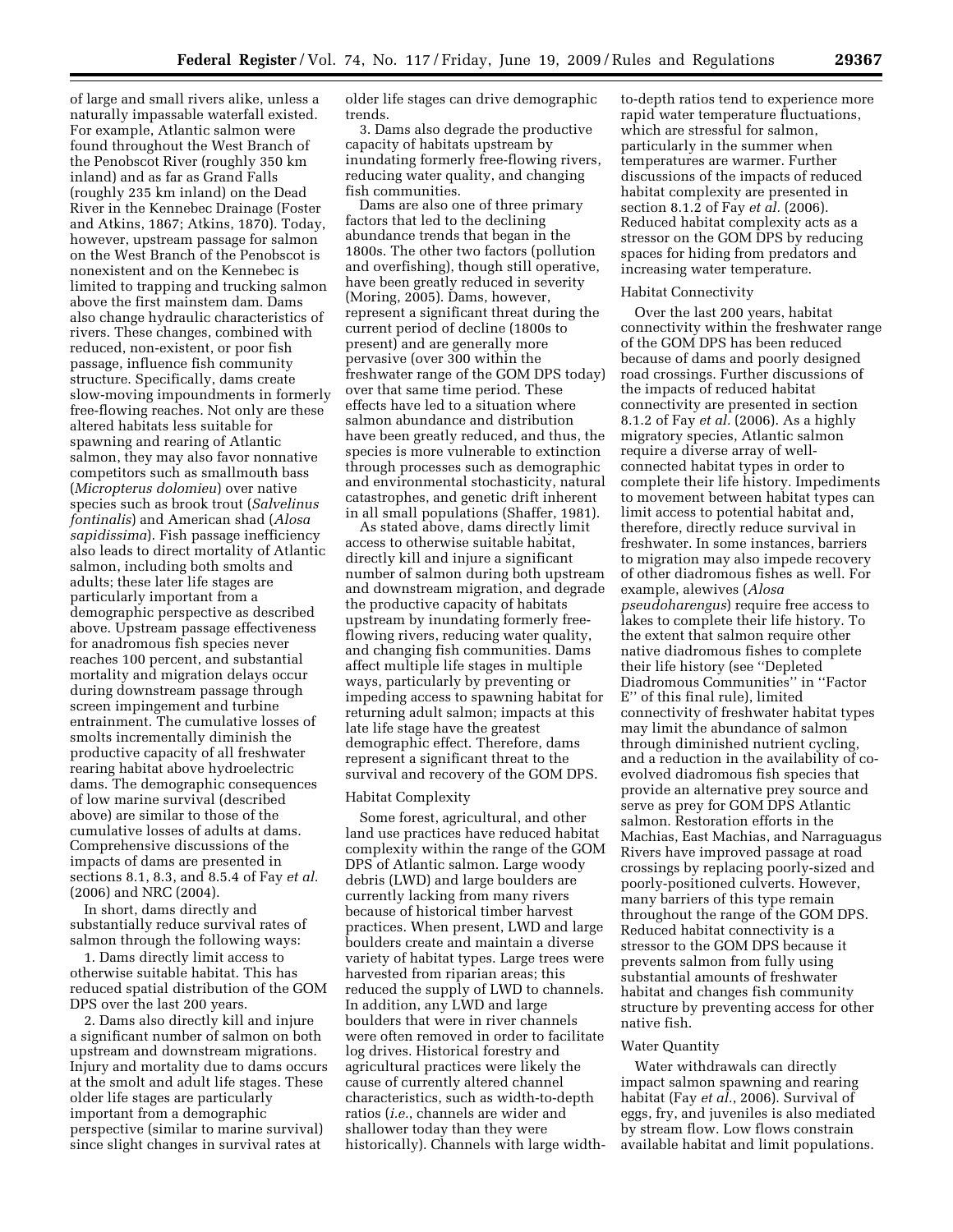of large and small rivers alike, unless a naturally impassable waterfall existed. For example, Atlantic salmon were found throughout the West Branch of the Penobscot River (roughly 350 km inland) and as far as Grand Falls (roughly 235 km inland) on the Dead River in the Kennebec Drainage (Foster and Atkins, 1867; Atkins, 1870). Today, however, upstream passage for salmon on the West Branch of the Penobscot is nonexistent and on the Kennebec is limited to trapping and trucking salmon above the first mainstem dam. Dams also change hydraulic characteristics of rivers. These changes, combined with reduced, non-existent, or poor fish passage, influence fish community structure. Specifically, dams create slow-moving impoundments in formerly free-flowing reaches. Not only are these altered habitats less suitable for spawning and rearing of Atlantic salmon, they may also favor nonnative competitors such as smallmouth bass (*Micropterus dolomieu*) over native species such as brook trout (*Salvelinus fontinalis*) and American shad (*Alosa sapidissima*). Fish passage inefficiency also leads to direct mortality of Atlantic salmon, including both smolts and adults; these later life stages are particularly important from a demographic perspective as described above. Upstream passage effectiveness for anadromous fish species never reaches 100 percent, and substantial mortality and migration delays occur during downstream passage through screen impingement and turbine entrainment. The cumulative losses of smolts incrementally diminish the productive capacity of all freshwater rearing habitat above hydroelectric dams. The demographic consequences of low marine survival (described above) are similar to those of the cumulative losses of adults at dams. Comprehensive discussions of the impacts of dams are presented in sections 8.1, 8.3, and 8.5.4 of Fay *et al.* (2006) and NRC (2004).

In short, dams directly and substantially reduce survival rates of salmon through the following ways:

1. Dams directly limit access to otherwise suitable habitat. This has reduced spatial distribution of the GOM DPS over the last 200 years.

2. Dams also directly kill and injure a significant number of salmon on both upstream and downstream migrations. Injury and mortality due to dams occurs at the smolt and adult life stages. These older life stages are particularly important from a demographic perspective (similar to marine survival) since slight changes in survival rates at older life stages can drive demographic trends.

3. Dams also degrade the productive capacity of habitats upstream by inundating formerly free-flowing rivers, reducing water quality, and changing fish communities.

Dams are also one of three primary factors that led to the declining abundance trends that began in the 1800s. The other two factors (pollution and overfishing), though still operative, have been greatly reduced in severity (Moring, 2005). Dams, however, represent a significant threat during the current period of decline (1800s to present) and are generally more pervasive (over 300 within the freshwater range of the GOM DPS today) over that same time period. These effects have led to a situation where salmon abundance and distribution have been greatly reduced, and thus, the species is more vulnerable to extinction through processes such as demographic and environmental stochasticity, natural catastrophes, and genetic drift inherent in all small populations (Shaffer, 1981).

As stated above, dams directly limit access to otherwise suitable habitat, directly kill and injure a significant number of salmon during both upstream and downstream migration, and degrade the productive capacity of habitats upstream by inundating formerly free-flowing rivers, reducing water quality, and changing fish communities. Dams affect multiple life stages in multiple ways, particularly by preventing or impeding access to spawning habitat for returning adult salmon; impacts at this late life stage have the greatest demographic effect. Therefore, dams represent a significant threat to the survival and recovery of the GOM DPS.

Habitat Complexity

Some forest, agricultural, and other land use practices have reduced habitat complexity within the range of the GOM DPS of Atlantic salmon. Large woody debris (LWD) and large boulders are currently lacking from many rivers because of historical timber harvest practices. When present, LWD and large boulders create and maintain a diverse variety of habitat types. Large trees were harvested from riparian areas; this reduced the supply of LWD to channels. In addition, any LWD and large boulders that were in river channels were often removed in order to facilitate log drives. Historical forestry and agricultural practices were likely the cause of currently altered channel characteristics, such as width-to-depth ratios (*i.e.*, channels are wider and shallower today than they were historically). Channels with large width-to-depth ratios tend to experience more rapid water temperature fluctuations, which are stressful for salmon, particularly in the summer when temperatures are warmer. Further discussions of the impacts of reduced habitat complexity are presented in section 8.1.2 of Fay *et al.* (2006). Reduced habitat complexity acts as a stressor on the GOM DPS by reducing spaces for hiding from predators and increasing water temperature.

Habitat Connectivity

Over the last 200 years, habitat connectivity within the freshwater range of the GOM DPS has been reduced because of dams and poorly designed road crossings. Further discussions of the impacts of reduced habitat connectivity are presented in section 8.1.2 of Fay *et al.* (2006). As a highly migratory species, Atlantic salmon require a diverse array of well-connected habitat types in order to complete their life history. Impediments to movement between habitat types can limit access to potential habitat and, therefore, directly reduce survival in freshwater. In some instances, barriers to migration may also impede recovery of other diadromous fishes as well. For example, alewives (*Alosa pseudoharengus*) require free access to lakes to complete their life history. To the extent that salmon require other native diadromous fishes to complete their life history (see "Depleted Diadromous Communities" in "Factor E" of this final rule), limited connectivity of freshwater habitat types may limit the abundance of salmon through diminished nutrient cycling, and a reduction in the availability of co-evolved diadromous fish species that provide an alternative prey source and serve as prey for GOM DPS Atlantic salmon. Restoration efforts in the Machias, East Machias, and Narraguagus Rivers have improved passage at road crossings by replacing poorly-sized and poorly-positioned culverts. However, many barriers of this type remain throughout the range of the GOM DPS. Reduced habitat connectivity is a stressor to the GOM DPS because it prevents salmon from fully using substantial amounts of freshwater habitat and changes fish community structure by preventing access for other native fish.

Water Quantity

Water withdrawals can directly impact salmon spawning and rearing habitat (Fay *et al.*, 2006). Survival of eggs, fry, and juveniles is also mediated by stream flow. Low flows constrain available habitat and limit populations.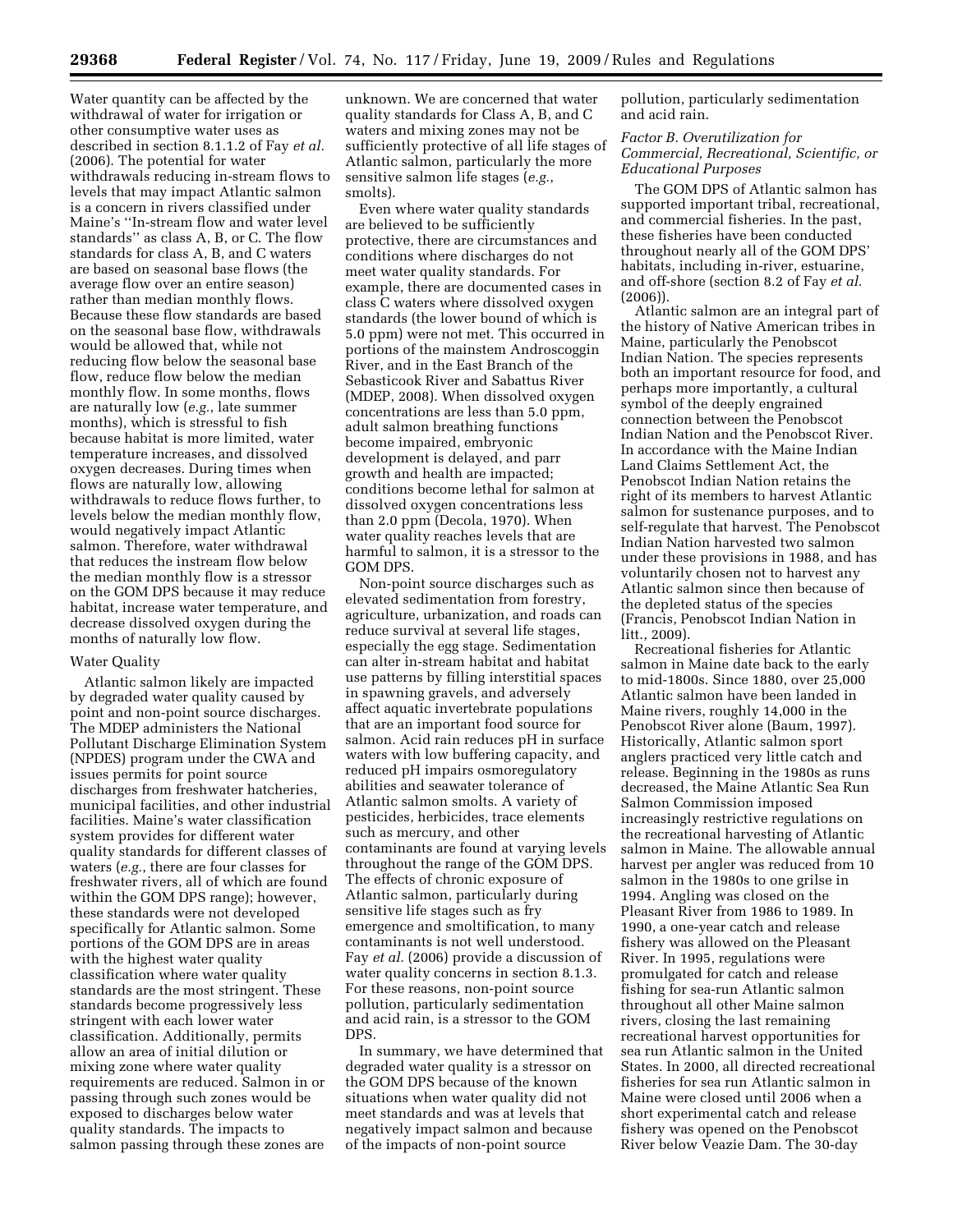Water quantity can be affected by the withdrawal of water for irrigation or other consumptive water uses as described in section 8.1.1.2 of Fay *et al.* (2006). The potential for water withdrawals reducing in-stream flows to levels that may impact Atlantic salmon is a concern in rivers classified under Maine's ''In-stream flow and water level standards'' as class A, B, or C. The flow standards for class A, B, and C waters are based on seasonal base flows (the average flow over an entire season) rather than median monthly flows. Because these flow standards are based on the seasonal base flow, withdrawals would be allowed that, while not reducing flow below the seasonal base flow, reduce flow below the median monthly flow. In some months, flows are naturally low (*e.g.*, late summer months), which is stressful to fish because habitat is more limited, water temperature increases, and dissolved oxygen decreases. During times when flows are naturally low, allowing withdrawals to reduce flows further, to levels below the median monthly flow, would negatively impact Atlantic salmon. Therefore, water withdrawal that reduces the instream flow below the median monthly flow is a stressor on the GOM DPS because it may reduce habitat, increase water temperature, and decrease dissolved oxygen during the months of naturally low flow.

Water Quality

Atlantic salmon likely are impacted by degraded water quality caused by point and non-point source discharges. The MDEP administers the National Pollutant Discharge Elimination System (NPDES) program under the CWA and issues permits for point source discharges from freshwater hatcheries, municipal facilities, and other industrial facilities. Maine's water classification system provides for different water quality standards for different classes of waters (*e.g.*, there are four classes for freshwater rivers, all of which are found within the GOM DPS range); however, these standards were not developed specifically for Atlantic salmon. Some portions of the GOM DPS are in areas with the highest water quality classification where water quality standards are the most stringent. These standards become progressively less stringent with each lower water classification. Additionally, permits allow an area of initial dilution or mixing zone where water quality requirements are reduced. Salmon in or passing through such zones would be exposed to discharges below water quality standards. The impacts to salmon passing through these zones are unknown. We are concerned that water quality standards for Class A, B, and C waters and mixing zones may not be sufficiently protective of all life stages of Atlantic salmon, particularly the more sensitive salmon life stages (*e.g.*, smolts).

Even where water quality standards are believed to be sufficiently protective, there are circumstances and conditions where discharges do not meet water quality standards. For example, there are documented cases in class C waters where dissolved oxygen standards (the lower bound of which is 5.0 ppm) were not met. This occurred in portions of the mainstem Androscoggin River, and in the East Branch of the Sebasticook River and Sabattus River (MDEP, 2008). When dissolved oxygen concentrations are less than 5.0 ppm, adult salmon breathing functions become impaired, embryonic development is delayed, and parr growth and health are impacted; conditions become lethal for salmon at dissolved oxygen concentrations less than 2.0 ppm (Decola, 1970). When water quality reaches levels that are harmful to salmon, it is a stressor to the GOM DPS.

Non-point source discharges such as elevated sedimentation from forestry, agriculture, urbanization, and roads can reduce survival at several life stages, especially the egg stage. Sedimentation can alter in-stream habitat and habitat use patterns by filling interstitial spaces in spawning gravels, and adversely affect aquatic invertebrate populations that are an important food source for salmon. Acid rain reduces pH in surface waters with low buffering capacity, and reduced pH impairs osmoregulatory abilities and seawater tolerance of Atlantic salmon smolts. A variety of pesticides, herbicides, trace elements such as mercury, and other contaminants are found at varying levels throughout the range of the GOM DPS. The effects of chronic exposure of Atlantic salmon, particularly during sensitive life stages such as fry emergence and smoltification, to many contaminants is not well understood. Fay *et al.* (2006) provide a discussion of water quality concerns in section 8.1.3. For these reasons, non-point source pollution, particularly sedimentation and acid rain, is a stressor to the GOM DPS.

In summary, we have determined that degraded water quality is a stressor on the GOM DPS because of the known situations when water quality did not meet standards and was at levels that negatively impact salmon and because of the impacts of non-point source pollution, particularly sedimentation and acid rain.

*Factor B. Overutilization for Commercial, Recreational, Scientific, or Educational Purposes*

The GOM DPS of Atlantic salmon has supported important tribal, recreational, and commercial fisheries. In the past, these fisheries have been conducted throughout nearly all of the GOM DPS' habitats, including in-river, estuarine, and off-shore (section 8.2 of Fay *et al.* (2006)).

Atlantic salmon are an integral part of the history of Native American tribes in Maine, particularly the Penobscot Indian Nation. The species represents both an important resource for food, and perhaps more importantly, a cultural symbol of the deeply engrained connection between the Penobscot Indian Nation and the Penobscot River. In accordance with the Maine Indian Land Claims Settlement Act, the Penobscot Indian Nation retains the right of its members to harvest Atlantic salmon for sustenance purposes, and to self-regulate that harvest. The Penobscot Indian Nation harvested two salmon under these provisions in 1988, and has voluntarily chosen not to harvest any Atlantic salmon since then because of the depleted status of the species (Francis, Penobscot Indian Nation in litt., 2009).

Recreational fisheries for Atlantic salmon in Maine date back to the early to mid-1800s. Since 1880, over 25,000 Atlantic salmon have been landed in Maine rivers, roughly 14,000 in the Penobscot River alone (Baum, 1997). Historically, Atlantic salmon sport anglers practiced very little catch and release. Beginning in the 1980s as runs decreased, the Maine Atlantic Sea Run Salmon Commission imposed increasingly restrictive regulations on the recreational harvesting of Atlantic salmon in Maine. The allowable annual harvest per angler was reduced from 10 salmon in the 1980s to one grilse in 1994. Angling was closed on the Pleasant River from 1986 to 1989. In 1990, a one-year catch and release fishery was allowed on the Pleasant River. In 1995, regulations were promulgated for catch and release fishing for sea-run Atlantic salmon throughout all other Maine salmon rivers, closing the last remaining recreational harvest opportunities for sea run Atlantic salmon in the United States. In 2000, all directed recreational fisheries for sea run Atlantic salmon in Maine were closed until 2006 when a short experimental catch and release fishery was opened on the Penobscot River below Veazie Dam. The 30-day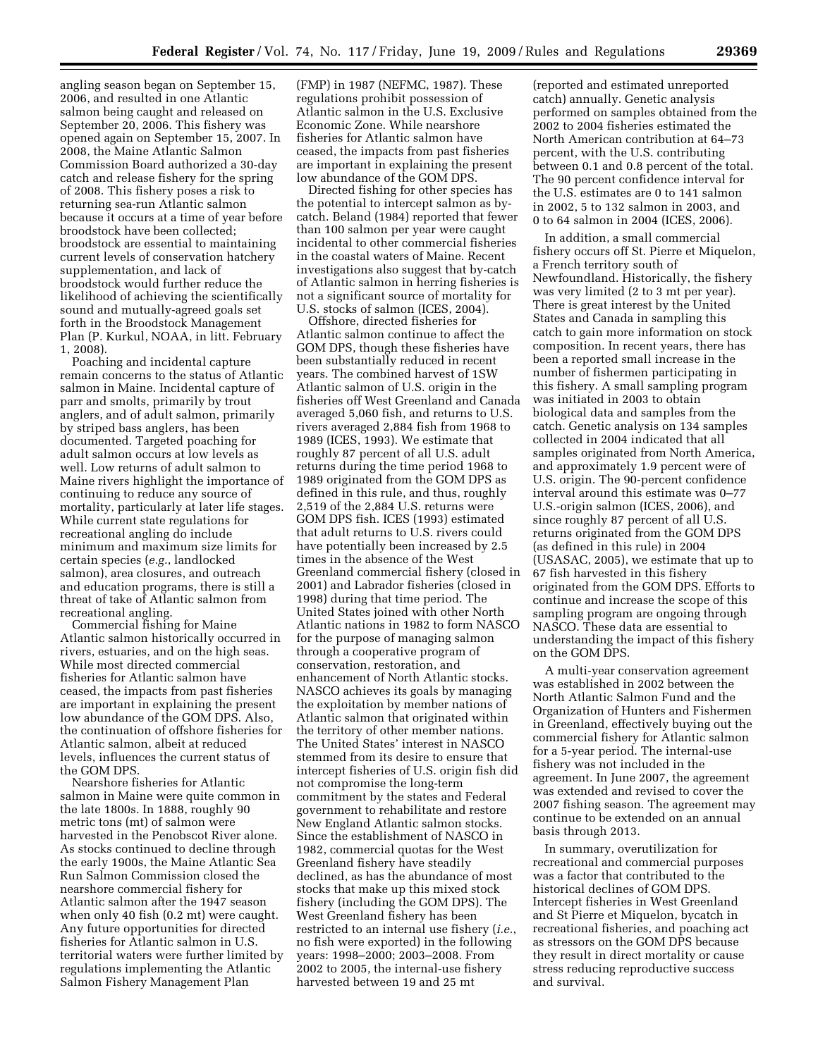angling season began on September 15, 2006, and resulted in one Atlantic salmon being caught and released on September 20, 2006. This fishery was opened again on September 15, 2007. In 2008, the Maine Atlantic Salmon Commission Board authorized a 30-day catch and release fishery for the spring of 2008. This fishery poses a risk to returning sea-run Atlantic salmon because it occurs at a time of year before broodstock have been collected; broodstock are essential to maintaining current levels of conservation hatchery supplementation, and lack of broodstock would further reduce the likelihood of achieving the scientifically sound and mutually-agreed goals set forth in the Broodstock Management Plan (P. Kurkul, NOAA, in litt. February 1, 2008).

Poaching and incidental capture remain concerns to the status of Atlantic salmon in Maine. Incidental capture of parr and smolts, primarily by trout anglers, and of adult salmon, primarily by striped bass anglers, has been documented. Targeted poaching for adult salmon occurs at low levels as well. Low returns of adult salmon to Maine rivers highlight the importance of continuing to reduce any source of mortality, particularly at later life stages. While current state regulations for recreational angling do include minimum and maximum size limits for certain species (*e.g.*, landlocked salmon), area closures, and outreach and education programs, there is still a threat of take of Atlantic salmon from recreational angling.

Commercial fishing for Maine Atlantic salmon historically occurred in rivers, estuaries, and on the high seas. While most directed commercial fisheries for Atlantic salmon have ceased, the impacts from past fisheries are important in explaining the present low abundance of the GOM DPS. Also, the continuation of offshore fisheries for Atlantic salmon, albeit at reduced levels, influences the current status of the GOM DPS.

Nearshore fisheries for Atlantic salmon in Maine were quite common in the late 1800s. In 1888, roughly 90 metric tons (mt) of salmon were harvested in the Penobscot River alone. As stocks continued to decline through the early 1900s, the Maine Atlantic Sea Run Salmon Commission closed the nearshore commercial fishery for Atlantic salmon after the 1947 season when only 40 fish (0.2 mt) were caught. Any future opportunities for directed fisheries for Atlantic salmon in U.S. territorial waters were further limited by regulations implementing the Atlantic Salmon Fishery Management Plan (FMP) in 1987 (NEFMC, 1987). These regulations prohibit possession of Atlantic salmon in the U.S. Exclusive Economic Zone. While nearshore fisheries for Atlantic salmon have ceased, the impacts from past fisheries are important in explaining the present low abundance of the GOM DPS.

Directed fishing for other species has the potential to intercept salmon as by-catch. Beland (1984) reported that fewer than 100 salmon per year were caught incidental to other commercial fisheries in the coastal waters of Maine. Recent investigations also suggest that by-catch of Atlantic salmon in herring fisheries is not a significant source of mortality for U.S. stocks of salmon (ICES, 2004).

Offshore, directed fisheries for Atlantic salmon continue to affect the GOM DPS, though these fisheries have been substantially reduced in recent years. The combined harvest of 1SW Atlantic salmon of U.S. origin in the fisheries off West Greenland and Canada averaged 5,060 fish, and returns to U.S. rivers averaged 2,884 fish from 1968 to 1989 (ICES, 1993). We estimate that roughly 87 percent of all U.S. adult returns during the time period 1968 to 1989 originated from the GOM DPS as defined in this rule, and thus, roughly 2,519 of the 2,884 U.S. returns were GOM DPS fish. ICES (1993) estimated that adult returns to U.S. rivers could have potentially been increased by 2.5 times in the absence of the West Greenland commercial fishery (closed in 2001) and Labrador fisheries (closed in 1998) during that time period. The United States joined with other North Atlantic nations in 1982 to form NASCO for the purpose of managing salmon through a cooperative program of conservation, restoration, and enhancement of North Atlantic stocks. NASCO achieves its goals by managing the exploitation by member nations of Atlantic salmon that originated within the territory of other member nations. The United States' interest in NASCO stemmed from its desire to ensure that intercept fisheries of U.S. origin fish did not compromise the long-term commitment by the states and Federal government to rehabilitate and restore New England Atlantic salmon stocks. Since the establishment of NASCO in 1982, commercial quotas for the West Greenland fishery have steadily declined, as has the abundance of most stocks that make up this mixed stock fishery (including the GOM DPS). The West Greenland fishery has been restricted to an internal use fishery (*i.e.*, no fish were exported) in the following years: 1998–2000; 2003–2008. From 2002 to 2005, the internal-use fishery harvested between 19 and 25 mt (reported and estimated unreported catch) annually. Genetic analysis performed on samples obtained from the 2002 to 2004 fisheries estimated the North American contribution at 64–73 percent, with the U.S. contributing between 0.1 and 0.8 percent of the total. The 90 percent confidence interval for the U.S. estimates are 0 to 141 salmon in 2002, 5 to 132 salmon in 2003, and 0 to 64 salmon in 2004 (ICES, 2006).

In addition, a small commercial fishery occurs off St. Pierre et Miquelon, a French territory south of Newfoundland. Historically, the fishery was very limited (2 to 3 mt per year). There is great interest by the United States and Canada in sampling this catch to gain more information on stock composition. In recent years, there has been a reported small increase in the number of fishermen participating in this fishery. A small sampling program was initiated in 2003 to obtain biological data and samples from the catch. Genetic analysis on 134 samples collected in 2004 indicated that all samples originated from North America, and approximately 1.9 percent were of U.S. origin. The 90-percent confidence interval around this estimate was 0–77 U.S.-origin salmon (ICES, 2006), and since roughly 87 percent of all U.S. returns originated from the GOM DPS (as defined in this rule) in 2004 (USASAC, 2005), we estimate that up to 67 fish harvested in this fishery originated from the GOM DPS. Efforts to continue and increase the scope of this sampling program are ongoing through NASCO. These data are essential to understanding the impact of this fishery on the GOM DPS.

A multi-year conservation agreement was established in 2002 between the North Atlantic Salmon Fund and the Organization of Hunters and Fishermen in Greenland, effectively buying out the commercial fishery for Atlantic salmon for a 5-year period. The internal-use fishery was not included in the agreement. In June 2007, the agreement was extended and revised to cover the 2007 fishing season. The agreement may continue to be extended on an annual basis through 2013.

In summary, overutilization for recreational and commercial purposes was a factor that contributed to the historical declines of GOM DPS. Intercept fisheries in West Greenland and St Pierre et Miquelon, bycatch in recreational fisheries, and poaching act as stressors on the GOM DPS because they result in direct mortality or cause stress reducing reproductive success and survival.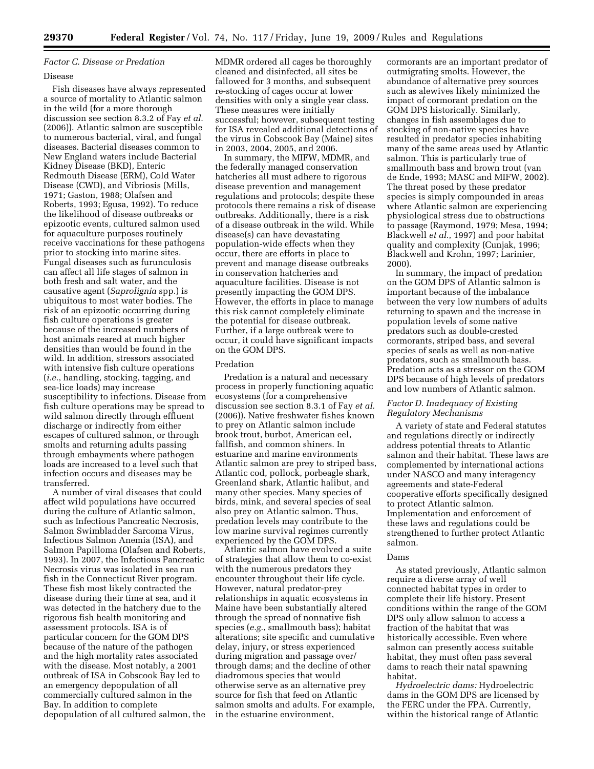### *Factor C. Disease or Predation*

#### Disease

Fish diseases have always represented a source of mortality to Atlantic salmon in the wild (for a more thorough discussion see section 8.3.2 of Fay *et al.* (2006)). Atlantic salmon are susceptible to numerous bacterial, viral, and fungal diseases. Bacterial diseases common to New England waters include Bacterial Kidney Disease (BKD), Enteric Redmouth Disease (ERM), Cold Water Disease (CWD), and Vibriosis (Mills, 1971; Gaston, 1988; Olafsen and Roberts, 1993; Egusa, 1992). To reduce the likelihood of disease outbreaks or epizootic events, cultured salmon used for aquaculture purposes routinely receive vaccinations for these pathogens prior to stocking into marine sites. Fungal diseases such as furunculosis can affect all life stages of salmon in both fresh and salt water, and the causative agent (*Saprolignia* spp.) is ubiquitous to most water bodies. The risk of an epizootic occurring during fish culture operations is greater because of the increased numbers of host animals reared at much higher densities than would be found in the wild. In addition, stressors associated with intensive fish culture operations (*i.e.*, handling, stocking, tagging, and sea-lice loads) may increase susceptibility to infections. Disease from fish culture operations may be spread to wild salmon directly through effluent discharge or indirectly from either escapes of cultured salmon, or through smolts and returning adults passing through embayments where pathogen loads are increased to a level such that infection occurs and diseases may be transferred.

A number of viral diseases that could affect wild populations have occurred during the culture of Atlantic salmon, such as Infectious Pancreatic Necrosis, Salmon Swimbladder Sarcoma Virus, Infectious Salmon Anemia (ISA), and Salmon Papilloma (Olafsen and Roberts, 1993). In 2007, the Infectious Pancreatic Necrosis virus was isolated in sea run fish in the Connecticut River program. These fish most likely contracted the disease during their time at sea, and it was detected in the hatchery due to the rigorous fish health monitoring and assessment protocols. ISA is of particular concern for the GOM DPS because of the nature of the pathogen and the high mortality rates associated with the disease. Most notably, a 2001 outbreak of ISA in Cobscook Bay led to an emergency depopulation of all commercially cultured salmon in the Bay. In addition to complete depopulation of all cultured salmon, the MDMR ordered all cages be thoroughly cleaned and disinfected, all sites be fallowed for 3 months, and subsequent re-stocking of cages occur at lower densities with only a single year class. These measures were initially successful; however, subsequent testing for ISA revealed additional detections of the virus in Cobscook Bay (Maine) sites in 2003, 2004, 2005, and 2006.

In summary, the MIFW, MDMR, and the federally managed conservation hatcheries all must adhere to rigorous disease prevention and management regulations and protocols; despite these protocols there remains a risk of disease outbreaks. Additionally, there is a risk of a disease outbreak in the wild. While disease(s) can have devastating population-wide effects when they occur, there are efforts in place to prevent and manage disease outbreaks in conservation hatcheries and aquaculture facilities. Disease is not presently impacting the GOM DPS. However, the efforts in place to manage this risk cannot completely eliminate the potential for disease outbreak. Further, if a large outbreak were to occur, it could have significant impacts on the GOM DPS.

#### Predation

Predation is a natural and necessary process in properly functioning aquatic ecosystems (for a comprehensive discussion see section 8.3.1 of Fay *et al.* (2006)). Native freshwater fishes known to prey on Atlantic salmon include brook trout, burbot, American eel, fallfish, and common shiners. In estuarine and marine environments Atlantic salmon are prey to striped bass, Atlantic cod, pollock, porbeagle shark, Greenland shark, Atlantic halibut, and many other species. Many species of birds, mink, and several species of seal also prey on Atlantic salmon. Thus, predation levels may contribute to the low marine survival regimes currently experienced by the GOM DPS.

Atlantic salmon have evolved a suite of strategies that allow them to co-exist with the numerous predators they encounter throughout their life cycle. However, natural predator-prey relationships in aquatic ecosystems in Maine have been substantially altered through the spread of nonnative fish species (*e.g.*, smallmouth bass); habitat alterations; site specific and cumulative delay, injury, or stress experienced during migration and passage over/through dams; and the decline of other diadromous species that would otherwise serve as an alternative prey source for fish that feed on Atlantic salmon smolts and adults. For example, in the estuarine environment, cormorants are an important predator of outmigrating smolts. However, the abundance of alternative prey sources such as alewives likely minimized the impact of cormorant predation on the GOM DPS historically. Similarly, changes in fish assemblages due to stocking of non-native species have resulted in predator species inhabiting many of the same areas used by Atlantic salmon. This is particularly true of smallmouth bass and brown trout (van de Ende, 1993; MASC and MIFW, 2002). The threat posed by these predator species is simply compounded in areas where Atlantic salmon are experiencing physiological stress due to obstructions to passage (Raymond, 1979; Mesa, 1994; Blackwell *et al.*, 1997) and poor habitat quality and complexity (Cunjak, 1996; Blackwell and Krohn, 1997; Larinier, 2000).

In summary, the impact of predation on the GOM DPS of Atlantic salmon is important because of the imbalance between the very low numbers of adults returning to spawn and the increase in population levels of some native predators such as double-crested cormorants, striped bass, and several species of seals as well as non-native predators, such as smallmouth bass. Predation acts as a stressor on the GOM DPS because of high levels of predators and low numbers of Atlantic salmon.

### *Factor D. Inadequacy of Existing Regulatory Mechanisms*

A variety of state and Federal statutes and regulations directly or indirectly address potential threats to Atlantic salmon and their habitat. These laws are complemented by international actions under NASCO and many interagency agreements and state-Federal cooperative efforts specifically designed to protect Atlantic salmon. Implementation and enforcement of these laws and regulations could be strengthened to further protect Atlantic salmon.

#### Dams

As stated previously, Atlantic salmon require a diverse array of well connected habitat types in order to complete their life history. Present conditions within the range of the GOM DPS only allow salmon to access a fraction of the habitat that was historically accessible. Even where salmon can presently access suitable habitat, they must often pass several dams to reach their natal spawning habitat.

*Hydroelectric dams:* Hydroelectric dams in the GOM DPS are licensed by the FERC under the FPA. Currently, within the historical range of Atlantic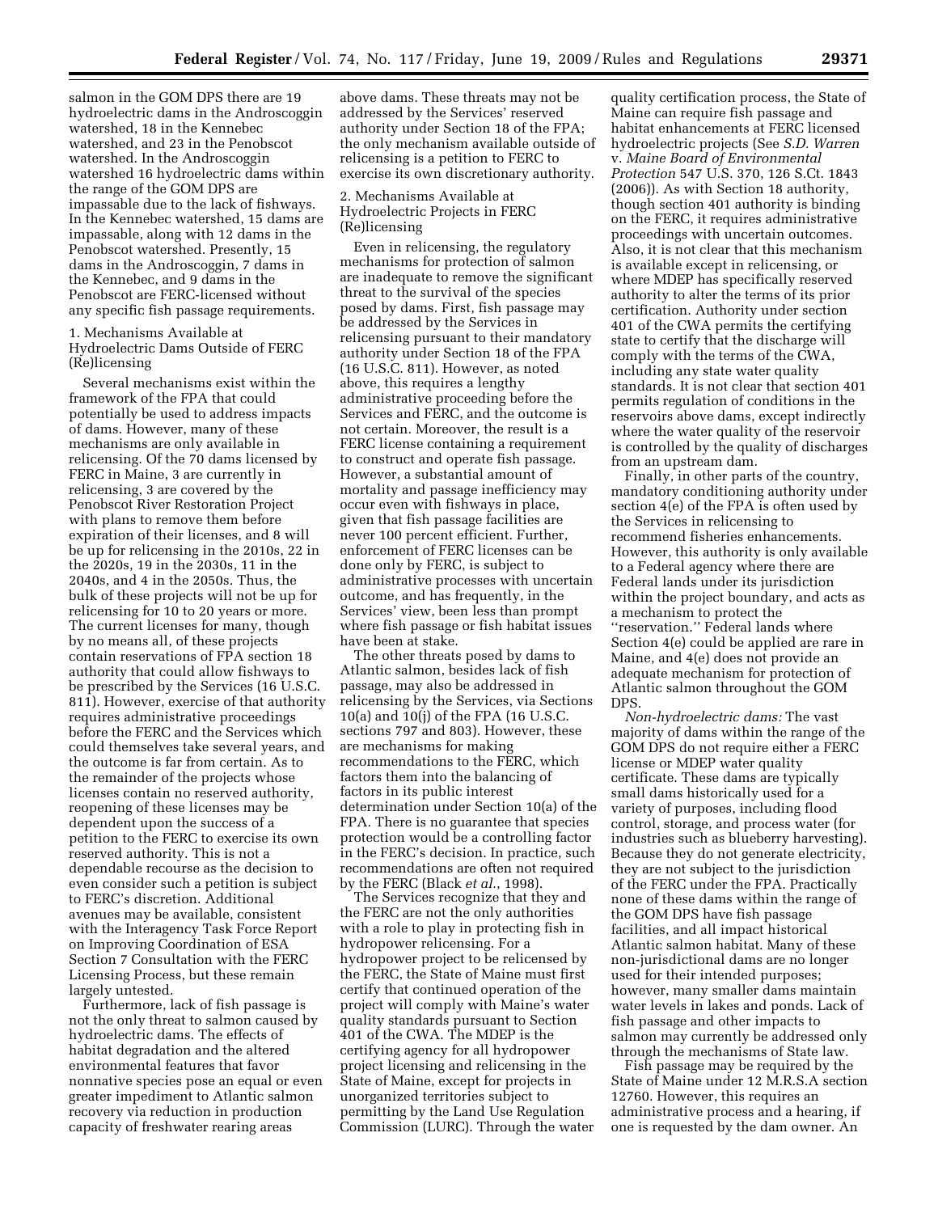salmon in the GOM DPS there are 19 hydroelectric dams in the Androscoggin watershed, 18 in the Kennebec watershed, and 23 in the Penobscot watershed. In the Androscoggin watershed 16 hydroelectric dams within the range of the GOM DPS are impassable due to the lack of fishways. In the Kennebec watershed, 15 dams are impassable, along with 12 dams in the Penobscot watershed. Presently, 15 dams in the Androscoggin, 7 dams in the Kennebec, and 9 dams in the Penobscot are FERC-licensed without any specific fish passage requirements.

1. Mechanisms Available at Hydroelectric Dams Outside of FERC (Re)licensing

Several mechanisms exist within the framework of the FPA that could potentially be used to address impacts of dams. However, many of these mechanisms are only available in relicensing. Of the 70 dams licensed by FERC in Maine, 3 are currently in relicensing, 3 are covered by the Penobscot River Restoration Project with plans to remove them before expiration of their licenses, and 8 will be up for relicensing in the 2010s, 22 in the 2020s, 19 in the 2030s, 11 in the 2040s, and 4 in the 2050s. Thus, the bulk of these projects will not be up for relicensing for 10 to 20 years or more. The current licenses for many, though by no means all, of these projects contain reservations of FPA section 18 authority that could allow fishways to be prescribed by the Services (16 U.S.C. 811). However, exercise of that authority requires administrative proceedings before the FERC and the Services which could themselves take several years, and the outcome is far from certain. As to the remainder of the projects whose licenses contain no reserved authority, reopening of these licenses may be dependent upon the success of a petition to the FERC to exercise its own reserved authority. This is not a dependable recourse as the decision to even consider such a petition is subject to FERC's discretion. Additional avenues may be available, consistent with the Interagency Task Force Report on Improving Coordination of ESA Section 7 Consultation with the FERC Licensing Process, but these remain largely untested.

Furthermore, lack of fish passage is not the only threat to salmon caused by hydroelectric dams. The effects of habitat degradation and the altered environmental features that favor nonnative species pose an equal or even greater impediment to Atlantic salmon recovery via reduction in production capacity of freshwater rearing areas above dams. These threats may not be addressed by the Services' reserved authority under Section 18 of the FPA; the only mechanism available outside of relicensing is a petition to FERC to exercise its own discretionary authority.

2. Mechanisms Available at Hydroelectric Projects in FERC (Re)licensing

Even in relicensing, the regulatory mechanisms for protection of salmon are inadequate to remove the significant threat to the survival of the species posed by dams. First, fish passage may be addressed by the Services in relicensing pursuant to their mandatory authority under Section 18 of the FPA (16 U.S.C. 811). However, as noted above, this requires a lengthy administrative proceeding before the Services and FERC, and the outcome is not certain. Moreover, the result is a FERC license containing a requirement to construct and operate fish passage. However, a substantial amount of mortality and passage inefficiency may occur even with fishways in place, given that fish passage facilities are never 100 percent efficient. Further, enforcement of FERC licenses can be done only by FERC, is subject to administrative processes with uncertain outcome, and has frequently, in the Services' view, been less than prompt where fish passage or fish habitat issues have been at stake.

The other threats posed by dams to Atlantic salmon, besides lack of fish passage, may also be addressed in relicensing by the Services, via Sections 10(a) and 10(j) of the FPA (16 U.S.C. sections 797 and 803). However, these are mechanisms for making recommendations to the FERC, which factors them into the balancing of factors in its public interest determination under Section 10(a) of the FPA. There is no guarantee that species protection would be a controlling factor in the FERC's decision. In practice, such recommendations are often not required by the FERC (Black *et al.*, 1998).

The Services recognize that they and the FERC are not the only authorities with a role to play in protecting fish in hydropower relicensing. For a hydropower project to be relicensed by the FERC, the State of Maine must first certify that continued operation of the project will comply with Maine's water quality standards pursuant to Section 401 of the CWA. The MDEP is the certifying agency for all hydropower project licensing and relicensing in the State of Maine, except for projects in unorganized territories subject to permitting by the Land Use Regulation Commission (LURC). Through the water quality certification process, the State of Maine can require fish passage and habitat enhancements at FERC licensed hydroelectric projects (See *S.D. Warren* v. *Maine Board of Environmental Protection* 547 U.S. 370, 126 S.Ct. 1843 (2006)). As with Section 18 authority, though section 401 authority is binding on the FERC, it requires administrative proceedings with uncertain outcomes. Also, it is not clear that this mechanism is available except in relicensing, or where MDEP has specifically reserved authority to alter the terms of its prior certification. Authority under section 401 of the CWA permits the certifying state to certify that the discharge will comply with the terms of the CWA, including any state water quality standards. It is not clear that section 401 permits regulation of conditions in the reservoirs above dams, except indirectly where the water quality of the reservoir is controlled by the quality of discharges from an upstream dam.

Finally, in other parts of the country, mandatory conditioning authority under section 4(e) of the FPA is often used by the Services in relicensing to recommend fisheries enhancements. However, this authority is only available to a Federal agency where there are Federal lands under its jurisdiction within the project boundary, and acts as a mechanism to protect the "reservation." Federal lands where Section 4(e) could be applied are rare in Maine, and 4(e) does not provide an adequate mechanism for protection of Atlantic salmon throughout the GOM DPS.

*Non-hydroelectric dams:* The vast majority of dams within the range of the GOM DPS do not require either a FERC license or MDEP water quality certificate. These dams are typically small dams historically used for a variety of purposes, including flood control, storage, and process water (for industries such as blueberry harvesting). Because they do not generate electricity, they are not subject to the jurisdiction of the FERC under the FPA. Practically none of these dams within the range of the GOM DPS have fish passage facilities, and all impact historical Atlantic salmon habitat. Many of these non-jurisdictional dams are no longer used for their intended purposes; however, many smaller dams maintain water levels in lakes and ponds. Lack of fish passage and other impacts to salmon may currently be addressed only through the mechanisms of State law.

Fish passage may be required by the State of Maine under 12 M.R.S.A section 12760. However, this requires an administrative process and a hearing, if one is requested by the dam owner. An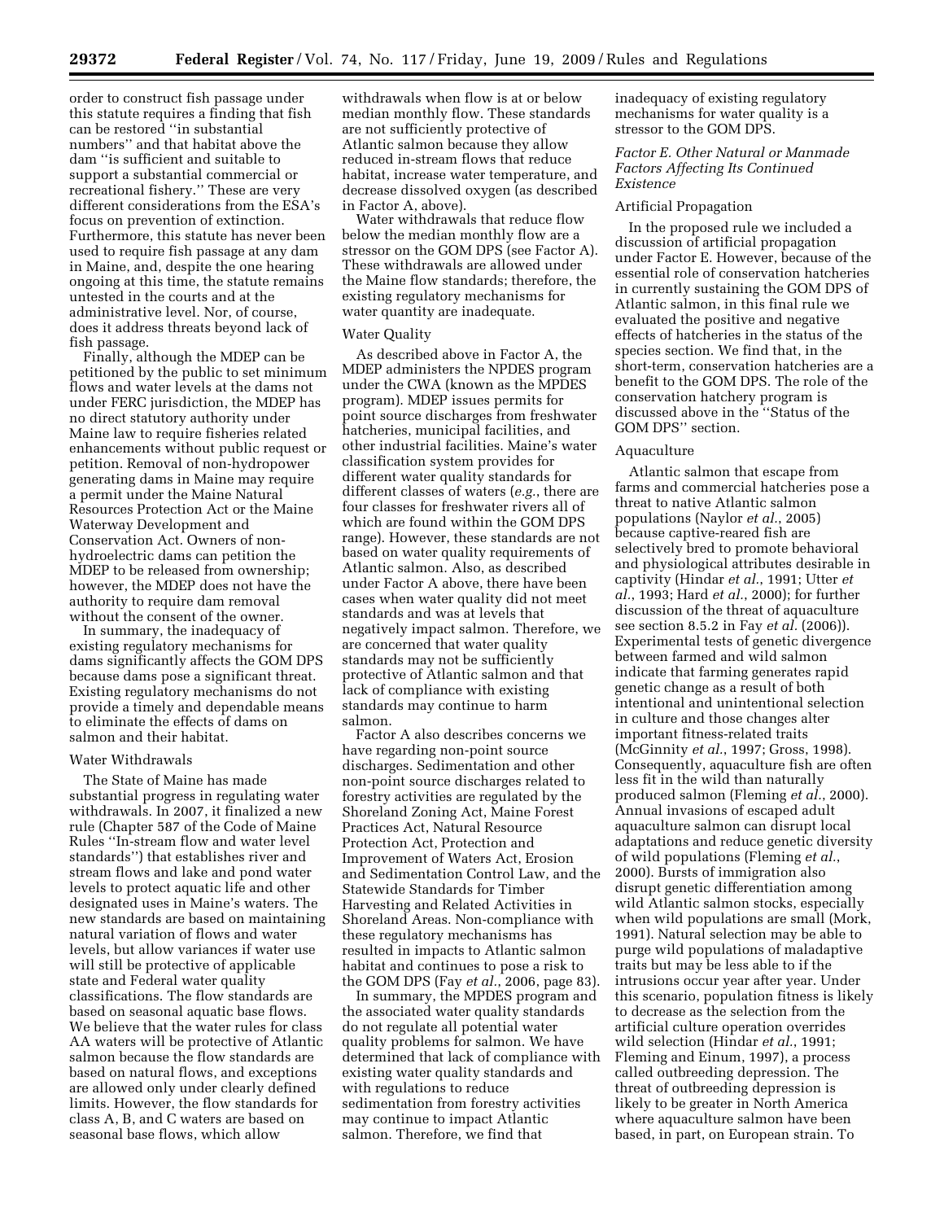order to construct fish passage under this statute requires a finding that fish can be restored "in substantial numbers" and that habitat above the dam "is sufficient and suitable to support a substantial commercial or recreational fishery." These are very different considerations from the ESA's focus on prevention of extinction. Furthermore, this statute has never been used to require fish passage at any dam in Maine, and, despite the one hearing ongoing at this time, the statute remains untested in the courts and at the administrative level. Nor, of course, does it address threats beyond lack of fish passage.

Finally, although the MDEP can be petitioned by the public to set minimum flows and water levels at the dams not under FERC jurisdiction, the MDEP has no direct statutory authority under Maine law to require fisheries related enhancements without public request or petition. Removal of non-hydropower generating dams in Maine may require a permit under the Maine Natural Resources Protection Act or the Maine Waterway Development and Conservation Act. Owners of non-hydroelectric dams can petition the MDEP to be released from ownership; however, the MDEP does not have the authority to require dam removal without the consent of the owner.

In summary, the inadequacy of existing regulatory mechanisms for dams significantly affects the GOM DPS because dams pose a significant threat. Existing regulatory mechanisms do not provide a timely and dependable means to eliminate the effects of dams on salmon and their habitat.

Water Withdrawals

The State of Maine has made substantial progress in regulating water withdrawals. In 2007, it finalized a new rule (Chapter 587 of the Code of Maine Rules "In-stream flow and water level standards") that establishes river and stream flows and lake and pond water levels to protect aquatic life and other designated uses in Maine's waters. The new standards are based on maintaining natural variation of flows and water levels, but allow variances if water use will still be protective of applicable state and Federal water quality classifications. The flow standards are based on seasonal aquatic base flows. We believe that the water rules for class AA waters will be protective of Atlantic salmon because the flow standards are based on natural flows, and exceptions are allowed only under clearly defined limits. However, the flow standards for class A, B, and C waters are based on seasonal base flows, which allow withdrawals when flow is at or below median monthly flow. These standards are not sufficiently protective of Atlantic salmon because they allow reduced in-stream flows that reduce habitat, increase water temperature, and decrease dissolved oxygen (as described in Factor A, above).

Water withdrawals that reduce flow below the median monthly flow are a stressor on the GOM DPS (see Factor A). These withdrawals are allowed under the Maine flow standards; therefore, the existing regulatory mechanisms for water quantity are inadequate.

Water Quality

As described above in Factor A, the MDEP administers the NPDES program under the CWA (known as the MPDES program). MDEP issues permits for point source discharges from freshwater hatcheries, municipal facilities, and other industrial facilities. Maine's water classification system provides for different water quality standards for different classes of waters (*e.g.*, there are four classes for freshwater rivers all of which are found within the GOM DPS range). However, these standards are not based on water quality requirements of Atlantic salmon. Also, as described under Factor A above, there have been cases when water quality did not meet standards and was at levels that negatively impact salmon. Therefore, we are concerned that water quality standards may not be sufficiently protective of Atlantic salmon and that lack of compliance with existing standards may continue to harm salmon.

Factor A also describes concerns we have regarding non-point source discharges. Sedimentation and other non-point source discharges related to forestry activities are regulated by the Shoreland Zoning Act, Maine Forest Practices Act, Natural Resource Protection Act, Protection and Improvement of Waters Act, Erosion and Sedimentation Control Law, and the Statewide Standards for Timber Harvesting and Related Activities in Shoreland Areas. Non-compliance with these regulatory mechanisms has resulted in impacts to Atlantic salmon habitat and continues to pose a risk to the GOM DPS (Fay *et al*., 2006, page 83).

In summary, the MPDES program and the associated water quality standards do not regulate all potential water quality problems for salmon. We have determined that lack of compliance with existing water quality standards and with regulations to reduce sedimentation from forestry activities may continue to impact Atlantic salmon. Therefore, we find that inadequacy of existing regulatory mechanisms for water quality is a stressor to the GOM DPS.

*Factor E. Other Natural or Manmade Factors Affecting Its Continued Existence*

Artificial Propagation

In the proposed rule we included a discussion of artificial propagation under Factor E. However, because of the essential role of conservation hatcheries in currently sustaining the GOM DPS of Atlantic salmon, in this final rule we evaluated the positive and negative effects of hatcheries in the status of the species section. We find that, in the short-term, conservation hatcheries are a benefit to the GOM DPS. The role of the conservation hatchery program is discussed above in the "Status of the GOM DPS" section.

Aquaculture

Atlantic salmon that escape from farms and commercial hatcheries pose a threat to native Atlantic salmon populations (Naylor *et al*., 2005) because captive-reared fish are selectively bred to promote behavioral and physiological attributes desirable in captivity (Hindar *et al*., 1991; Utter *et al*., 1993; Hard *et al*., 2000); for further discussion of the threat of aquaculture see section 8.5.2 in Fay *et al*. (2006)). Experimental tests of genetic divergence between farmed and wild salmon indicate that farming generates rapid genetic change as a result of both intentional and unintentional selection in culture and those changes alter important fitness-related traits (McGinnity *et al*., 1997; Gross, 1998). Consequently, aquaculture fish are often less fit in the wild than naturally produced salmon (Fleming *et al*., 2000). Annual invasions of escaped adult aquaculture salmon can disrupt local adaptations and reduce genetic diversity of wild populations (Fleming *et al*., 2000). Bursts of immigration also disrupt genetic differentiation among wild Atlantic salmon stocks, especially when wild populations are small (Mork, 1991). Natural selection may be able to purge wild populations of maladaptive traits but may be less able to if the intrusions occur year after year. Under this scenario, population fitness is likely to decrease as the selection from the artificial culture operation overrides wild selection (Hindar *et al*., 1991; Fleming and Einum, 1997), a process called outbreeding depression. The threat of outbreeding depression is likely to be greater in North America where aquaculture salmon have been based, in part, on European strain. To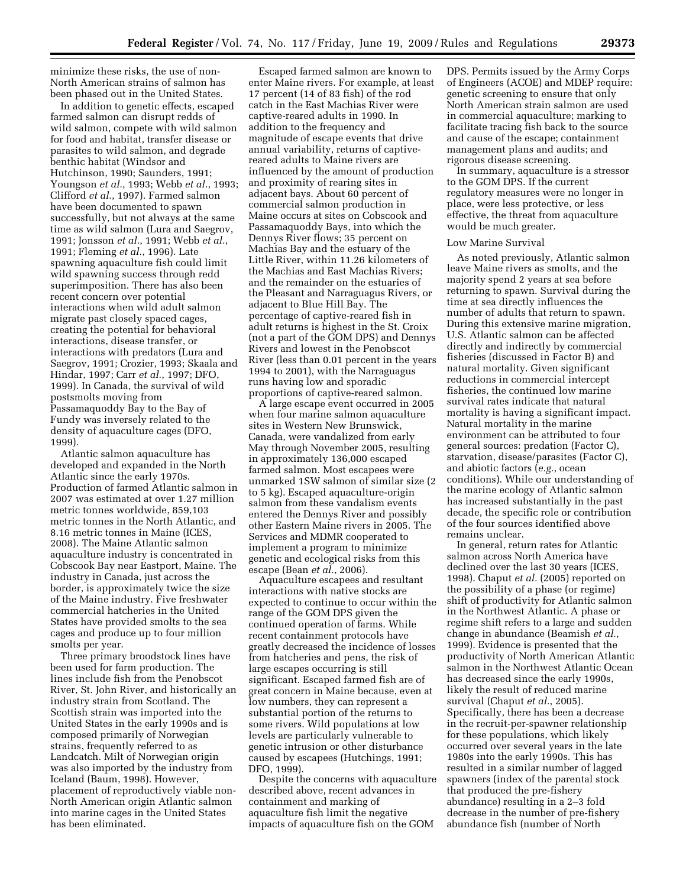minimize these risks, the use of non-North American strains of salmon has been phased out in the United States.

In addition to genetic effects, escaped farmed salmon can disrupt redds of wild salmon, compete with wild salmon for food and habitat, transfer disease or parasites to wild salmon, and degrade benthic habitat (Windsor and Hutchinson, 1990; Saunders, 1991; Youngson *et al.*, 1993; Webb *et al.*, 1993; Clifford *et al.*, 1997). Farmed salmon have been documented to spawn successfully, but not always at the same time as wild salmon (Lura and Saegrov, 1991; Jonsson *et al.*, 1991; Webb *et al.*, 1991; Fleming *et al.*, 1996). Late spawning aquaculture fish could limit wild spawning success through redd superimposition. There has also been recent concern over potential interactions when wild adult salmon migrate past closely spaced cages, creating the potential for behavioral interactions, disease transfer, or interactions with predators (Lura and Saegrov, 1991; Crozier, 1993; Skaala and Hindar, 1997; Carr *et al.*, 1997; DFO, 1999). In Canada, the survival of wild postsmolts moving from Passamaquoddy Bay to the Bay of Fundy was inversely related to the density of aquaculture cages (DFO, 1999).

Atlantic salmon aquaculture has developed and expanded in the North Atlantic since the early 1970s. Production of farmed Atlantic salmon in 2007 was estimated at over 1.27 million metric tonnes worldwide, 859,103 metric tonnes in the North Atlantic, and 8.16 metric tonnes in Maine (ICES, 2008). The Maine Atlantic salmon aquaculture industry is concentrated in Cobscook Bay near Eastport, Maine. The industry in Canada, just across the border, is approximately twice the size of the Maine industry. Five freshwater commercial hatcheries in the United States have provided smolts to the sea cages and produce up to four million smolts per year.

Three primary broodstock lines have been used for farm production. The lines include fish from the Penobscot River, St. John River, and historically an industry strain from Scotland. The Scottish strain was imported into the United States in the early 1990s and is composed primarily of Norwegian strains, frequently referred to as Landcatch. Milt of Norwegian origin was also imported by the industry from Iceland (Baum, 1998). However, placement of reproductively viable non-North American origin Atlantic salmon into marine cages in the United States has been eliminated.

Escaped farmed salmon are known to enter Maine rivers. For example, at least 17 percent (14 of 83 fish) of the rod catch in the East Machias River were captive-reared adults in 1990. In addition to the frequency and magnitude of escape events that drive annual variability, returns of captive-reared adults to Maine rivers are influenced by the amount of production and proximity of rearing sites in adjacent bays. About 60 percent of commercial salmon production in Maine occurs at sites on Cobscook and Passamaquoddy Bays, into which the Dennys River flows; 35 percent on Machias Bay and the estuary of the Little River, within 11.26 kilometers of the Machias and East Machias Rivers; and the remainder on the estuaries of the Pleasant and Narraguagus Rivers, or adjacent to Blue Hill Bay. The percentage of captive-reared fish in adult returns is highest in the St. Croix (not a part of the GOM DPS) and Dennys Rivers and lowest in the Penobscot River (less than 0.01 percent in the years 1994 to 2001), with the Narraguagus runs having low and sporadic proportions of captive-reared salmon.

A large escape event occurred in 2005 when four marine salmon aquaculture sites in Western New Brunswick, Canada, were vandalized from early May through November 2005, resulting in approximately 136,000 escaped farmed salmon. Most escapees were unmarked 1SW salmon of similar size (2 to 5 kg). Escaped aquaculture-origin salmon from these vandalism events entered the Dennys River and possibly other Eastern Maine rivers in 2005. The Services and MDMR cooperated to implement a program to minimize genetic and ecological risks from this escape (Bean *et al.*, 2006).

Aquaculture escapees and resultant interactions with native stocks are expected to continue to occur within the range of the GOM DPS given the continued operation of farms. While recent containment protocols have greatly decreased the incidence of losses from hatcheries and pens, the risk of large escapes occurring is still significant. Escaped farmed fish are of great concern in Maine because, even at low numbers, they can represent a substantial portion of the returns to some rivers. Wild populations at low levels are particularly vulnerable to genetic intrusion or other disturbance caused by escapees (Hutchings, 1991; DFO, 1999).

Despite the concerns with aquaculture described above, recent advances in containment and marking of aquaculture fish limit the negative impacts of aquaculture fish on the GOM DPS. Permits issued by the Army Corps of Engineers (ACOE) and MDEP require: genetic screening to ensure that only North American strain salmon are used in commercial aquaculture; marking to facilitate tracing fish back to the source and cause of the escape; containment management plans and audits; and rigorous disease screening.

In summary, aquaculture is a stressor to the GOM DPS. If the current regulatory measures were no longer in place, were less protective, or less effective, the threat from aquaculture would be much greater.

Low Marine Survival

As noted previously, Atlantic salmon leave Maine rivers as smolts, and the majority spend 2 years at sea before returning to spawn. Survival during the time at sea directly influences the number of adults that return to spawn. During this extensive marine migration, U.S. Atlantic salmon can be affected directly and indirectly by commercial fisheries (discussed in Factor B) and natural mortality. Given significant reductions in commercial intercept fisheries, the continued low marine survival rates indicate that natural mortality is having a significant impact. Natural mortality in the marine environment can be attributed to four general sources: predation (Factor C), starvation, disease/parasites (Factor C), and abiotic factors (*e.g.*, ocean conditions). While our understanding of the marine ecology of Atlantic salmon has increased substantially in the past decade, the specific role or contribution of the four sources identified above remains unclear.

In general, return rates for Atlantic salmon across North America have declined over the last 30 years (ICES, 1998). Chaput *et al.* (2005) reported on the possibility of a phase (or regime) shift of productivity for Atlantic salmon in the Northwest Atlantic. A phase or regime shift refers to a large and sudden change in abundance (Beamish *et al.*, 1999). Evidence is presented that the productivity of North American Atlantic salmon in the Northwest Atlantic Ocean has decreased since the early 1990s, likely the result of reduced marine survival (Chaput *et al.*, 2005). Specifically, there has been a decrease in the recruit-per-spawner relationship for these populations, which likely occurred over several years in the late 1980s into the early 1990s. This has resulted in a similar number of lagged spawners (index of the parental stock that produced the pre-fishery abundance) resulting in a 2–3 fold decrease in the number of pre-fishery abundance fish (number of North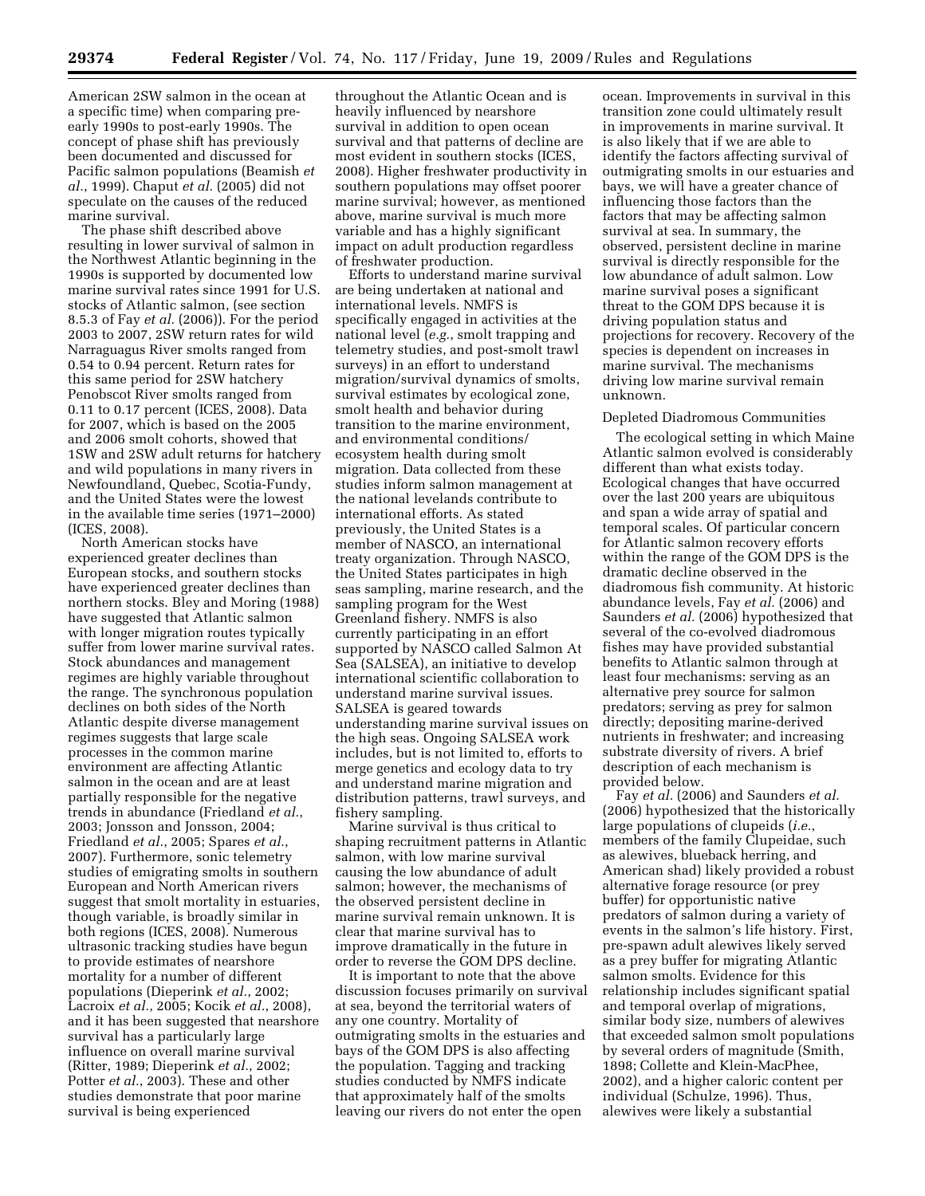American 2SW salmon in the ocean at a specific time) when comparing pre-early 1990s to post-early 1990s. The concept of phase shift has previously been documented and discussed for Pacific salmon populations (Beamish *et al.*, 1999). Chaput *et al.* (2005) did not speculate on the causes of the reduced marine survival.

The phase shift described above resulting in lower survival of salmon in the Northwest Atlantic beginning in the 1990s is supported by documented low marine survival rates since 1991 for U.S. stocks of Atlantic salmon, (see section 8.5.3 of Fay *et al.* (2006)). For the period 2003 to 2007, 2SW return rates for wild Narraguagus River smolts ranged from 0.54 to 0.94 percent. Return rates for this same period for 2SW hatchery Penobscot River smolts ranged from 0.11 to 0.17 percent (ICES, 2008). Data for 2007, which is based on the 2005 and 2006 smolt cohorts, showed that 1SW and 2SW adult returns for hatchery and wild populations in many rivers in Newfoundland, Quebec, Scotia-Fundy, and the United States were the lowest in the available time series (1971–2000) (ICES, 2008).

North American stocks have experienced greater declines than European stocks, and southern stocks have experienced greater declines than northern stocks. Bley and Moring (1988) have suggested that Atlantic salmon with longer migration routes typically suffer from lower marine survival rates. Stock abundances and management regimes are highly variable throughout the range. The synchronous population declines on both sides of the North Atlantic despite diverse management regimes suggests that large scale processes in the common marine environment are affecting Atlantic salmon in the ocean and are at least partially responsible for the negative trends in abundance (Friedland *et al.*, 2003; Jonsson and Jonsson, 2004; Friedland *et al.*, 2005; Spares *et al.*, 2007). Furthermore, sonic telemetry studies of emigrating smolts in southern European and North American rivers suggest that smolt mortality in estuaries, though variable, is broadly similar in both regions (ICES, 2008). Numerous ultrasonic tracking studies have begun to provide estimates of nearshore mortality for a number of different populations (Dieperink *et al.*, 2002; Lacroix *et al.*, 2005; Kocik *et al.*, 2008), and it has been suggested that nearshore survival has a particularly large influence on overall marine survival (Ritter, 1989; Dieperink *et al.*, 2002; Potter *et al.*, 2003). These and other studies demonstrate that poor marine survival is being experienced throughout the Atlantic Ocean and is heavily influenced by nearshore survival in addition to open ocean survival and that patterns of decline are most evident in southern stocks (ICES, 2008). Higher freshwater productivity in southern populations may offset poorer marine survival; however, as mentioned above, marine survival is much more variable and has a highly significant impact on adult production regardless of freshwater production.

Efforts to understand marine survival are being undertaken at national and international levels. NMFS is specifically engaged in activities at the national level (*e.g.*, smolt trapping and telemetry studies, and post-smolt trawl surveys) in an effort to understand migration/survival dynamics of smolts, survival estimates by ecological zone, smolt health and behavior during transition to the marine environment, and environmental conditions/ecosystem health during smolt migration. Data collected from these studies inform salmon management at the national levelands contribute to international efforts. As stated previously, the United States is a member of NASCO, an international treaty organization. Through NASCO, the United States participates in high seas sampling, marine research, and the sampling program for the West Greenland fishery. NMFS is also currently participating in an effort supported by NASCO called Salmon At Sea (SALSEA), an initiative to develop international scientific collaboration to understand marine survival issues. SALSEA is geared towards understanding marine survival issues on the high seas. Ongoing SALSEA work includes, but is not limited to, efforts to merge genetics and ecology data to try and understand marine migration and distribution patterns, trawl surveys, and fishery sampling.

Marine survival is thus critical to shaping recruitment patterns in Atlantic salmon, with low marine survival causing the low abundance of adult salmon; however, the mechanisms of the observed persistent decline in marine survival remain unknown. It is clear that marine survival has to improve dramatically in the future in order to reverse the GOM DPS decline.

It is important to note that the above discussion focuses primarily on survival at sea, beyond the territorial waters of any one country. Mortality of outmigrating smolts in the estuaries and bays of the GOM DPS is also affecting the population. Tagging and tracking studies conducted by NMFS indicate that approximately half of the smolts leaving our rivers do not enter the open ocean. Improvements in survival in this transition zone could ultimately result in improvements in marine survival. It is also likely that if we are able to identify the factors affecting survival of outmigrating smolts in our estuaries and bays, we will have a greater chance of influencing those factors than the factors that may be affecting salmon survival at sea. In summary, the observed, persistent decline in marine survival is directly responsible for the low abundance of adult salmon. Low marine survival poses a significant threat to the GOM DPS because it is driving population status and projections for recovery. Recovery of the species is dependent on increases in marine survival. The mechanisms driving low marine survival remain unknown.

Depleted Diadromous Communities

The ecological setting in which Maine Atlantic salmon evolved is considerably different than what exists today. Ecological changes that have occurred over the last 200 years are ubiquitous and span a wide array of spatial and temporal scales. Of particular concern for Atlantic salmon recovery efforts within the range of the GOM DPS is the dramatic decline observed in the diadromous fish community. At historic abundance levels, Fay *et al.* (2006) and Saunders *et al.* (2006) hypothesized that several of the co-evolved diadromous fishes may have provided substantial benefits to Atlantic salmon through at least four mechanisms: serving as an alternative prey source for salmon predators; serving as prey for salmon directly; depositing marine-derived nutrients in freshwater; and increasing substrate diversity of rivers. A brief description of each mechanism is provided below.

Fay *et al.* (2006) and Saunders *et al.* (2006) hypothesized that the historically large populations of clupeids (*i.e.*, members of the family Clupeidae, such as alewives, blueback herring, and American shad) likely provided a robust alternative forage resource (or prey buffer) for opportunistic native predators of salmon during a variety of events in the salmon's life history. First, pre-spawn adult alewives likely served as a prey buffer for migrating Atlantic salmon smolts. Evidence for this relationship includes significant spatial and temporal overlap of migrations, similar body size, numbers of alewives that exceeded salmon smolt populations by several orders of magnitude (Smith, 1898; Collette and Klein-MacPhee, 2002), and a higher caloric content per individual (Schulze, 1996). Thus, alewives were likely a substantial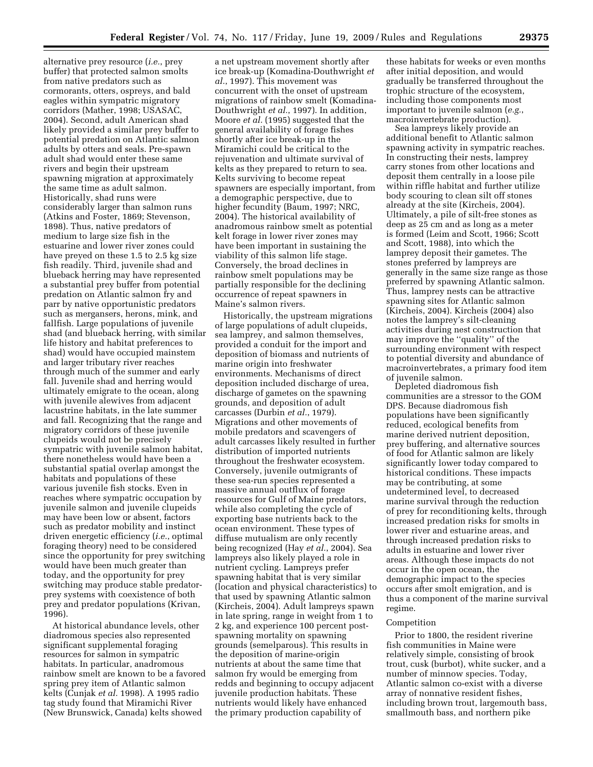alternative prey resource (*i.e.*, prey buffer) that protected salmon smolts from native predators such as cormorants, otters, ospreys, and bald eagles within sympatric migratory corridors (Mather, 1998; USASAC, 2004). Second, adult American shad likely provided a similar prey buffer to potential predation on Atlantic salmon adults by otters and seals. Pre-spawn adult shad would enter these same rivers and begin their upstream spawning migration at approximately the same time as adult salmon. Historically, shad runs were considerably larger than salmon runs (Atkins and Foster, 1869; Stevenson, 1898). Thus, native predators of medium to large size fish in the estuarine and lower river zones could have preyed on these 1.5 to 2.5 kg size fish readily. Third, juvenile shad and blueback herring may have represented a substantial prey buffer from potential predation on Atlantic salmon fry and parr by native opportunistic predators such as mergansers, herons, mink, and fallfish. Large populations of juvenile shad (and blueback herring, with similar life history and habitat preferences to shad) would have occupied mainstem and larger tributary river reaches through much of the summer and early fall. Juvenile shad and herring would ultimately emigrate to the ocean, along with juvenile alewives from adjacent lacustrine habitats, in the late summer and fall. Recognizing that the range and migratory corridors of these juvenile clupeids would not be precisely sympatric with juvenile salmon habitat, there nonetheless would have been a substantial spatial overlap amongst the habitats and populations of these various juvenile fish stocks. Even in reaches where sympatric occupation by juvenile salmon and juvenile clupeids may have been low or absent, factors such as predator mobility and instinct driven energetic efficiency (*i.e.*, optimal foraging theory) need to be considered since the opportunity for prey switching would have been much greater than today, and the opportunity for prey switching may produce stable predator-prey systems with coexistence of both prey and predator populations (Krivan, 1996).

At historical abundance levels, other diadromous species also represented significant supplemental foraging resources for salmon in sympatric habitats. In particular, anadromous rainbow smelt are known to be a favored spring prey item of Atlantic salmon kelts (Cunjak *et al.* 1998). A 1995 radio tag study found that Miramichi River (New Brunswick, Canada) kelts showed a net upstream movement shortly after ice break-up (Komadina-Douthwright *et al.*, 1997). This movement was concurrent with the onset of upstream migrations of rainbow smelt (Komadina-Douthwright *et al.*, 1997). In addition, Moore *et al.* (1995) suggested that the general availability of forage fishes shortly after ice break-up in the Miramichi could be critical to the rejuvenation and ultimate survival of kelts as they prepared to return to sea. Kelts surviving to become repeat spawners are especially important, from a demographic perspective, due to higher fecundity (Baum, 1997; NRC, 2004). The historical availability of anadromous rainbow smelt as potential kelt forage in lower river zones may have been important in sustaining the viability of this salmon life stage. Conversely, the broad declines in rainbow smelt populations may be partially responsible for the declining occurrence of repeat spawners in Maine's salmon rivers.

Historically, the upstream migrations of large populations of adult clupeids, sea lamprey, and salmon themselves, provided a conduit for the import and deposition of biomass and nutrients of marine origin into freshwater environments. Mechanisms of direct deposition included discharge of urea, discharge of gametes on the spawning grounds, and deposition of adult carcasses (Durbin *et al.*, 1979). Migrations and other movements of mobile predators and scavengers of adult carcasses likely resulted in further distribution of imported nutrients throughout the freshwater ecosystem. Conversely, juvenile outmigrants of these sea-run species represented a massive annual outflux of forage resources for Gulf of Maine predators, while also completing the cycle of exporting base nutrients back to the ocean environment. These types of diffuse mutualism are only recently being recognized (Hay *et al.*, 2004). Sea lampreys also likely played a role in nutrient cycling. Lampreys prefer spawning habitat that is very similar (location and physical characteristics) to that used by spawning Atlantic salmon (Kircheis, 2004). Adult lampreys spawn in late spring, range in weight from 1 to 2 kg, and experience 100 percent post-spawning mortality on spawning grounds (semelparous). This results in the deposition of marine-origin nutrients at about the same time that salmon fry would be emerging from redds and beginning to occupy adjacent juvenile production habitats. These nutrients would likely have enhanced the primary production capability of these habitats for weeks or even months after initial deposition, and would gradually be transferred throughout the trophic structure of the ecosystem, including those components most important to juvenile salmon (*e.g.*, macroinvertebrate production).

Sea lampreys likely provide an additional benefit to Atlantic salmon spawning activity in sympatric reaches. In constructing their nests, lamprey carry stones from other locations and deposit them centrally in a loose pile within riffle habitat and further utilize body scouring to clean silt off stones already at the site (Kircheis, 2004). Ultimately, a pile of silt-free stones as deep as 25 cm and as long as a meter is formed (Leim and Scott, 1966; Scott and Scott, 1988), into which the lamprey deposit their gametes. The stones preferred by lampreys are generally in the same size range as those preferred by spawning Atlantic salmon. Thus, lamprey nests can be attractive spawning sites for Atlantic salmon (Kircheis, 2004). Kircheis (2004) also notes the lamprey's silt-cleaning activities during nest construction that may improve the "quality" of the surrounding environment with respect to potential diversity and abundance of macroinvertebrates, a primary food item of juvenile salmon.

Depleted diadromous fish communities are a stressor to the GOM DPS. Because diadromous fish populations have been significantly reduced, ecological benefits from marine derived nutrient deposition, prey buffering, and alternative sources of food for Atlantic salmon are likely significantly lower today compared to historical conditions. These impacts may be contributing, at some undetermined level, to decreased marine survival through the reduction of prey for reconditioning kelts, through increased predation risks for smolts in lower river and estuarine areas, and through increased predation risks to adults in estuarine and lower river areas. Although these impacts do not occur in the open ocean, the demographic impact to the species occurs after smolt emigration, and is thus a component of the marine survival regime.

Competition

Prior to 1800, the resident riverine fish communities in Maine were relatively simple, consisting of brook trout, cusk (burbot), white sucker, and a number of minnow species. Today, Atlantic salmon co-exist with a diverse array of nonnative resident fishes, including brown trout, largemouth bass, smallmouth bass, and northern pike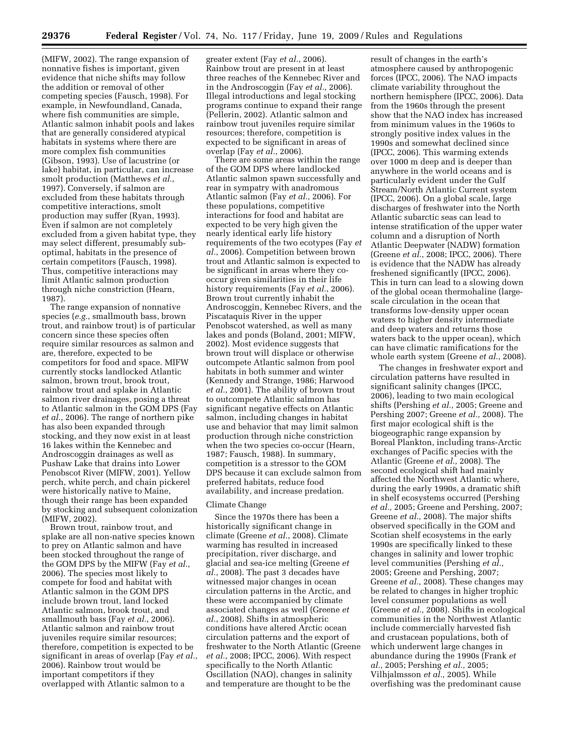(MIFW, 2002). The range expansion of nonnative fishes is important, given evidence that niche shifts may follow the addition or removal of other competing species (Fausch, 1998). For example, in Newfoundland, Canada, where fish communities are simple, Atlantic salmon inhabit pools and lakes that are generally considered atypical habitats in systems where there are more complex fish communities (Gibson, 1993). Use of lacustrine (or lake) habitat, in particular, can increase smolt production (Matthews *et al.*, 1997). Conversely, if salmon are excluded from these habitats through competitive interactions, smolt production may suffer (Ryan, 1993). Even if salmon are not completely excluded from a given habitat type, they may select different, presumably sub-optimal, habitats in the presence of certain competitors (Fausch, 1998). Thus, competitive interactions may limit Atlantic salmon production through niche constriction (Hearn, 1987).

The range expansion of nonnative species (*e.g.*, smallmouth bass, brown trout, and rainbow trout) is of particular concern since these species often require similar resources as salmon and are, therefore, expected to be competitors for food and space. MIFW currently stocks landlocked Atlantic salmon, brown trout, brook trout, rainbow trout and splake in Atlantic salmon river drainages, posing a threat to Atlantic salmon in the GOM DPS (Fay *et al.*, 2006). The range of northern pike has also been expanded through stocking, and they now exist in at least 16 lakes within the Kennebec and Androscoggin drainages as well as Pushaw Lake that drains into Lower Penobscot River (MIFW, 2001). Yellow perch, white perch, and chain pickerel were historically native to Maine, though their range has been expanded by stocking and subsequent colonization (MIFW, 2002).

Brown trout, rainbow trout, and splake are all non-native species known to prey on Atlantic salmon and have been stocked throughout the range of the GOM DPS by the MIFW (Fay *et al.*, 2006). The species most likely to compete for food and habitat with Atlantic salmon in the GOM DPS include brown trout, land locked Atlantic salmon, brook trout, and smallmouth bass (Fay *et al.*, 2006). Atlantic salmon and rainbow trout juveniles require similar resources; therefore, competition is expected to be significant in areas of overlap (Fay *et al.*, 2006). Rainbow trout would be important competitors if they overlapped with Atlantic salmon to a greater extent (Fay *et al.*, 2006). Rainbow trout are present in at least three reaches of the Kennebec River and in the Androscoggin (Fay *et al.*, 2006). Illegal introductions and legal stocking programs continue to expand their range (Pellerin, 2002). Atlantic salmon and rainbow trout juveniles require similar resources; therefore, competition is expected to be significant in areas of overlap (Fay *et al.*, 2006).

There are some areas within the range of the GOM DPS where landlocked Atlantic salmon spawn successfully and rear in sympatry with anadromous Atlantic salmon (Fay *et al.*, 2006). For these populations, competitive interactions for food and habitat are expected to be very high given the nearly identical early life history requirements of the two ecotypes (Fay *et al.*, 2006). Competition between brown trout and Atlantic salmon is expected to be significant in areas where they co-occur given similarities in their life history requirements (Fay *et al.*, 2006). Brown trout currently inhabit the Androscoggin, Kennebec Rivers, and the Piscataquis River in the upper Penobscot watershed, as well as many lakes and ponds (Boland, 2001; MIFW, 2002). Most evidence suggests that brown trout will displace or otherwise outcompete Atlantic salmon from pool habitats in both summer and winter (Kennedy and Strange, 1986; Harwood *et al.*, 2001). The ability of brown trout to outcompete Atlantic salmon has significant negative effects on Atlantic salmon, including changes in habitat use and behavior that may limit salmon production through niche constriction when the two species co-occur (Hearn, 1987; Fausch, 1988). In summary, competition is a stressor to the GOM DPS because it can exclude salmon from preferred habitats, reduce food availability, and increase predation.

Climate Change

Since the 1970s there has been a historically significant change in climate (Greene *et al.*, 2008). Climate warming has resulted in increased precipitation, river discharge, and glacial and sea-ice melting (Greene *et al.*, 2008). The past 3 decades have witnessed major changes in ocean circulation patterns in the Arctic, and these were accompanied by climate associated changes as well (Greene *et al.*, 2008). Shifts in atmospheric conditions have altered Arctic ocean circulation patterns and the export of freshwater to the North Atlantic (Greene *et al.*, 2008; IPCC, 2006). With respect specifically to the North Atlantic Oscillation (NAO), changes in salinity and temperature are thought to be the result of changes in the earth's atmosphere caused by anthropogenic forces (IPCC, 2006). The NAO impacts climate variability throughout the northern hemisphere (IPCC, 2006). Data from the 1960s through the present show that the NAO index has increased from minimum values in the 1960s to strongly positive index values in the 1990s and somewhat declined since (IPCC, 2006). This warming extends over 1000 m deep and is deeper than anywhere in the world oceans and is particularly evident under the Gulf Stream/North Atlantic Current system (IPCC, 2006). On a global scale, large discharges of freshwater into the North Atlantic subarctic seas can lead to intense stratification of the upper water column and a disruption of North Atlantic Deepwater (NADW) formation (Greene *et al.*, 2008; IPCC, 2006). There is evidence that the NADW has already freshened significantly (IPCC, 2006). This in turn can lead to a slowing down of the global ocean thermohaline (large-scale circulation in the ocean that transforms low-density upper ocean waters to higher density intermediate and deep waters and returns those waters back to the upper ocean), which can have climatic ramifications for the whole earth system (Greene *et al.*, 2008).

The changes in freshwater export and circulation patterns have resulted in significant salinity changes (IPCC, 2006), leading to two main ecological shifts (Pershing *et al.,* 2005; Greene and Pershing 2007; Greene *et al.,* 2008). The first major ecological shift is the biogeographic range expansion by Boreal Plankton, including trans-Arctic exchanges of Pacific species with the Atlantic (Greene *et al.,* 2008). The second ecological shift had mainly affected the Northwest Atlantic where, during the early 1990s, a dramatic shift in shelf ecosystems occurred (Pershing *et al.,* 2005; Greene and Pershing, 2007; Greene *et al.,* 2008). The major shifts observed specifically in the GOM and Scotian shelf ecosystems in the early 1990s are specifically linked to these changes in salinity and lower trophic level communities (Pershing *et al.,* 2005; Greene and Pershing, 2007; Greene *et al.,* 2008). These changes may be related to changes in higher trophic level consumer populations as well (Greene *et al.,* 2008). Shifts in ecological communities in the Northwest Atlantic include commercially harvested fish and crustacean populations, both of which underwent large changes in abundance during the 1990s (Frank *et al.,* 2005; Pershing *et al.,* 2005; Vilhjalmsson *et al.,* 2005). While overfishing was the predominant cause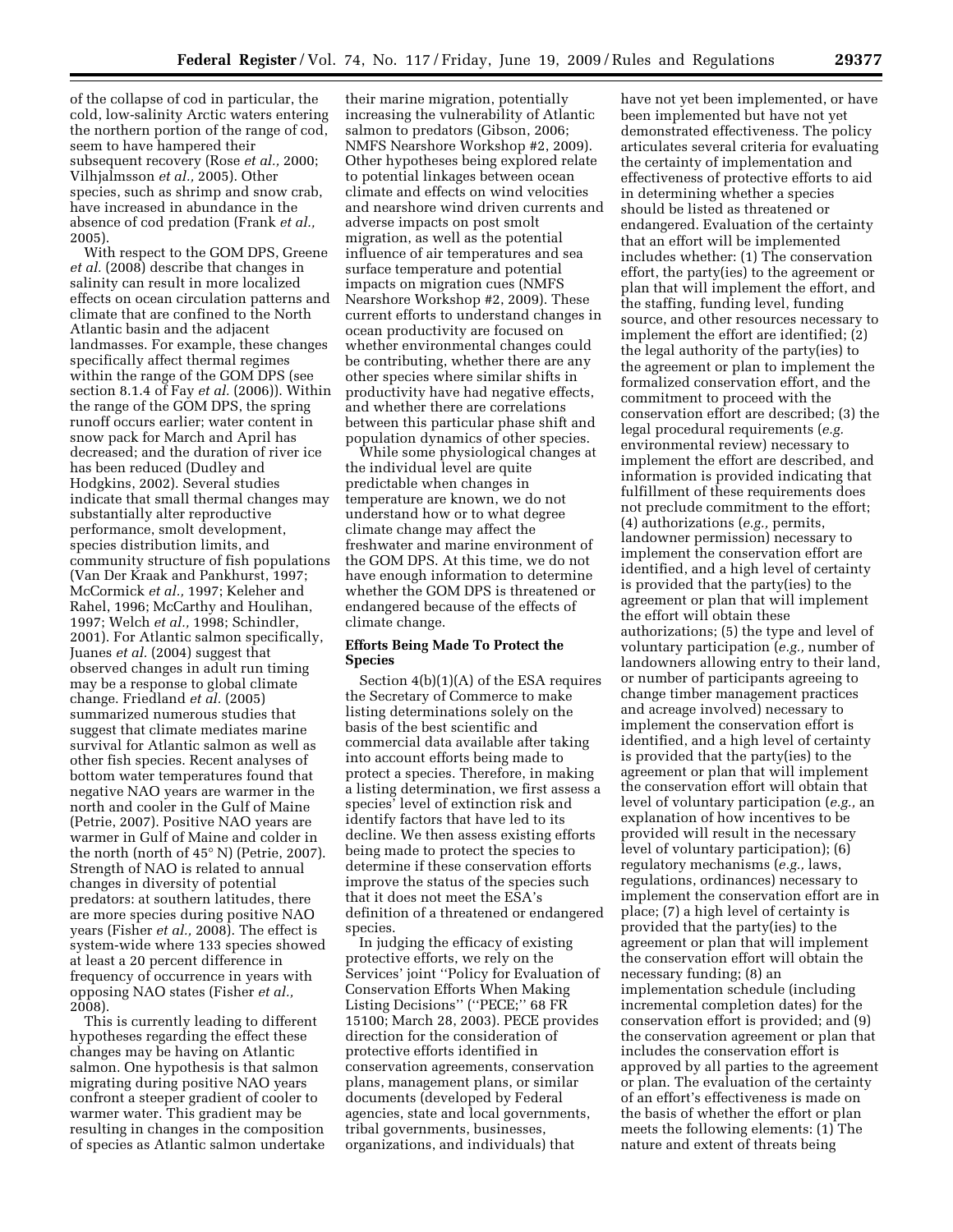of the collapse of cod in particular, the cold, low-salinity Arctic waters entering the northern portion of the range of cod, seem to have hampered their subsequent recovery (Rose *et al.,* 2000; Vilhjalmsson *et al.,* 2005). Other species, such as shrimp and snow crab, have increased in abundance in the absence of cod predation (Frank *et al.,* 2005).

With respect to the GOM DPS, Greene *et al.* (2008) describe that changes in salinity can result in more localized effects on ocean circulation patterns and climate that are confined to the North Atlantic basin and the adjacent landmasses. For example, these changes specifically affect thermal regimes within the range of the GOM DPS (see section 8.1.4 of Fay *et al.* (2006)). Within the range of the GOM DPS, the spring runoff occurs earlier; water content in snow pack for March and April has decreased; and the duration of river ice has been reduced (Dudley and Hodgkins, 2002). Several studies indicate that small thermal changes may substantially alter reproductive performance, smolt development, species distribution limits, and community structure of fish populations (Van Der Kraak and Pankhurst, 1997; McCormick *et al.,* 1997; Keleher and Rahel, 1996; McCarthy and Houlihan, 1997; Welch *et al.,* 1998; Schindler, 2001). For Atlantic salmon specifically, Juanes *et al.* (2004) suggest that observed changes in adult run timing may be a response to global climate change. Friedland *et al.* (2005) summarized numerous studies that suggest that climate mediates marine survival for Atlantic salmon as well as other fish species. Recent analyses of bottom water temperatures found that negative NAO years are warmer in the north and cooler in the Gulf of Maine (Petrie, 2007). Positive NAO years are warmer in Gulf of Maine and colder in the north (north of 45° N) (Petrie, 2007). Strength of NAO is related to annual changes in diversity of potential predators: at southern latitudes, there are more species during positive NAO years (Fisher *et al.,* 2008). The effect is system-wide where 133 species showed at least a 20 percent difference in frequency of occurrence in years with opposing NAO states (Fisher *et al.,* 2008).

This is currently leading to different hypotheses regarding the effect these changes may be having on Atlantic salmon. One hypothesis is that salmon migrating during positive NAO years confront a steeper gradient of cooler to warmer water. This gradient may be resulting in changes in the composition of species as Atlantic salmon undertake their marine migration, potentially increasing the vulnerability of Atlantic salmon to predators (Gibson, 2006; NMFS Nearshore Workshop #2, 2009). Other hypotheses being explored relate to potential linkages between ocean climate and effects on wind velocities and nearshore wind driven currents and adverse impacts on post smolt migration, as well as the potential influence of air temperatures and sea surface temperature and potential impacts on migration cues (NMFS Nearshore Workshop #2, 2009). These current efforts to understand changes in ocean productivity are focused on whether environmental changes could be contributing, whether there are any other species where similar shifts in productivity have had negative effects, and whether there are correlations between this particular phase shift and population dynamics of other species.

While some physiological changes at the individual level are quite predictable when changes in temperature are known, we do not understand how or to what degree climate change may affect the freshwater and marine environment of the GOM DPS. At this time, we do not have enough information to determine whether the GOM DPS is threatened or endangered because of the effects of climate change.

**Efforts Being Made To Protect the Species**

Section 4(b)(1)(A) of the ESA requires the Secretary of Commerce to make listing determinations solely on the basis of the best scientific and commercial data available after taking into account efforts being made to protect a species. Therefore, in making a listing determination, we first assess a species' level of extinction risk and identify factors that have led to its decline. We then assess existing efforts being made to protect the species to determine if these conservation efforts improve the status of the species such that it does not meet the ESA's definition of a threatened or endangered species.

In judging the efficacy of existing protective efforts, we rely on the Services' joint ''Policy for Evaluation of Conservation Efforts When Making Listing Decisions'' (''PECE;'' 68 FR 15100; March 28, 2003). PECE provides direction for the consideration of protective efforts identified in conservation agreements, conservation plans, management plans, or similar documents (developed by Federal agencies, state and local governments, tribal governments, businesses, organizations, and individuals) that have not yet been implemented, or have been implemented but have not yet demonstrated effectiveness. The policy articulates several criteria for evaluating the certainty of implementation and effectiveness of protective efforts to aid in determining whether a species should be listed as threatened or endangered. Evaluation of the certainty that an effort will be implemented includes whether: (1) The conservation effort, the party(ies) to the agreement or plan that will implement the effort, and the staffing, funding level, funding source, and other resources necessary to implement the effort are identified; (2) the legal authority of the party(ies) to the agreement or plan to implement the formalized conservation effort, and the commitment to proceed with the conservation effort are described; (3) the legal procedural requirements (*e.g.* environmental review) necessary to implement the effort are described, and information is provided indicating that fulfillment of these requirements does not preclude commitment to the effort; (4) authorizations (*e.g.,* permits, landowner permission) necessary to implement the conservation effort are identified, and a high level of certainty is provided that the party(ies) to the agreement or plan that will implement the effort will obtain these authorizations; (5) the type and level of voluntary participation (*e.g.,* number of landowners allowing entry to their land, or number of participants agreeing to change timber management practices and acreage involved) necessary to implement the conservation effort is identified, and a high level of certainty is provided that the party(ies) to the agreement or plan that will implement the conservation effort will obtain that level of voluntary participation (*e.g.,* an explanation of how incentives to be provided will result in the necessary level of voluntary participation); (6) regulatory mechanisms (*e.g.,* laws, regulations, ordinances) necessary to implement the conservation effort are in place; (7) a high level of certainty is provided that the party(ies) to the agreement or plan that will implement the conservation effort will obtain the necessary funding; (8) an implementation schedule (including incremental completion dates) for the conservation effort is provided; and (9) the conservation agreement or plan that includes the conservation effort is approved by all parties to the agreement or plan. The evaluation of the certainty of an effort's effectiveness is made on the basis of whether the effort or plan meets the following elements: (1) The nature and extent of threats being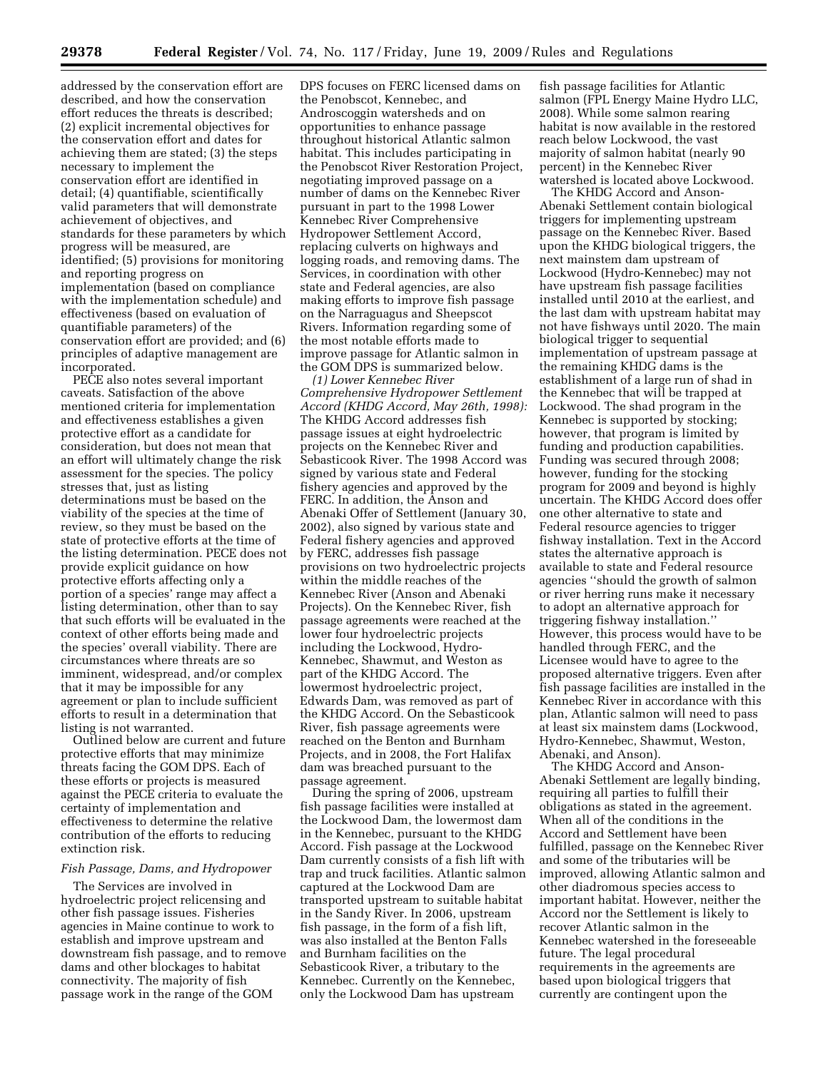addressed by the conservation effort are described, and how the conservation effort reduces the threats is described; (2) explicit incremental objectives for the conservation effort and dates for achieving them are stated; (3) the steps necessary to implement the conservation effort are identified in detail; (4) quantifiable, scientifically valid parameters that will demonstrate achievement of objectives, and standards for these parameters by which progress will be measured, are identified; (5) provisions for monitoring and reporting progress on implementation (based on compliance with the implementation schedule) and effectiveness (based on evaluation of quantifiable parameters) of the conservation effort are provided; and (6) principles of adaptive management are incorporated.

PECE also notes several important caveats. Satisfaction of the above mentioned criteria for implementation and effectiveness establishes a given protective effort as a candidate for consideration, but does not mean that an effort will ultimately change the risk assessment for the species. The policy stresses that, just as listing determinations must be based on the viability of the species at the time of review, so they must be based on the state of protective efforts at the time of the listing determination. PECE does not provide explicit guidance on how protective efforts affecting only a portion of a species' range may affect a listing determination, other than to say that such efforts will be evaluated in the context of other efforts being made and the species' overall viability. There are circumstances where threats are so imminent, widespread, and/or complex that it may be impossible for any agreement or plan to include sufficient efforts to result in a determination that listing is not warranted.

Outlined below are current and future protective efforts that may minimize threats facing the GOM DPS. Each of these efforts or projects is measured against the PECE criteria to evaluate the certainty of implementation and effectiveness to determine the relative contribution of the efforts to reducing extinction risk.

*Fish Passage, Dams, and Hydropower*

The Services are involved in hydroelectric project relicensing and other fish passage issues. Fisheries agencies in Maine continue to work to establish and improve upstream and downstream fish passage, and to remove dams and other blockages to habitat connectivity. The majority of fish passage work in the range of the GOM DPS focuses on FERC licensed dams on the Penobscot, Kennebec, and Androscoggin watersheds and on opportunities to enhance passage throughout historical Atlantic salmon habitat. This includes participating in the Penobscot River Restoration Project, negotiating improved passage on a number of dams on the Kennebec River pursuant in part to the 1998 Lower Kennebec River Comprehensive Hydropower Settlement Accord, replacing culverts on highways and logging roads, and removing dams. The Services, in coordination with other state and Federal agencies, are also making efforts to improve fish passage on the Narraguagus and Sheepscot Rivers. Information regarding some of the most notable efforts made to improve passage for Atlantic salmon in the GOM DPS is summarized below.

*(1) Lower Kennebec River Comprehensive Hydropower Settlement Accord (KHDG Accord, May 26th, 1998):* The KHDG Accord addresses fish passage issues at eight hydroelectric projects on the Kennebec River and Sebasticook River. The 1998 Accord was signed by various state and Federal fishery agencies and approved by the FERC. In addition, the Anson and Abenaki Offer of Settlement (January 30, 2002), also signed by various state and Federal fishery agencies and approved by FERC, addresses fish passage provisions on two hydroelectric projects within the middle reaches of the Kennebec River (Anson and Abenaki Projects). On the Kennebec River, fish passage agreements were reached at the lower four hydroelectric projects including the Lockwood, Hydro-Kennebec, Shawmut, and Weston as part of the KHDG Accord. The lowermost hydroelectric project, Edwards Dam, was removed as part of the KHDG Accord. On the Sebasticook River, fish passage agreements were reached on the Benton and Burnham Projects, and in 2008, the Fort Halifax dam was breached pursuant to the passage agreement.

During the spring of 2006, upstream fish passage facilities were installed at the Lockwood Dam, the lowermost dam in the Kennebec, pursuant to the KHDG Accord. Fish passage at the Lockwood Dam currently consists of a fish lift with trap and truck facilities. Atlantic salmon captured at the Lockwood Dam are transported upstream to suitable habitat in the Sandy River. In 2006, upstream fish passage, in the form of a fish lift, was also installed at the Benton Falls and Burnham facilities on the Sebasticook River, a tributary to the Kennebec. Currently on the Kennebec, only the Lockwood Dam has upstream fish passage facilities for Atlantic salmon (FPL Energy Maine Hydro LLC, 2008). While some salmon rearing habitat is now available in the restored reach below Lockwood, the vast majority of salmon habitat (nearly 90 percent) in the Kennebec River watershed is located above Lockwood.

The KHDG Accord and Anson-Abenaki Settlement contain biological triggers for implementing upstream passage on the Kennebec River. Based upon the KHDG biological triggers, the next mainstem dam upstream of Lockwood (Hydro-Kennebec) may not have upstream fish passage facilities installed until 2010 at the earliest, and the last dam with upstream habitat may not have fishways until 2020. The main biological trigger to sequential implementation of upstream passage at the remaining KHDG dams is the establishment of a large run of shad in the Kennebec that will be trapped at Lockwood. The shad program in the Kennebec is supported by stocking; however, that program is limited by funding and production capabilities. Funding was secured through 2008; however, funding for the stocking program for 2009 and beyond is highly uncertain. The KHDG Accord does offer one other alternative to state and Federal resource agencies to trigger fishway installation. Text in the Accord states the alternative approach is available to state and Federal resource agencies ''should the growth of salmon or river herring runs make it necessary to adopt an alternative approach for triggering fishway installation.'' However, this process would have to be handled through FERC, and the Licensee would have to agree to the proposed alternative triggers. Even after fish passage facilities are installed in the Kennebec River in accordance with this plan, Atlantic salmon will need to pass at least six mainstem dams (Lockwood, Hydro-Kennebec, Shawmut, Weston, Abenaki, and Anson).

The KHDG Accord and Anson-Abenaki Settlement are legally binding, requiring all parties to fulfill their obligations as stated in the agreement. When all of the conditions in the Accord and Settlement have been fulfilled, passage on the Kennebec River and some of the tributaries will be improved, allowing Atlantic salmon and other diadromous species access to important habitat. However, neither the Accord nor the Settlement is likely to recover Atlantic salmon in the Kennebec watershed in the foreseeable future. The legal procedural requirements in the agreements are based upon biological triggers that currently are contingent upon the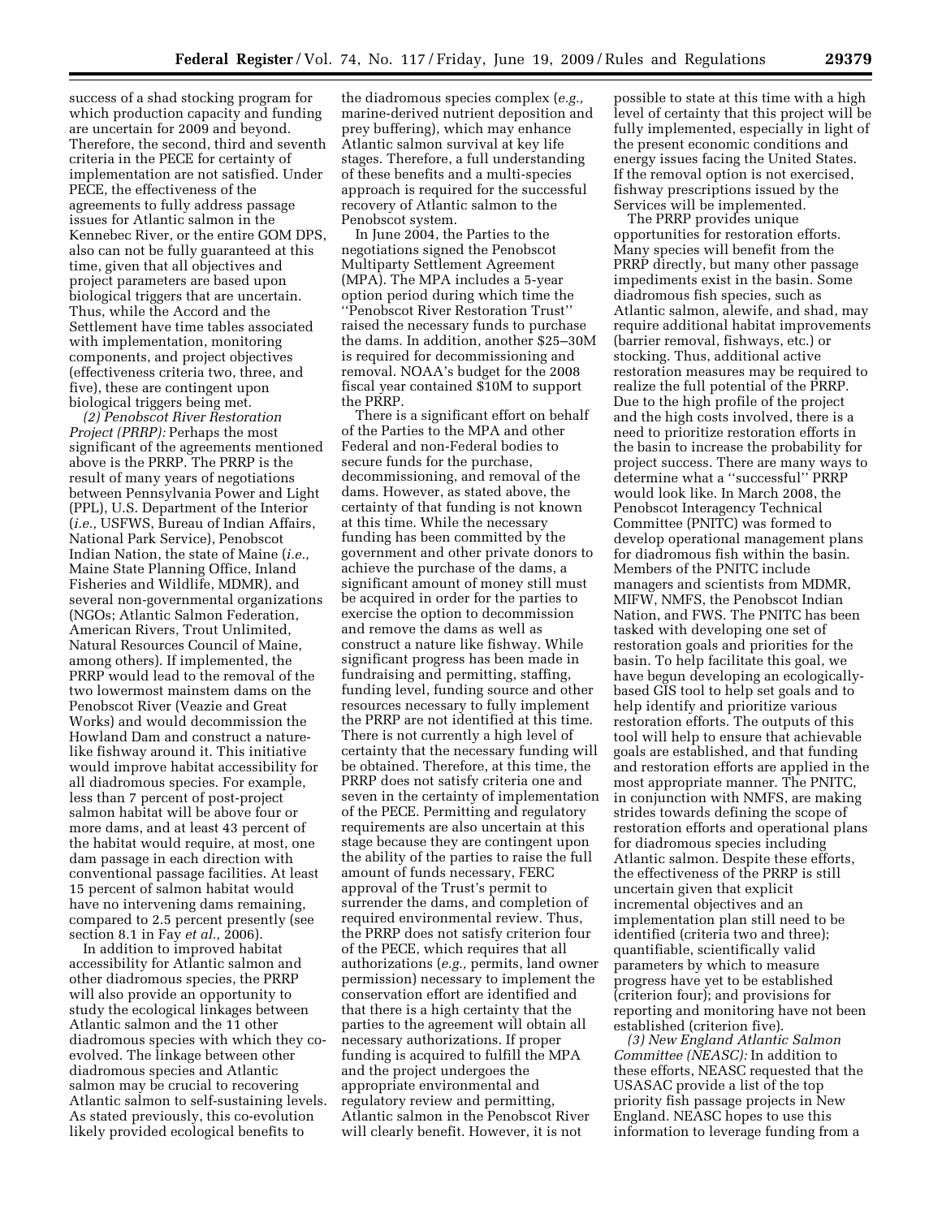success of a shad stocking program for which production capacity and funding are uncertain for 2009 and beyond. Therefore, the second, third and seventh criteria in the PECE for certainty of implementation are not satisfied. Under PECE, the effectiveness of the agreements to fully address passage issues for Atlantic salmon in the Kennebec River, or the entire GOM DPS, also can not be fully guaranteed at this time, given that all objectives and project parameters are based upon biological triggers that are uncertain. Thus, while the Accord and the Settlement have time tables associated with implementation, monitoring components, and project objectives (effectiveness criteria two, three, and five), these are contingent upon biological triggers being met.

*(2) Penobscot River Restoration Project (PRRP):* Perhaps the most significant of the agreements mentioned above is the PRRP. The PRRP is the result of many years of negotiations between Pennsylvania Power and Light (PPL), U.S. Department of the Interior (*i.e.,* USFWS, Bureau of Indian Affairs, National Park Service), Penobscot Indian Nation, the state of Maine (*i.e.,* Maine State Planning Office, Inland Fisheries and Wildlife, MDMR), and several non-governmental organizations (NGOs; Atlantic Salmon Federation, American Rivers, Trout Unlimited, Natural Resources Council of Maine, among others). If implemented, the PRRP would lead to the removal of the two lowermost mainstem dams on the Penobscot River (Veazie and Great Works) and would decommission the Howland Dam and construct a nature-like fishway around it. This initiative would improve habitat accessibility for all diadromous species. For example, less than 7 percent of post-project salmon habitat will be above four or more dams, and at least 43 percent of the habitat would require, at most, one dam passage in each direction with conventional passage facilities. At least 15 percent of salmon habitat would have no intervening dams remaining, compared to 2.5 percent presently (see section 8.1 in Fay *et al.,* 2006).

In addition to improved habitat accessibility for Atlantic salmon and other diadromous species, the PRRP will also provide an opportunity to study the ecological linkages between Atlantic salmon and the 11 other diadromous species with which they co-evolved. The linkage between other diadromous species and Atlantic salmon may be crucial to recovering Atlantic salmon to self-sustaining levels. As stated previously, this co-evolution likely provided ecological benefits to the diadromous species complex (*e.g.,* marine-derived nutrient deposition and prey buffering), which may enhance Atlantic salmon survival at key life stages. Therefore, a full understanding of these benefits and a multi-species approach is required for the successful recovery of Atlantic salmon to the Penobscot system.

In June 2004, the Parties to the negotiations signed the Penobscot Multiparty Settlement Agreement (MPA). The MPA includes a 5-year option period during which time the ''Penobscot River Restoration Trust'' raised the necessary funds to purchase the dams. In addition, another $25–30M is required for decommissioning and removal. NOAA's budget for the 2008 fiscal year contained $10M to support the PRRP.

There is a significant effort on behalf of the Parties to the MPA and other Federal and non-Federal bodies to secure funds for the purchase, decommissioning, and removal of the dams. However, as stated above, the certainty of that funding is not known at this time. While the necessary funding has been committed by the government and other private donors to achieve the purchase of the dams, a significant amount of money still must be acquired in order for the parties to exercise the option to decommission and remove the dams as well as construct a nature like fishway. While significant progress has been made in fundraising and permitting, staffing, funding level, funding source and other resources necessary to fully implement the PRRP are not identified at this time. There is not currently a high level of certainty that the necessary funding will be obtained. Therefore, at this time, the PRRP does not satisfy criteria one and seven in the certainty of implementation of the PECE. Permitting and regulatory requirements are also uncertain at this stage because they are contingent upon the ability of the parties to raise the full amount of funds necessary, FERC approval of the Trust's permit to surrender the dams, and completion of required environmental review. Thus, the PRRP does not satisfy criterion four of the PECE, which requires that all authorizations (*e.g.,* permits, land owner permission) necessary to implement the conservation effort are identified and that there is a high certainty that the parties to the agreement will obtain all necessary authorizations. If proper funding is acquired to fulfill the MPA and the project undergoes the appropriate environmental and regulatory review and permitting, Atlantic salmon in the Penobscot River will clearly benefit. However, it is not possible to state at this time with a high level of certainty that this project will be fully implemented, especially in light of the present economic conditions and energy issues facing the United States. If the removal option is not exercised, fishway prescriptions issued by the Services will be implemented.

The PRRP provides unique opportunities for restoration efforts. Many species will benefit from the PRRP directly, but many other passage impediments exist in the basin. Some diadromous fish species, such as Atlantic salmon, alewife, and shad, may require additional habitat improvements (barrier removal, fishways, etc.) or stocking. Thus, additional active restoration measures may be required to realize the full potential of the PRRP. Due to the high profile of the project and the high costs involved, there is a need to prioritize restoration efforts in the basin to increase the probability for project success. There are many ways to determine what a ''successful'' PRRP would look like. In March 2008, the Penobscot Interagency Technical Committee (PNITC) was formed to develop operational management plans for diadromous fish within the basin. Members of the PNITC include managers and scientists from MDMR, MIFW, NMFS, the Penobscot Indian Nation, and FWS. The PNITC has been tasked with developing one set of restoration goals and priorities for the basin. To help facilitate this goal, we have begun developing an ecologically-based GIS tool to help set goals and to help identify and prioritize various restoration efforts. The outputs of this tool will help to ensure that achievable goals are established, and that funding and restoration efforts are applied in the most appropriate manner. The PNITC, in conjunction with NMFS, are making strides towards defining the scope of restoration efforts and operational plans for diadromous species including Atlantic salmon. Despite these efforts, the effectiveness of the PRRP is still uncertain given that explicit incremental objectives and an implementation plan still need to be identified (criteria two and three); quantifiable, scientifically valid parameters by which to measure progress have yet to be established (criterion four); and provisions for reporting and monitoring have not been established (criterion five).

*(3) New England Atlantic Salmon Committee (NEASC):* In addition to these efforts, NEASC requested that the USASAC provide a list of the top priority fish passage projects in New England. NEASC hopes to use this information to leverage funding from a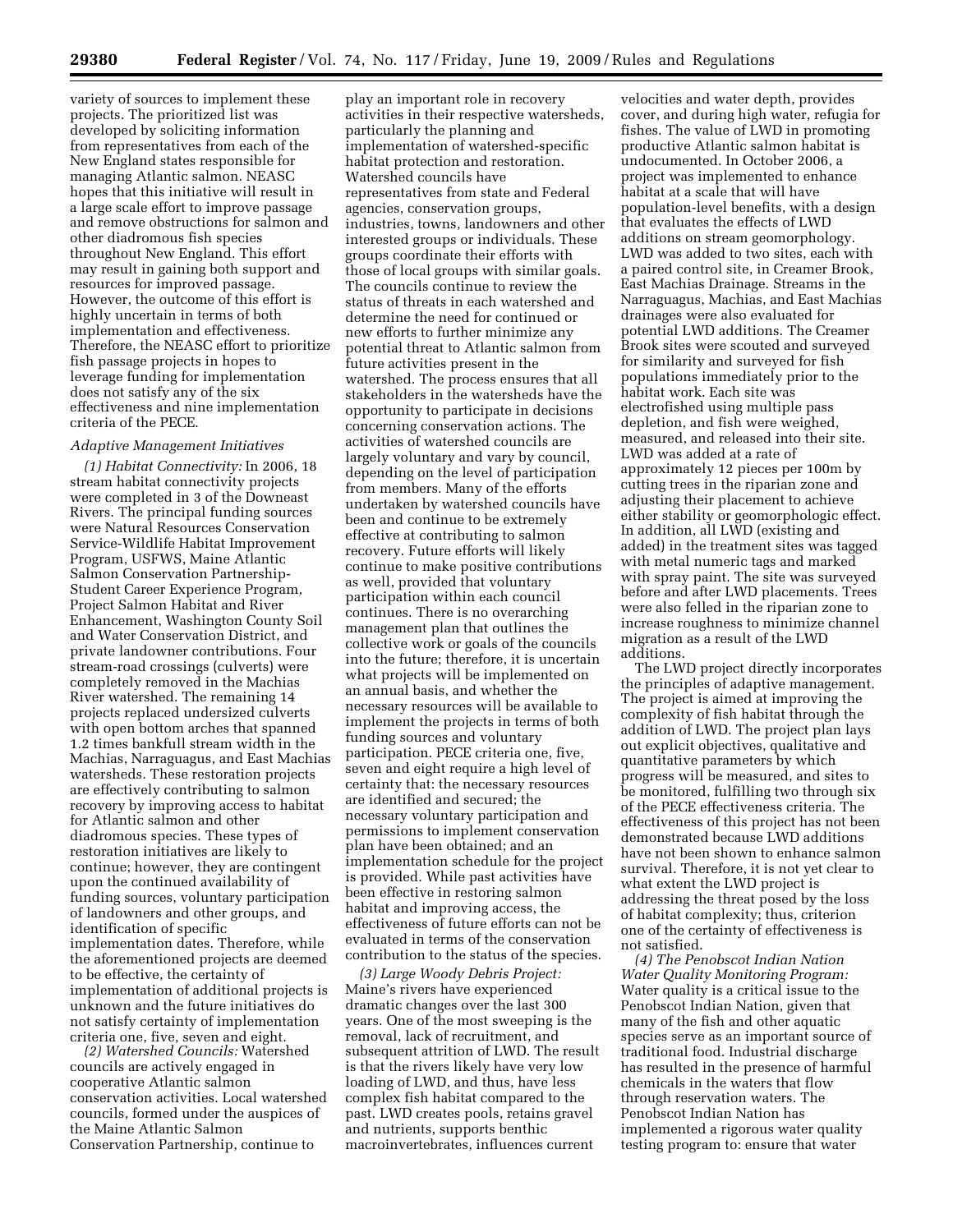variety of sources to implement these projects. The prioritized list was developed by soliciting information from representatives from each of the New England states responsible for managing Atlantic salmon. NEASC hopes that this initiative will result in a large scale effort to improve passage and remove obstructions for salmon and other diadromous fish species throughout New England. This effort may result in gaining both support and resources for improved passage. However, the outcome of this effort is highly uncertain in terms of both implementation and effectiveness. Therefore, the NEASC effort to prioritize fish passage projects in hopes to leverage funding for implementation does not satisfy any of the six effectiveness and nine implementation criteria of the PECE.

*Adaptive Management Initiatives*

*(1) Habitat Connectivity:* In 2006, 18 stream habitat connectivity projects were completed in 3 of the Downeast Rivers. The principal funding sources were Natural Resources Conservation Service-Wildlife Habitat Improvement Program, USFWS, Maine Atlantic Salmon Conservation Partnership-Student Career Experience Program, Project Salmon Habitat and River Enhancement, Washington County Soil and Water Conservation District, and private landowner contributions. Four stream-road crossings (culverts) were completely removed in the Machias River watershed. The remaining 14 projects replaced undersized culverts with open bottom arches that spanned 1.2 times bankfull stream width in the Machias, Narraguagus, and East Machias watersheds. These restoration projects are effectively contributing to salmon recovery by improving access to habitat for Atlantic salmon and other diadromous species. These types of restoration initiatives are likely to continue; however, they are contingent upon the continued availability of funding sources, voluntary participation of landowners and other groups, and identification of specific implementation dates. Therefore, while the aforementioned projects are deemed to be effective, the certainty of implementation of additional projects is unknown and the future initiatives do not satisfy certainty of implementation criteria one, five, seven and eight.

*(2) Watershed Councils:* Watershed councils are actively engaged in cooperative Atlantic salmon conservation activities. Local watershed councils, formed under the auspices of the Maine Atlantic Salmon Conservation Partnership, continue to play an important role in recovery activities in their respective watersheds, particularly the planning and implementation of watershed-specific habitat protection and restoration. Watershed councils have representatives from state and Federal agencies, conservation groups, industries, towns, landowners and other interested groups or individuals. These groups coordinate their efforts with those of local groups with similar goals. The councils continue to review the status of threats in each watershed and determine the need for continued or new efforts to further minimize any potential threat to Atlantic salmon from future activities present in the watershed. The process ensures that all stakeholders in the watersheds have the opportunity to participate in decisions concerning conservation actions. The activities of watershed councils are largely voluntary and vary by council, depending on the level of participation from members. Many of the efforts undertaken by watershed councils have been and continue to be extremely effective at contributing to salmon recovery. Future efforts will likely continue to make positive contributions as well, provided that voluntary participation within each council continues. There is no overarching management plan that outlines the collective work or goals of the councils into the future; therefore, it is uncertain what projects will be implemented on an annual basis, and whether the necessary resources will be available to implement the projects in terms of both funding sources and voluntary participation. PECE criteria one, five, seven and eight require a high level of certainty that: the necessary resources are identified and secured; the necessary voluntary participation and permissions to implement conservation plan have been obtained; and an implementation schedule for the project is provided. While past activities have been effective in restoring salmon habitat and improving access, the effectiveness of future efforts can not be evaluated in terms of the conservation contribution to the status of the species.

*(3) Large Woody Debris Project:* Maine's rivers have experienced dramatic changes over the last 300 years. One of the most sweeping is the removal, lack of recruitment, and subsequent attrition of LWD. The result is that the rivers likely have very low loading of LWD, and thus, have less complex fish habitat compared to the past. LWD creates pools, retains gravel and nutrients, supports benthic macroinvertebrates, influences current velocities and water depth, provides cover, and during high water, refugia for fishes. The value of LWD in promoting productive Atlantic salmon habitat is undocumented. In October 2006, a project was implemented to enhance habitat at a scale that will have population-level benefits, with a design that evaluates the effects of LWD additions on stream geomorphology. LWD was added to two sites, each with a paired control site, in Creamer Brook, East Machias Drainage. Streams in the Narraguagus, Machias, and East Machias drainages were also evaluated for potential LWD additions. The Creamer Brook sites were scouted and surveyed for similarity and surveyed for fish populations immediately prior to the habitat work. Each site was electrofished using multiple pass depletion, and fish were weighed, measured, and released into their site. LWD was added at a rate of approximately 12 pieces per 100m by cutting trees in the riparian zone and adjusting their placement to achieve either stability or geomorphologic effect. In addition, all LWD (existing and added) in the treatment sites was tagged with metal numeric tags and marked with spray paint. The site was surveyed before and after LWD placements. Trees were also felled in the riparian zone to increase roughness to minimize channel migration as a result of the LWD additions.

The LWD project directly incorporates the principles of adaptive management. The project is aimed at improving the complexity of fish habitat through the addition of LWD. The project plan lays out explicit objectives, qualitative and quantitative parameters by which progress will be measured, and sites to be monitored, fulfilling two through six of the PECE effectiveness criteria. The effectiveness of this project has not been demonstrated because LWD additions have not been shown to enhance salmon survival. Therefore, it is not yet clear to what extent the LWD project is addressing the threat posed by the loss of habitat complexity; thus, criterion one of the certainty of effectiveness is not satisfied.

*(4) The Penobscot Indian Nation Water Quality Monitoring Program:* Water quality is a critical issue to the Penobscot Indian Nation, given that many of the fish and other aquatic species serve as an important source of traditional food. Industrial discharge has resulted in the presence of harmful chemicals in the waters that flow through reservation waters. The Penobscot Indian Nation has implemented a rigorous water quality testing program to: ensure that water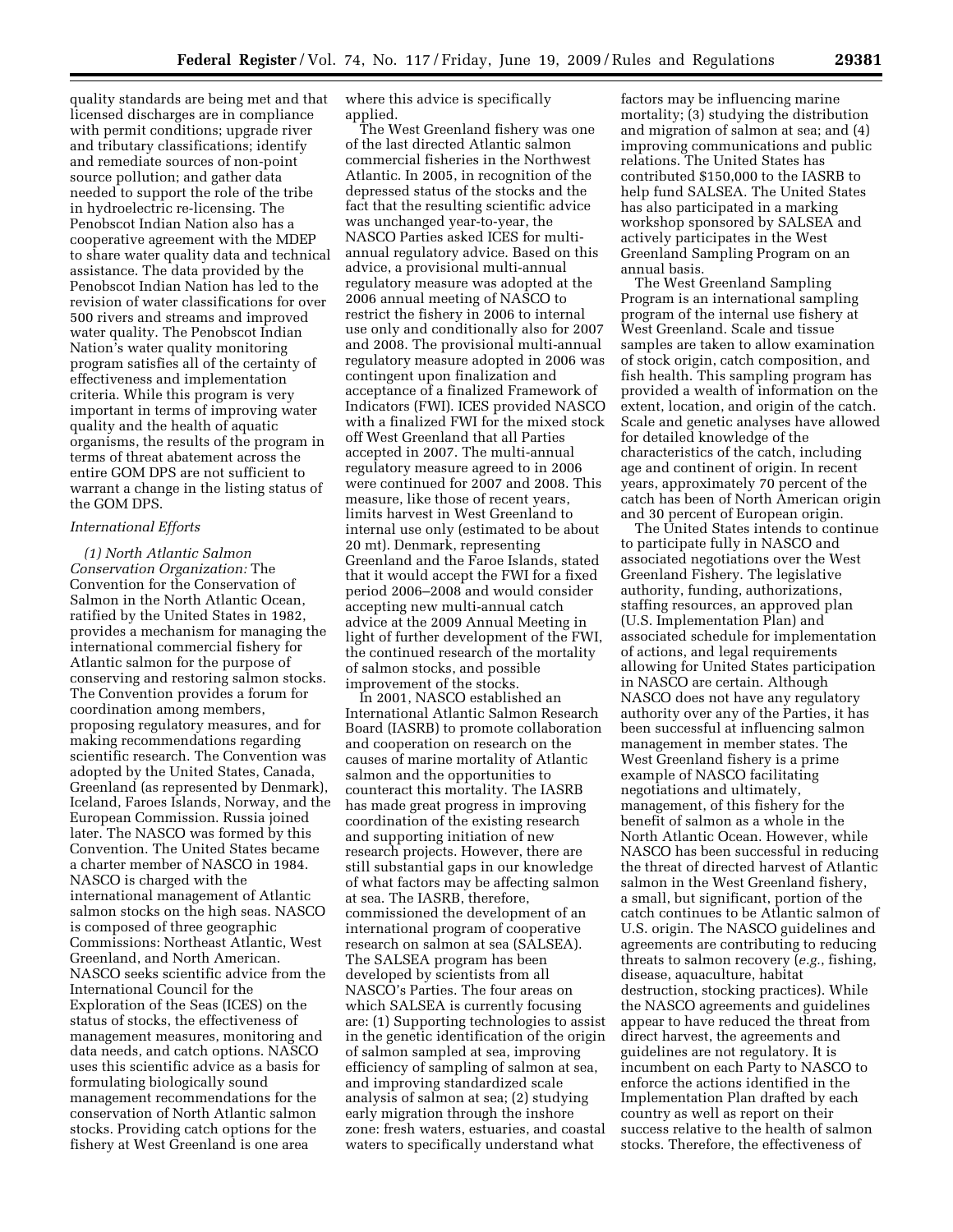quality standards are being met and that licensed discharges are in compliance with permit conditions; upgrade river and tributary classifications; identify and remediate sources of non-point source pollution; and gather data needed to support the role of the tribe in hydroelectric re-licensing. The Penobscot Indian Nation also has a cooperative agreement with the MDEP to share water quality data and technical assistance. The data provided by the Penobscot Indian Nation has led to the revision of water classifications for over 500 rivers and streams and improved water quality. The Penobscot Indian Nation's water quality monitoring program satisfies all of the certainty of effectiveness and implementation criteria. While this program is very important in terms of improving water quality and the health of aquatic organisms, the results of the program in terms of threat abatement across the entire GOM DPS are not sufficient to warrant a change in the listing status of the GOM DPS.

*International Efforts*

*(1) North Atlantic Salmon Conservation Organization:* The Convention for the Conservation of Salmon in the North Atlantic Ocean, ratified by the United States in 1982, provides a mechanism for managing the international commercial fishery for Atlantic salmon for the purpose of conserving and restoring salmon stocks. The Convention provides a forum for coordination among members, proposing regulatory measures, and for making recommendations regarding scientific research. The Convention was adopted by the United States, Canada, Greenland (as represented by Denmark), Iceland, Faroes Islands, Norway, and the European Commission. Russia joined later. The NASCO was formed by this Convention. The United States became a charter member of NASCO in 1984. NASCO is charged with the international management of Atlantic salmon stocks on the high seas. NASCO is composed of three geographic Commissions: Northeast Atlantic, West Greenland, and North American. NASCO seeks scientific advice from the International Council for the Exploration of the Seas (ICES) on the status of stocks, the effectiveness of management measures, monitoring and data needs, and catch options. NASCO uses this scientific advice as a basis for formulating biologically sound management recommendations for the conservation of North Atlantic salmon stocks. Providing catch options for the fishery at West Greenland is one area where this advice is specifically applied.

The West Greenland fishery was one of the last directed Atlantic salmon commercial fisheries in the Northwest Atlantic. In 2005, in recognition of the depressed status of the stocks and the fact that the resulting scientific advice was unchanged year-to-year, the NASCO Parties asked ICES for multi-annual regulatory advice. Based on this advice, a provisional multi-annual regulatory measure was adopted at the 2006 annual meeting of NASCO to restrict the fishery in 2006 to internal use only and conditionally also for 2007 and 2008. The provisional multi-annual regulatory measure adopted in 2006 was contingent upon finalization and acceptance of a finalized Framework of Indicators (FWI). ICES provided NASCO with a finalized FWI for the mixed stock off West Greenland that all Parties accepted in 2007. The multi-annual regulatory measure agreed to in 2006 were continued for 2007 and 2008. This measure, like those of recent years, limits harvest in West Greenland to internal use only (estimated to be about 20 mt). Denmark, representing Greenland and the Faroe Islands, stated that it would accept the FWI for a fixed period 2006–2008 and would consider accepting new multi-annual catch advice at the 2009 Annual Meeting in light of further development of the FWI, the continued research of the mortality of salmon stocks, and possible improvement of the stocks.

In 2001, NASCO established an International Atlantic Salmon Research Board (IASRB) to promote collaboration and cooperation on research on the causes of marine mortality of Atlantic salmon and the opportunities to counteract this mortality. The IASRB has made great progress in improving coordination of the existing research and supporting initiation of new research projects. However, there are still substantial gaps in our knowledge of what factors may be affecting salmon at sea. The IASRB, therefore, commissioned the development of an international program of cooperative research on salmon at sea (SALSEA). The SALSEA program has been developed by scientists from all NASCO's Parties. The four areas on which SALSEA is currently focusing are: (1) Supporting technologies to assist in the genetic identification of the origin of salmon sampled at sea, improving efficiency of sampling of salmon at sea, and improving standardized scale analysis of salmon at sea; (2) studying early migration through the inshore zone: fresh waters, estuaries, and coastal waters to specifically understand what factors may be influencing marine mortality; (3) studying the distribution and migration of salmon at sea; and (4) improving communications and public relations. The United States has contributed $150,000 to the IASRB to help fund SALSEA. The United States has also participated in a marking workshop sponsored by SALSEA and actively participates in the West Greenland Sampling Program on an annual basis.

The West Greenland Sampling Program is an international sampling program of the internal use fishery at West Greenland. Scale and tissue samples are taken to allow examination of stock origin, catch composition, and fish health. This sampling program has provided a wealth of information on the extent, location, and origin of the catch. Scale and genetic analyses have allowed for detailed knowledge of the characteristics of the catch, including age and continent of origin. In recent years, approximately 70 percent of the catch has been of North American origin and 30 percent of European origin.

The United States intends to continue to participate fully in NASCO and associated negotiations over the West Greenland Fishery. The legislative authority, funding, authorizations, staffing resources, an approved plan (U.S. Implementation Plan) and associated schedule for implementation of actions, and legal requirements allowing for United States participation in NASCO are certain. Although NASCO does not have any regulatory authority over any of the Parties, it has been successful at influencing salmon management in member states. The West Greenland fishery is a prime example of NASCO facilitating negotiations and ultimately, management, of this fishery for the benefit of salmon as a whole in the North Atlantic Ocean. However, while NASCO has been successful in reducing the threat of directed harvest of Atlantic salmon in the West Greenland fishery, a small, but significant, portion of the catch continues to be Atlantic salmon of U.S. origin. The NASCO guidelines and agreements are contributing to reducing threats to salmon recovery (*e.g.*, fishing, disease, aquaculture, habitat destruction, stocking practices). While the NASCO agreements and guidelines appear to have reduced the threat from direct harvest, the agreements and guidelines are not regulatory. It is incumbent on each Party to NASCO to enforce the actions identified in the Implementation Plan drafted by each country as well as report on their success relative to the health of salmon stocks. Therefore, the effectiveness of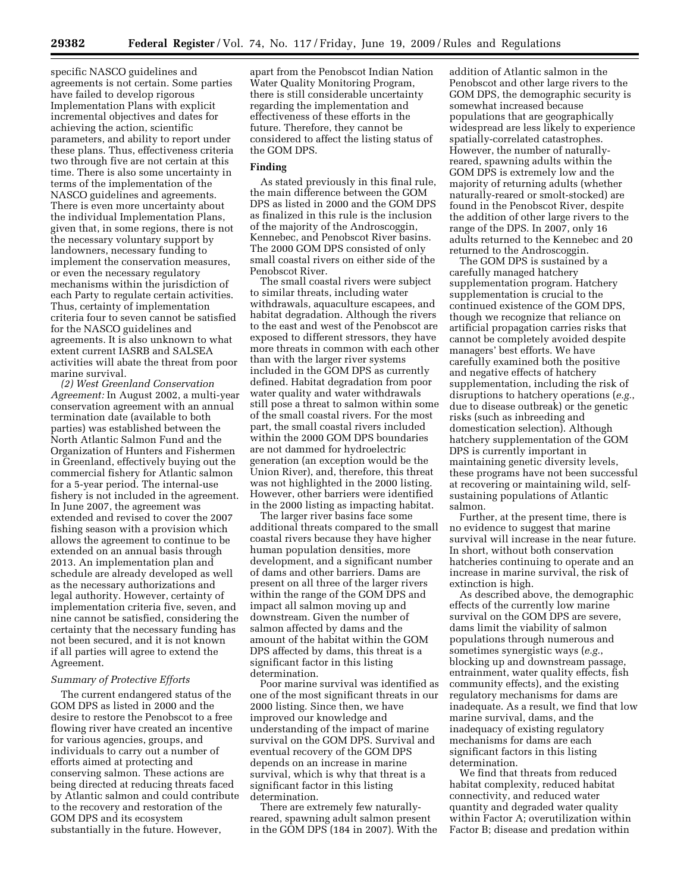specific NASCO guidelines and agreements is not certain. Some parties have failed to develop rigorous Implementation Plans with explicit incremental objectives and dates for achieving the action, scientific parameters, and ability to report under these plans. Thus, effectiveness criteria two through five are not certain at this time. There is also some uncertainty in terms of the implementation of the NASCO guidelines and agreements. There is even more uncertainty about the individual Implementation Plans, given that, in some regions, there is not the necessary voluntary support by landowners, necessary funding to implement the conservation measures, or even the necessary regulatory mechanisms within the jurisdiction of each Party to regulate certain activities. Thus, certainty of implementation criteria four to seven cannot be satisfied for the NASCO guidelines and agreements. It is also unknown to what extent current IASRB and SALSEA activities will abate the threat from poor marine survival.

*(2) West Greenland Conservation Agreement:* In August 2002, a multi-year conservation agreement with an annual termination date (available to both parties) was established between the North Atlantic Salmon Fund and the Organization of Hunters and Fishermen in Greenland, effectively buying out the commercial fishery for Atlantic salmon for a 5-year period. The internal-use fishery is not included in the agreement. In June 2007, the agreement was extended and revised to cover the 2007 fishing season with a provision which allows the agreement to continue to be extended on an annual basis through 2013. An implementation plan and schedule are already developed as well as the necessary authorizations and legal authority. However, certainty of implementation criteria five, seven, and nine cannot be satisfied, considering the certainty that the necessary funding has not been secured, and it is not known if all parties will agree to extend the Agreement.

*Summary of Protective Efforts*

The current endangered status of the GOM DPS as listed in 2000 and the desire to restore the Penobscot to a free flowing river have created an incentive for various agencies, groups, and individuals to carry out a number of efforts aimed at protecting and conserving salmon. These actions are being directed at reducing threats faced by Atlantic salmon and could contribute to the recovery and restoration of the GOM DPS and its ecosystem substantially in the future. However, apart from the Penobscot Indian Nation Water Quality Monitoring Program, there is still considerable uncertainty regarding the implementation and effectiveness of these efforts in the future. Therefore, they cannot be considered to affect the listing status of the GOM DPS.

**Finding**

As stated previously in this final rule, the main difference between the GOM DPS as listed in 2000 and the GOM DPS as finalized in this rule is the inclusion of the majority of the Androscoggin, Kennebec, and Penobscot River basins. The 2000 GOM DPS consisted of only small coastal rivers on either side of the Penobscot River.

The small coastal rivers were subject to similar threats, including water withdrawals, aquaculture escapees, and habitat degradation. Although the rivers to the east and west of the Penobscot are exposed to different stressors, they have more threats in common with each other than with the larger river systems included in the GOM DPS as currently defined. Habitat degradation from poor water quality and water withdrawals still pose a threat to salmon within some of the small coastal rivers. For the most part, the small coastal rivers included within the 2000 GOM DPS boundaries are not dammed for hydroelectric generation (an exception would be the Union River), and, therefore, this threat was not highlighted in the 2000 listing. However, other barriers were identified in the 2000 listing as impacting habitat.

The larger river basins face some additional threats compared to the small coastal rivers because they have higher human population densities, more development, and a significant number of dams and other barriers. Dams are present on all three of the larger rivers within the range of the GOM DPS and impact all salmon moving up and downstream. Given the number of salmon affected by dams and the amount of the habitat within the GOM DPS affected by dams, this threat is a significant factor in this listing determination.

Poor marine survival was identified as one of the most significant threats in our 2000 listing. Since then, we have improved our knowledge and understanding of the impact of marine survival on the GOM DPS. Survival and eventual recovery of the GOM DPS depends on an increase in marine survival, which is why that threat is a significant factor in this listing determination.

There are extremely few naturally-reared, spawning adult salmon present in the GOM DPS (184 in 2007). With the addition of Atlantic salmon in the Penobscot and other large rivers to the GOM DPS, the demographic security is somewhat increased because populations that are geographically widespread are less likely to experience spatially-correlated catastrophes. However, the number of naturally-reared, spawning adults within the GOM DPS is extremely low and the majority of returning adults (whether naturally-reared or smolt-stocked) are found in the Penobscot River, despite the addition of other large rivers to the range of the DPS. In 2007, only 16 adults returned to the Kennebec and 20 returned to the Androscoggin.

The GOM DPS is sustained by a carefully managed hatchery supplementation program. Hatchery supplementation is crucial to the continued existence of the GOM DPS, though we recognize that reliance on artificial propagation carries risks that cannot be completely avoided despite managers' best efforts. We have carefully examined both the positive and negative effects of hatchery supplementation, including the risk of disruptions to hatchery operations (*e.g.*, due to disease outbreak) or the genetic risks (such as inbreeding and domestication selection). Although hatchery supplementation of the GOM DPS is currently important in maintaining genetic diversity levels, these programs have not been successful at recovering or maintaining wild, self-sustaining populations of Atlantic salmon.

Further, at the present time, there is no evidence to suggest that marine survival will increase in the near future. In short, without both conservation hatcheries continuing to operate and an increase in marine survival, the risk of extinction is high.

As described above, the demographic effects of the currently low marine survival on the GOM DPS are severe, dams limit the viability of salmon populations through numerous and sometimes synergistic ways (*e.g.*, blocking up and downstream passage, entrainment, water quality effects, fish community effects), and the existing regulatory mechanisms for dams are inadequate. As a result, we find that low marine survival, dams, and the inadequacy of existing regulatory mechanisms for dams are each significant factors in this listing determination.

We find that threats from reduced habitat complexity, reduced habitat connectivity, and reduced water quantity and degraded water quality within Factor A; overutilization within Factor B; disease and predation within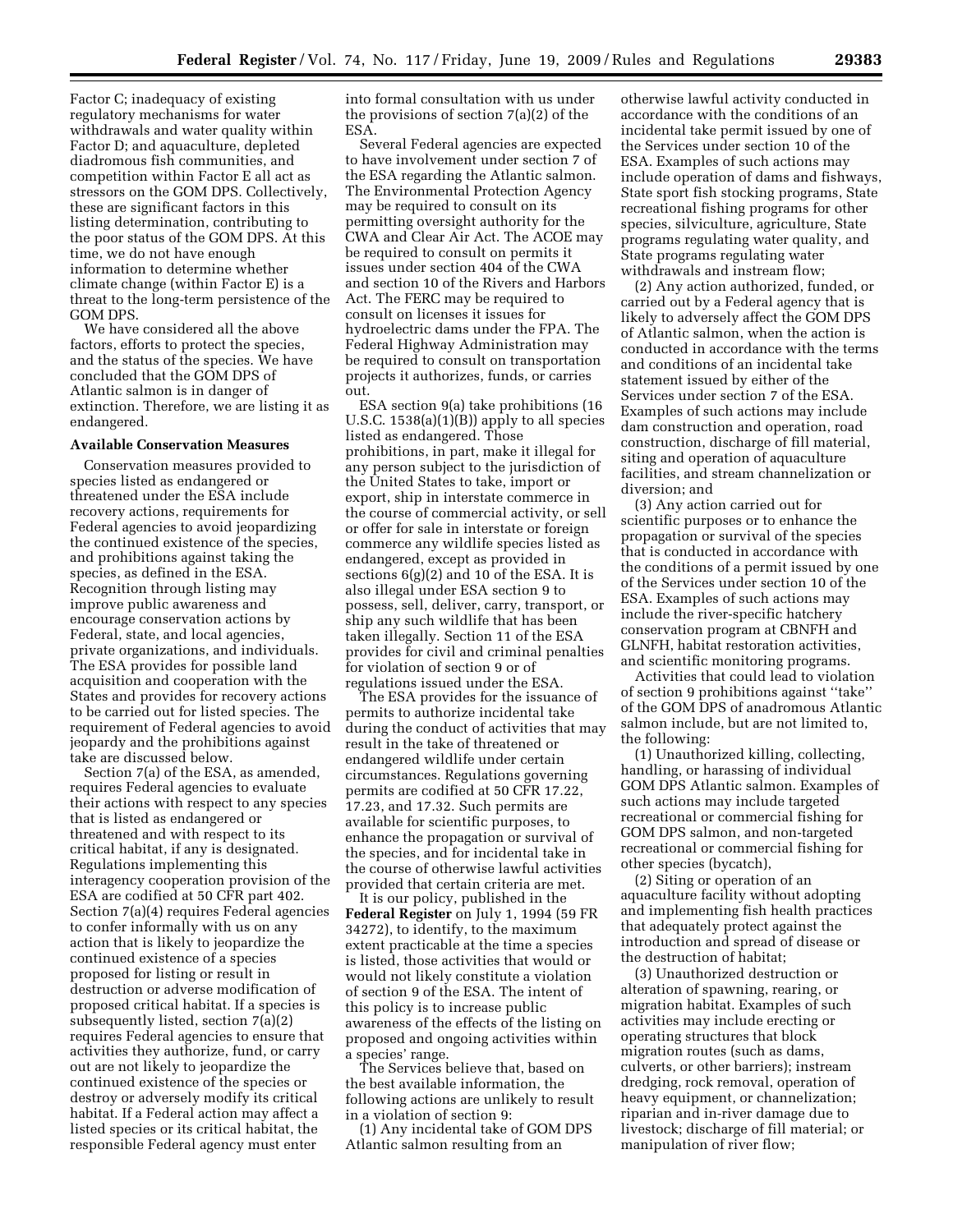Factor C; inadequacy of existing regulatory mechanisms for water withdrawals and water quality within Factor D; and aquaculture, depleted diadromous fish communities, and competition within Factor E all act as stressors on the GOM DPS. Collectively, these are significant factors in this listing determination, contributing to the poor status of the GOM DPS. At this time, we do not have enough information to determine whether climate change (within Factor E) is a threat to the long-term persistence of the GOM DPS.

We have considered all the above factors, efforts to protect the species, and the status of the species. We have concluded that the GOM DPS of Atlantic salmon is in danger of extinction. Therefore, we are listing it as endangered.

**Available Conservation Measures**

Conservation measures provided to species listed as endangered or threatened under the ESA include recovery actions, requirements for Federal agencies to avoid jeopardizing the continued existence of the species, and prohibitions against taking the species, as defined in the ESA. Recognition through listing may improve public awareness and encourage conservation actions by Federal, state, and local agencies, private organizations, and individuals. The ESA provides for possible land acquisition and cooperation with the States and provides for recovery actions to be carried out for listed species. The requirement of Federal agencies to avoid jeopardy and the prohibitions against take are discussed below.

Section 7(a) of the ESA, as amended, requires Federal agencies to evaluate their actions with respect to any species that is listed as endangered or threatened and with respect to its critical habitat, if any is designated. Regulations implementing this interagency cooperation provision of the ESA are codified at 50 CFR part 402. Section 7(a)(4) requires Federal agencies to confer informally with us on any action that is likely to jeopardize the continued existence of a species proposed for listing or result in destruction or adverse modification of proposed critical habitat. If a species is subsequently listed, section 7(a)(2) requires Federal agencies to ensure that activities they authorize, fund, or carry out are not likely to jeopardize the continued existence of the species or destroy or adversely modify its critical habitat. If a Federal action may affect a listed species or its critical habitat, the responsible Federal agency must enter into formal consultation with us under the provisions of section 7(a)(2) of the ESA.

Several Federal agencies are expected to have involvement under section 7 of the ESA regarding the Atlantic salmon. The Environmental Protection Agency may be required to consult on its permitting oversight authority for the CWA and Clean Air Act. The ACOE may be required to consult on permits it issues under section 404 of the CWA and section 10 of the Rivers and Harbors Act. The FERC may be required to consult on licenses it issues for hydroelectric dams under the FPA. The Federal Highway Administration may be required to consult on transportation projects it authorizes, funds, or carries out.

ESA section 9(a) take prohibitions (16 U.S.C. 1538(a)(1)(B)) apply to all species listed as endangered. Those prohibitions, in part, make it illegal for any person subject to the jurisdiction of the United States to take, import or export, ship in interstate commerce in the course of commercial activity, or sell or offer for sale in interstate or foreign commerce any wildlife species listed as endangered, except as provided in sections 6(g)(2) and 10 of the ESA. It is also illegal under ESA section 9 to possess, sell, deliver, carry, transport, or ship any such wildlife that has been taken illegally. Section 11 of the ESA provides for civil and criminal penalties for violation of section 9 or of regulations issued under the ESA.

The ESA provides for the issuance of permits to authorize incidental take during the conduct of activities that may result in the take of threatened or endangered wildlife under certain circumstances. Regulations governing permits are codified at 50 CFR 17.22, 17.23, and 17.32. Such permits are available for scientific purposes, to enhance the propagation or survival of the species, and for incidental take in the course of otherwise lawful activities provided that certain criteria are met.

It is our policy, published in the **Federal Register** on July 1, 1994 (59 FR 34272), to identify, to the maximum extent practicable at the time a species is listed, those activities that would or would not likely constitute a violation of section 9 of the ESA. The intent of this policy is to increase public awareness of the effects of the listing on proposed and ongoing activities within a species' range.

The Services believe that, based on the best available information, the following actions are unlikely to result in a violation of section 9:

(1) Any incidental take of GOM DPS Atlantic salmon resulting from an otherwise lawful activity conducted in accordance with the conditions of an incidental take permit issued by one of the Services under section 10 of the ESA. Examples of such actions may include operation of dams and fishways, State sport fish stocking programs, State recreational fishing programs for other species, silviculture, agriculture, State programs regulating water quality, and State programs regulating water withdrawals and instream flow;

(2) Any action authorized, funded, or carried out by a Federal agency that is likely to adversely affect the GOM DPS of Atlantic salmon, when the action is conducted in accordance with the terms and conditions of an incidental take statement issued by either of the Services under section 7 of the ESA. Examples of such actions may include dam construction and operation, road construction, discharge of fill material, siting and operation of aquaculture facilities, and stream channelization or diversion; and

(3) Any action carried out for scientific purposes or to enhance the propagation or survival of the species that is conducted in accordance with the conditions of a permit issued by one of the Services under section 10 of the ESA. Examples of such actions may include the river-specific hatchery conservation program at CBNFH and GLNFH, habitat restoration activities, and scientific monitoring programs.

Activities that could lead to violation of section 9 prohibitions against ''take'' of the GOM DPS of anadromous Atlantic salmon include, but are not limited to, the following:

(1) Unauthorized killing, collecting, handling, or harassing of individual GOM DPS Atlantic salmon. Examples of such actions may include targeted recreational or commercial fishing for GOM DPS salmon, and non-targeted recreational or commercial fishing for other species (bycatch),

(2) Siting or operation of an aquaculture facility without adopting and implementing fish health practices that adequately protect against the introduction and spread of disease or the destruction of habitat;

(3) Unauthorized destruction or alteration of spawning, rearing, or migration habitat. Examples of such activities may include erecting or operating structures that block migration routes (such as dams, culverts, or other barriers); instream dredging, rock removal, operation of heavy equipment, or channelization; riparian and in-river damage due to livestock; discharge of fill material; or manipulation of river flow;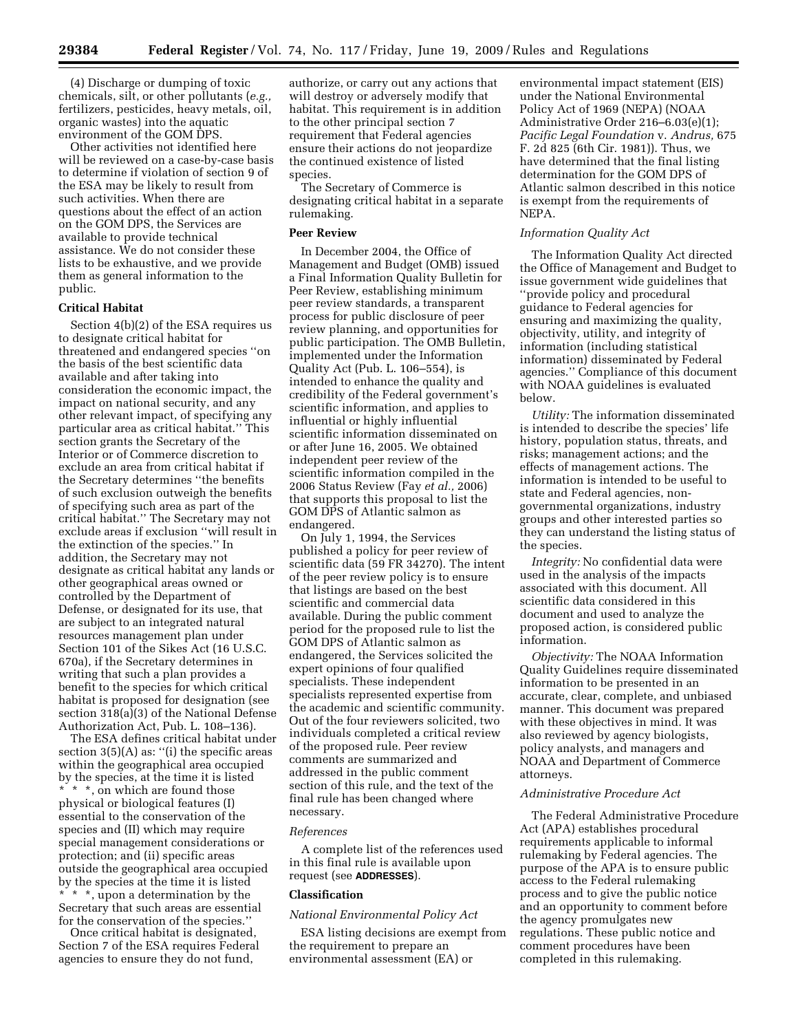(4) Discharge or dumping of toxic chemicals, silt, or other pollutants (*e.g.,* fertilizers, pesticides, heavy metals, oil, organic wastes) into the aquatic environment of the GOM DPS.

Other activities not identified here will be reviewed on a case-by-case basis to determine if violation of section 9 of the ESA may be likely to result from such activities. When there are questions about the effect of an action on the GOM DPS, the Services are available to provide technical assistance. We do not consider these lists to be exhaustive, and we provide them as general information to the public.

**Critical Habitat**

Section 4(b)(2) of the ESA requires us to designate critical habitat for threatened and endangered species ''on the basis of the best scientific data available and after taking into consideration the economic impact, the impact on national security, and any other relevant impact, of specifying any particular area as critical habitat.'' This section grants the Secretary of the Interior or of Commerce discretion to exclude an area from critical habitat if the Secretary determines ''the benefits of such exclusion outweigh the benefits of specifying such area as part of the critical habitat.'' The Secretary may not exclude areas if exclusion ''will result in the extinction of the species.'' In addition, the Secretary may not designate as critical habitat any lands or other geographical areas owned or controlled by the Department of Defense, or designated for its use, that are subject to an integrated natural resources management plan under Section 101 of the Sikes Act (16 U.S.C. 670a), if the Secretary determines in writing that such a plan provides a benefit to the species for which critical habitat is proposed for designation (see section 318(a)(3) of the National Defense Authorization Act, Pub. L. 108–136).

The ESA defines critical habitat under section 3(5)(A) as: ''(i) the specific areas within the geographical area occupied by the species, at the time it is listed * * *, on which are found those physical or biological features (I) essential to the conservation of the species and (II) which may require special management considerations or protection; and (ii) specific areas outside the geographical area occupied by the species at the time it is listed * * *, upon a determination by the Secretary that such areas are essential for the conservation of the species.''

Once critical habitat is designated, Section 7 of the ESA requires Federal agencies to ensure they do not fund, authorize, or carry out any actions that will destroy or adversely modify that habitat. This requirement is in addition to the other principal section 7 requirement that Federal agencies ensure their actions do not jeopardize the continued existence of listed species.

The Secretary of Commerce is designating critical habitat in a separate rulemaking.

**Peer Review**

In December 2004, the Office of Management and Budget (OMB) issued a Final Information Quality Bulletin for Peer Review, establishing minimum peer review standards, a transparent process for public disclosure of peer review planning, and opportunities for public participation. The OMB Bulletin, implemented under the Information Quality Act (Pub. L. 106–554), is intended to enhance the quality and credibility of the Federal government's scientific information, and applies to influential or highly influential scientific information disseminated on or after June 16, 2005. We obtained independent peer review of the scientific information compiled in the 2006 Status Review (Fay *et al.,* 2006) that supports this proposal to list the GOM DPS of Atlantic salmon as endangered.

On July 1, 1994, the Services published a policy for peer review of scientific data (59 FR 34270). The intent of the peer review policy is to ensure that listings are based on the best scientific and commercial data available. During the public comment period for the proposed rule to list the GOM DPS of Atlantic salmon as endangered, the Services solicited the expert opinions of four qualified specialists. These independent specialists represented expertise from the academic and scientific community. Out of the four reviewers solicited, two individuals completed a critical review of the proposed rule. Peer review comments are summarized and addressed in the public comment section of this rule, and the text of the final rule has been changed where necessary.

*References*

A complete list of the references used in this final rule is available upon request (see **ADDRESSES**).

**Classification**

*National Environmental Policy Act*

ESA listing decisions are exempt from the requirement to prepare an environmental assessment (EA) or environmental impact statement (EIS) under the National Environmental Policy Act of 1969 (NEPA) (NOAA Administrative Order 216–6.03(e)(1); *Pacific Legal Foundation* v. *Andrus,* 675 F. 2d 825 (6th Cir. 1981)). Thus, we have determined that the final listing determination for the GOM DPS of Atlantic salmon described in this notice is exempt from the requirements of NEPA.

*Information Quality Act*

The Information Quality Act directed the Office of Management and Budget to issue government wide guidelines that ''provide policy and procedural guidance to Federal agencies for ensuring and maximizing the quality, objectivity, utility, and integrity of information (including statistical information) disseminated by Federal agencies.'' Compliance of this document with NOAA guidelines is evaluated below.

*Utility:* The information disseminated is intended to describe the species' life history, population status, threats, and risks; management actions; and the effects of management actions. The information is intended to be useful to state and Federal agencies, non-governmental organizations, industry groups and other interested parties so they can understand the listing status of the species.

*Integrity:* No confidential data were used in the analysis of the impacts associated with this document. All scientific data considered in this document and used to analyze the proposed action, is considered public information.

*Objectivity:* The NOAA Information Quality Guidelines require disseminated information to be presented in an accurate, clear, complete, and unbiased manner. This document was prepared with these objectives in mind. It was also reviewed by agency biologists, policy analysts, and managers and NOAA and Department of Commerce attorneys.

*Administrative Procedure Act*

The Federal Administrative Procedure Act (APA) establishes procedural requirements applicable to informal rulemaking by Federal agencies. The purpose of the APA is to ensure public access to the Federal rulemaking process and to give the public notice and an opportunity to comment before the agency promulgates new regulations. These public notice and comment procedures have been completed in this rulemaking.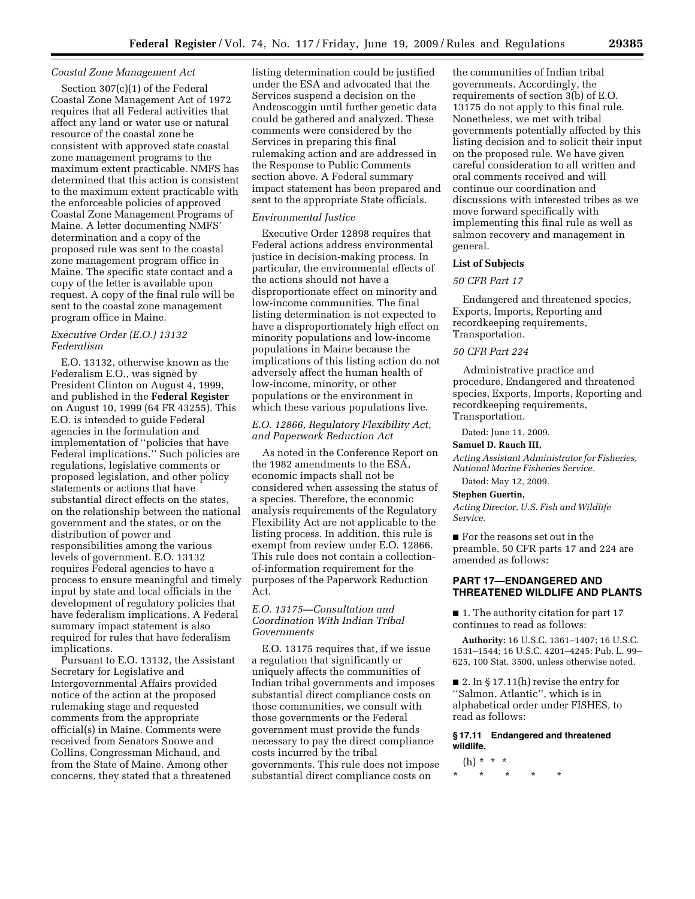*Coastal Zone Management Act*

Section 307(c)(1) of the Federal Coastal Zone Management Act of 1972 requires that all Federal activities that affect any land or water use or natural resource of the coastal zone be consistent with approved state coastal zone management programs to the maximum extent practicable. NMFS has determined that this action is consistent to the maximum extent practicable with the enforceable policies of approved Coastal Zone Management Programs of Maine. A letter documenting NMFS' determination and a copy of the proposed rule was sent to the coastal zone management program office in Maine. The specific state contact and a copy of the letter is available upon request. A copy of the final rule will be sent to the coastal zone management program office in Maine.

*Executive Order (E.O.) 13132 Federalism*

E.O. 13132, otherwise known as the Federalism E.O., was signed by President Clinton on August 4, 1999, and published in the **Federal Register** on August 10, 1999 (64 FR 43255). This E.O. is intended to guide Federal agencies in the formulation and implementation of ''policies that have Federal implications.'' Such policies are regulations, legislative comments or proposed legislation, and other policy statements or actions that have substantial direct effects on the states, on the relationship between the national government and the states, or on the distribution of power and responsibilities among the various levels of government. E.O. 13132 requires Federal agencies to have a process to ensure meaningful and timely input by state and local officials in the development of regulatory policies that have federalism implications. A Federal summary impact statement is also required for rules that have federalism implications.

Pursuant to E.O. 13132, the Assistant Secretary for Legislative and Intergovernmental Affairs provided notice of the action at the proposed rulemaking stage and requested comments from the appropriate official(s) in Maine. Comments were received from Senators Snowe and Collins, Congressman Michaud, and from the State of Maine. Among other concerns, they stated that a threatened listing determination could be justified under the ESA and advocated that the Services suspend a decision on the Androscoggin until further genetic data could be gathered and analyzed. These comments were considered by the Services in preparing this final rulemaking action and are addressed in the Response to Public Comments section above. A Federal summary impact statement has been prepared and sent to the appropriate State officials.

*Environmental Justice*

Executive Order 12898 requires that Federal actions address environmental justice in decision-making process. In particular, the environmental effects of the actions should not have a disproportionate effect on minority and low-income communities. The final listing determination is not expected to have a disproportionately high effect on minority populations and low-income populations in Maine because the implications of this listing action do not adversely affect the human health of low-income, minority, or other populations or the environment in which these various populations live.

*E.O. 12866, Regulatory Flexibility Act, and Paperwork Reduction Act*

As noted in the Conference Report on the 1982 amendments to the ESA, economic impacts shall not be considered when assessing the status of a species. Therefore, the economic analysis requirements of the Regulatory Flexibility Act are not applicable to the listing process. In addition, this rule is exempt from review under E.O. 12866. This rule does not contain a collection-of-information requirement for the purposes of the Paperwork Reduction Act.

*E.O. 13175—Consultation and Coordination With Indian Tribal Governments*

E.O. 13175 requires that, if we issue a regulation that significantly or uniquely affects the communities of Indian tribal governments and imposes substantial direct compliance costs on those communities, we consult with those governments or the Federal government must provide the funds necessary to pay the direct compliance costs incurred by the tribal governments. This rule does not impose substantial direct compliance costs on the communities of Indian tribal governments. Accordingly, the requirements of section 3(b) of E.O. 13175 do not apply to this final rule. Nonetheless, we met with tribal governments potentially affected by this listing decision and to solicit their input on the proposed rule. We have given careful consideration to all written and oral comments received and will continue our coordination and discussions with interested tribes as we move forward specifically with implementing this final rule as well as salmon recovery and management in general.

**List of Subjects**

*50 CFR Part 17*

Endangered and threatened species, Exports, Imports, Reporting and recordkeeping requirements, Transportation.

*50 CFR Part 224*

Administrative practice and procedure, Endangered and threatened species, Exports, Imports, Reporting and recordkeeping requirements, Transportation.

Dated: June 11, 2009.

**Samuel D. Rauch III,**

*Acting Assistant Administrator for Fisheries, National Marine Fisheries Service.*

Dated: May 12, 2009.

**Stephen Guertin,**

*Acting Director, U.S. Fish and Wildlife Service.*

■ For the reasons set out in the preamble, 50 CFR parts 17 and 224 are amended as follows:

## PART 17—ENDANGERED AND THREATENED WILDLIFE AND PLANTS

■ 1. The authority citation for part 17 continues to read as follows:

**Authority:** 16 U.S.C. 1361–1407; 16 U.S.C. 1531–1544; 16 U.S.C. 4201–4245; Pub. L. 99–625, 100 Stat. 3500, unless otherwise noted.

■ 2. In § 17.11(h) revise the entry for ''Salmon, Atlantic'', which is in alphabetical order under FISHES, to read as follows:

**§ 17.11 Endangered and threatened wildlife.**

(h) * * *

\* \* \* \* \*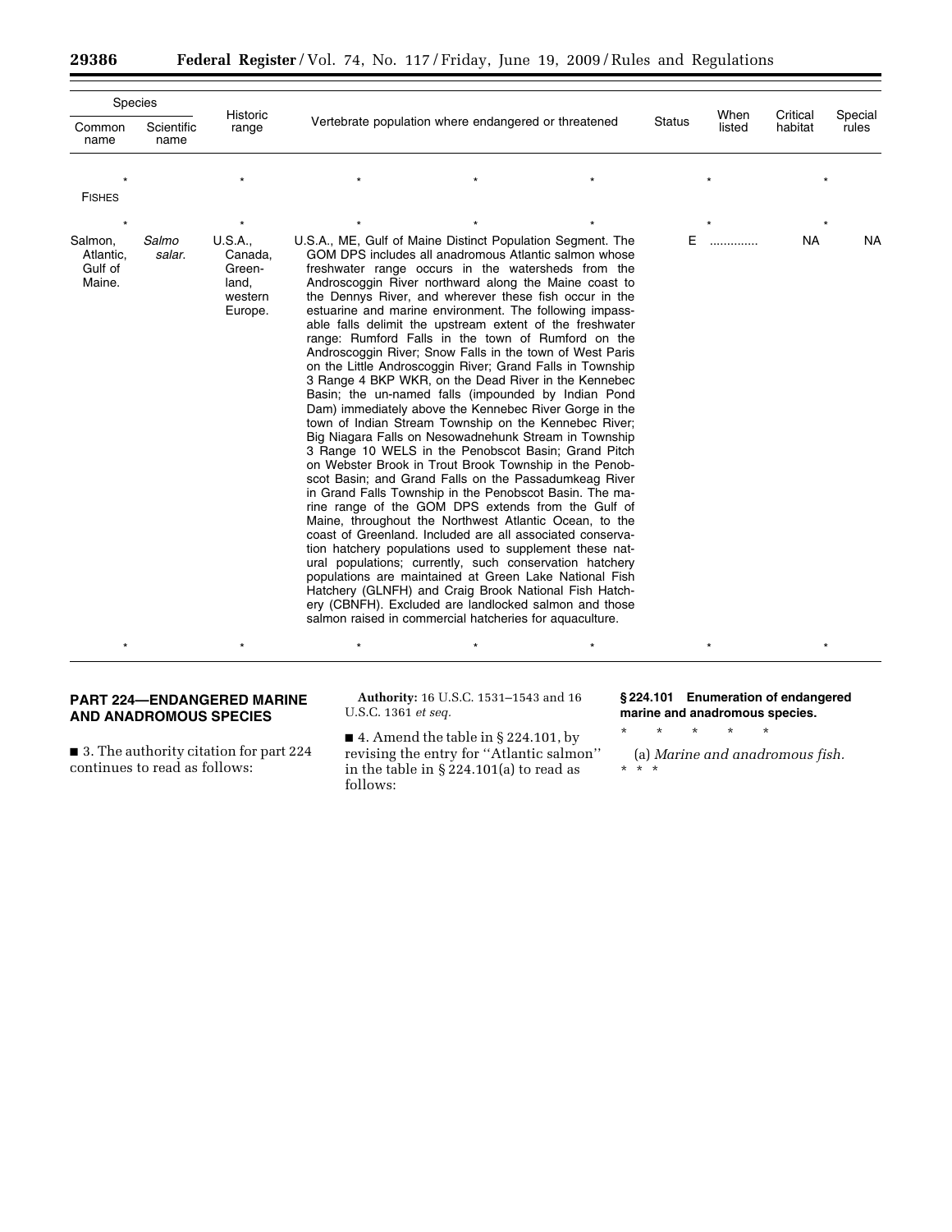| Species | | Historic range | Vertebrate population where endangered or threatened | Status | When listed | Critical habitat | Special rules |
|---|---|---|---|---|---|---|---|
| Common name | Scientific name | | | | | | |
| * | | * | * * * | | * | | * |
| FISHES | | | | | | | |
| * | | * | * * * | | * | | * |
| Salmon, Atlantic, Gulf of Maine. | *Salmo salar.* | U.S.A., Canada, Greenland, western Europe. | U.S.A., ME, Gulf of Maine Distinct Population Segment. The GOM DPS includes all anadromous Atlantic salmon whose freshwater range occurs in the watersheds from the Androscoggin River northward along the Maine coast to the Dennys River, and wherever these fish occur in the estuarine and marine environment. The following impassable falls delimit the upstream extent of the freshwater range: Rumford Falls in the town of Rumford on the Androscoggin River; Snow Falls in the town of West Paris on the Little Androscoggin River; Grand Falls in Township 3 Range 4 BKP WKR, on the Dead River in the Kennebec Basin; the un-named falls (impounded by Indian Pond Dam) immediately above the Kennebec River Gorge in the town of Indian Stream Township on the Kennebec River; Big Niagara Falls on Nesowadnehunk Stream in Township 3 Range 10 WELS in the Penobscot Basin; Grand Pitch on Webster Brook in Trout Brook Township in the Penobscot Basin; and Grand Falls on the Passadumkeag River in Grand Falls Township in the Penobscot Basin. The marine range of the GOM DPS extends from the Gulf of Maine, throughout the Northwest Atlantic Ocean, to the coast of Greenland. Included are all associated conservation hatchery populations used to supplement these natural populations; currently, such conservation hatchery populations are maintained at Green Lake National Fish Hatchery (GLNFH) and Craig Brook National Fish Hatchery (CBNFH). Excluded are landlocked salmon and those salmon raised in commercial hatcheries for aquaculture. | E | ............. | NA | NA |
| * | | * | * * * | | * | | * |

## PART 224—ENDANGERED MARINE AND ANADROMOUS SPECIES

■ 3. The authority citation for part 224 continues to read as follows:

**Authority:** 16 U.S.C. 1531–1543 and 16 U.S.C. 1361 *et seq.*

■ 4. Amend the table in § 224.101, by revising the entry for ''Atlantic salmon'' in the table in § 224.101(a) to read as follows:

**§ 224.101 Enumeration of endangered marine and anadromous species.**

\* \* \* \* \*

(a) *Marine and anadromous fish.*

\* \* \*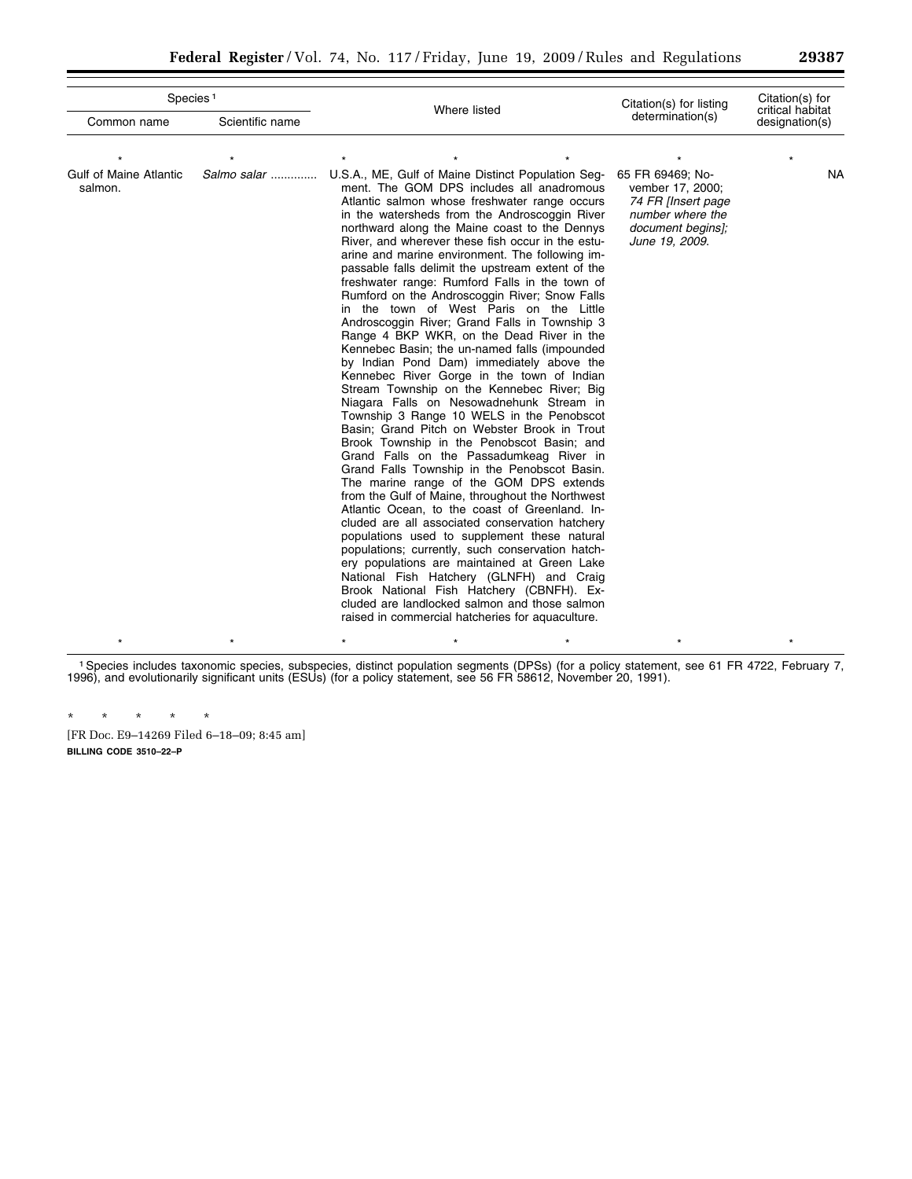| Species[1] | | Where listed | Citation(s) for listing determination(s) | Citation(s) for critical habitat designation(s) |
| --- | --- | --- | --- | --- |
| Common name | Scientific name | | | |
| * | * | * * * | * | * |
| Gulf of Maine Atlantic salmon. | *Salmo salar* ............. | U.S.A., ME, Gulf of Maine Distinct Population Segment. The GOM DPS includes all anadromous Atlantic salmon whose freshwater range occurs in the watersheds from the Androscoggin River northward along the Maine coast to the Dennys River, and wherever these fish occur in the estuarine and marine environment. The following impassable falls delimit the upstream extent of the freshwater range: Rumford Falls in the town of Rumford on the Androscoggin River; Snow Falls in the town of West Paris on the Little Androscoggin River; Grand Falls in Township 3 Range 4 BKP WKR, on the Dead River in the Kennebec Basin; the un-named falls (impounded by Indian Pond Dam) immediately above the Kennebec River Gorge in the town of Indian Stream Township on the Kennebec River; Big Niagara Falls on Nesowadnehunk Stream in Township 3 Range 10 WELS in the Penobscot Basin; Grand Pitch on Webster Brook in Trout Brook Township in the Penobscot Basin; and Grand Falls on the Passadumkeag River in Grand Falls Township in the Penobscot Basin. The marine range of the GOM DPS extends from the Gulf of Maine, throughout the Northwest Atlantic Ocean, to the coast of Greenland. Included are all associated conservation hatchery populations used to supplement these natural populations; currently, such conservation hatchery populations are maintained at Green Lake National Fish Hatchery (GLNFH) and Craig Brook National Fish Hatchery (CBNFH). Excluded are landlocked salmon and those salmon raised in commercial hatcheries for aquaculture. | 65 FR 69469; November 17, 2000; *74 FR [Insert page number where the document begins]; June 19, 2009*. | NA |
| * | * | * * * | * | * |

[1] Species includes taxonomic species, subspecies, distinct population segments (DPSs) (for a policy statement, see 61 FR 4722, February 7, 1996), and evolutionarily significant units (ESUs) (for a policy statement, see 56 FR 58612, November 20, 1991).

\* \* \* \* \*

[FR Doc. E9–14269 Filed 6–18–09; 8:45 am]

**BILLING CODE 3510–22–P**